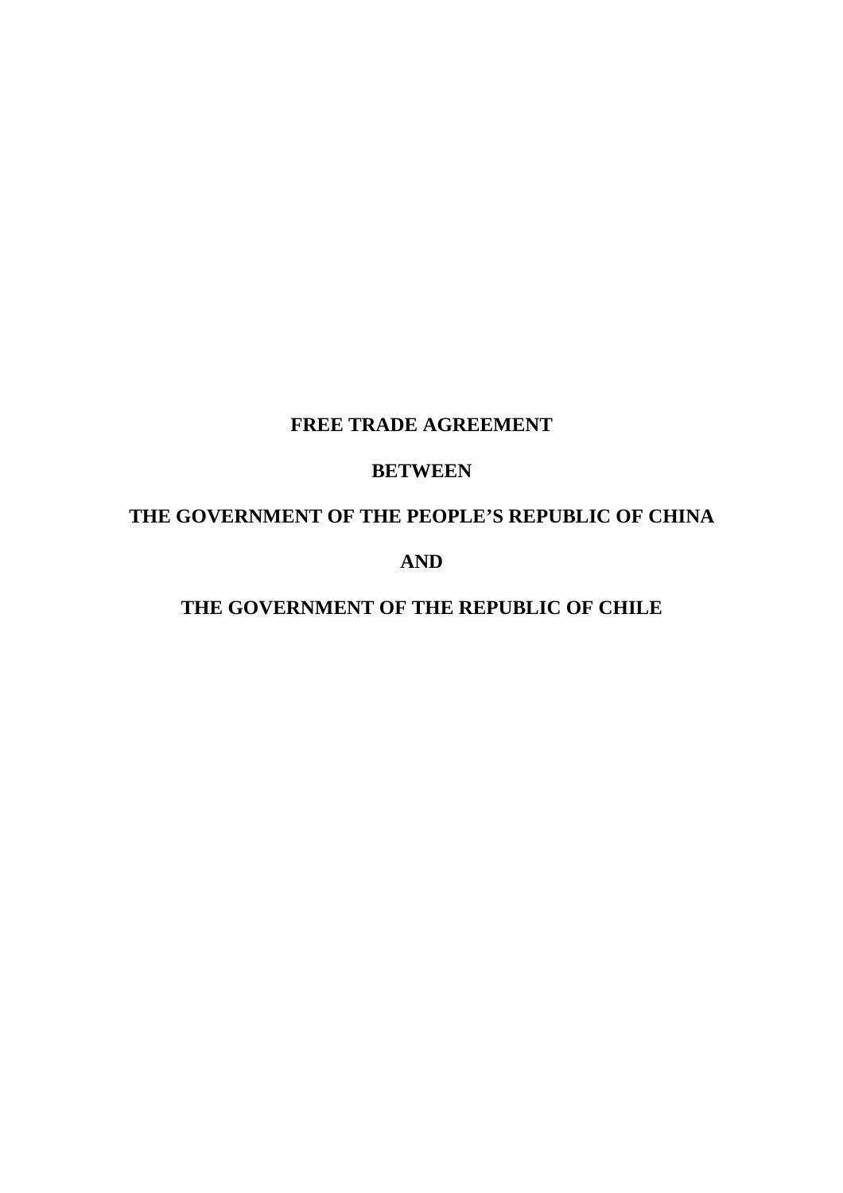# FREE TRADE AGREEMENT

# BETWEEN

# THE GOVERNMENT OF THE PEOPLE'S REPUBLIC OF CHINA

# AND

# THE GOVERNMENT OF THE REPUBLIC OF CHILE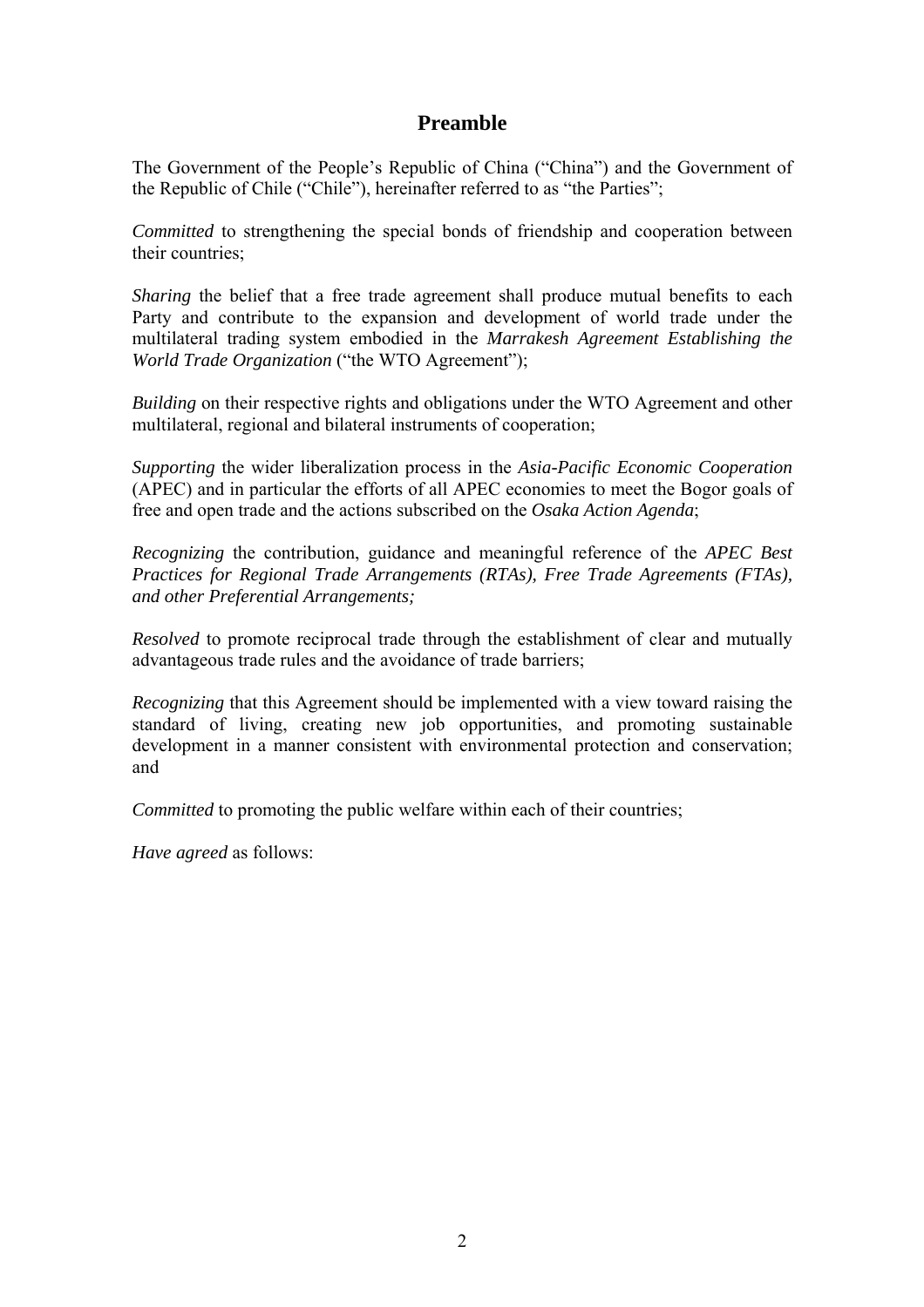# Preamble

The Government of the People's Republic of China ("China") and the Government of the Republic of Chile ("Chile"), hereinafter referred to as "the Parties";

*Committed* to strengthening the special bonds of friendship and cooperation between their countries;

*Sharing* the belief that a free trade agreement shall produce mutual benefits to each Party and contribute to the expansion and development of world trade under the multilateral trading system embodied in the *Marrakesh Agreement Establishing the World Trade Organization* ("the WTO Agreement");

*Building* on their respective rights and obligations under the WTO Agreement and other multilateral, regional and bilateral instruments of cooperation;

*Supporting* the wider liberalization process in the *Asia-Pacific Economic Cooperation* (APEC) and in particular the efforts of all APEC economies to meet the Bogor goals of free and open trade and the actions subscribed on the *Osaka Action Agenda*;

*Recognizing* the contribution, guidance and meaningful reference of the *APEC Best Practices for Regional Trade Arrangements (RTAs), Free Trade Agreements (FTAs), and other Preferential Arrangements;*

*Resolved* to promote reciprocal trade through the establishment of clear and mutually advantageous trade rules and the avoidance of trade barriers;

*Recognizing* that this Agreement should be implemented with a view toward raising the standard of living, creating new job opportunities, and promoting sustainable development in a manner consistent with environmental protection and conservation; and

*Committed* to promoting the public welfare within each of their countries;

*Have agreed* as follows: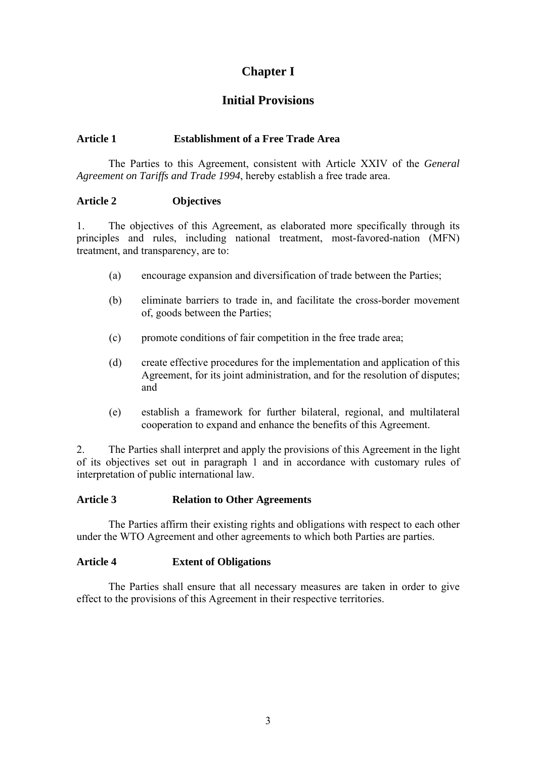# Chapter I

# Initial Provisions

### Article 1 Establishment of a Free Trade Area

The Parties to this Agreement, consistent with Article XXIV of the *General Agreement on Tariffs and Trade 1994*, hereby establish a free trade area.

### Article 2 Objectives

1. The objectives of this Agreement, as elaborated more specifically through its principles and rules, including national treatment, most-favored-nation (MFN) treatment, and transparency, are to:

   (a) encourage expansion and diversification of trade between the Parties;

   (b) eliminate barriers to trade in, and facilitate the cross-border movement of, goods between the Parties;

   (c) promote conditions of fair competition in the free trade area;

   (d) create effective procedures for the implementation and application of this Agreement, for its joint administration, and for the resolution of disputes; and

   (e) establish a framework for further bilateral, regional, and multilateral cooperation to expand and enhance the benefits of this Agreement.

2. The Parties shall interpret and apply the provisions of this Agreement in the light of its objectives set out in paragraph 1 and in accordance with customary rules of interpretation of public international law.

### Article 3 Relation to Other Agreements

The Parties affirm their existing rights and obligations with respect to each other under the WTO Agreement and other agreements to which both Parties are parties.

### Article 4 Extent of Obligations

The Parties shall ensure that all necessary measures are taken in order to give effect to the provisions of this Agreement in their respective territories.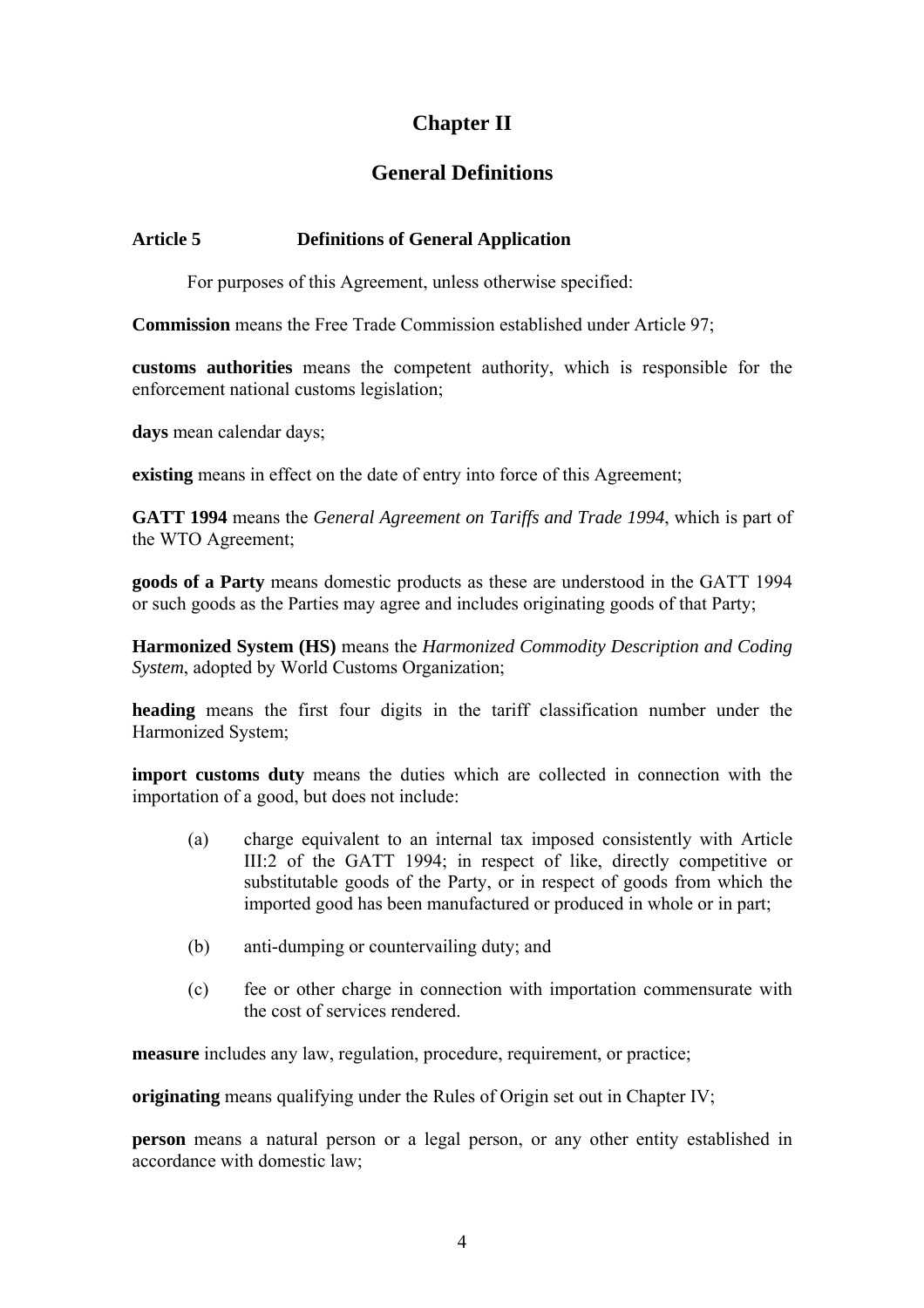# Chapter II

## General Definitions

### Article 5 Definitions of General Application

For purposes of this Agreement, unless otherwise specified:

**Commission** means the Free Trade Commission established under Article 97;

**customs authorities** means the competent authority, which is responsible for the enforcement national customs legislation;

**days** mean calendar days;

**existing** means in effect on the date of entry into force of this Agreement;

**GATT 1994** means the *General Agreement on Tariffs and Trade 1994*, which is part of the WTO Agreement;

**goods of a Party** means domestic products as these are understood in the GATT 1994 or such goods as the Parties may agree and includes originating goods of that Party;

**Harmonized System (HS)** means the *Harmonized Commodity Description and Coding System*, adopted by World Customs Organization;

**heading** means the first four digits in the tariff classification number under the Harmonized System;

**import customs duty** means the duties which are collected in connection with the importation of a good, but does not include:

(a) charge equivalent to an internal tax imposed consistently with Article III:2 of the GATT 1994; in respect of like, directly competitive or substitutable goods of the Party, or in respect of goods from which the imported good has been manufactured or produced in whole or in part;

(b) anti-dumping or countervailing duty; and

(c) fee or other charge in connection with importation commensurate with the cost of services rendered.

**measure** includes any law, regulation, procedure, requirement, or practice;

**originating** means qualifying under the Rules of Origin set out in Chapter IV;

**person** means a natural person or a legal person, or any other entity established in accordance with domestic law;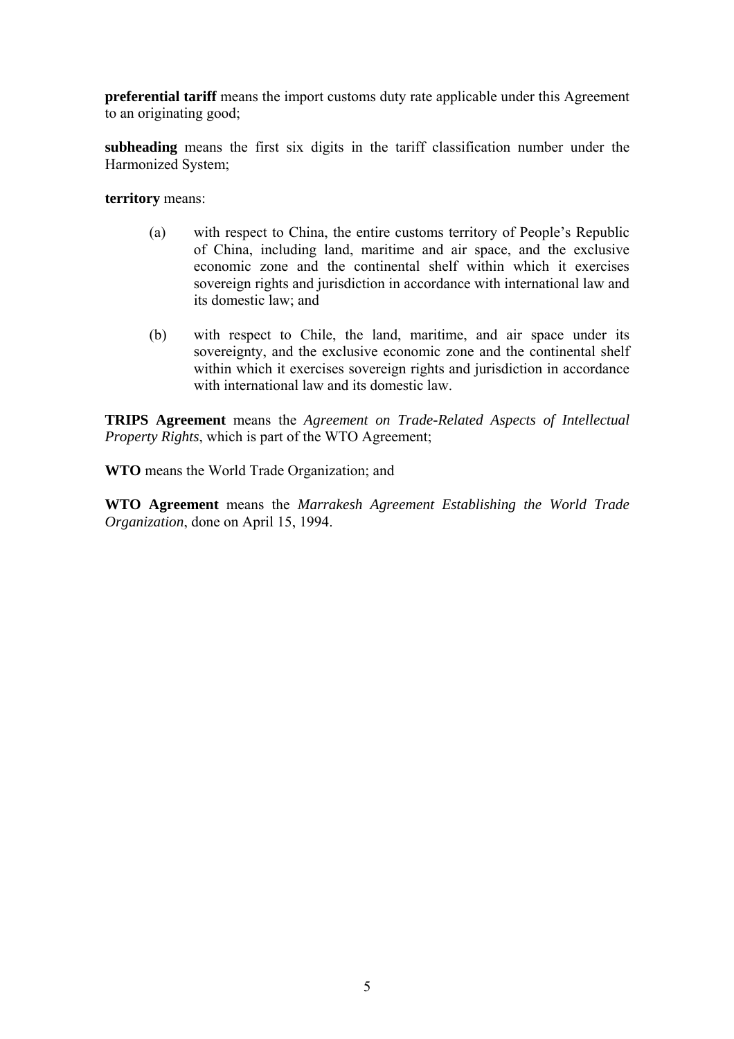**preferential tariff** means the import customs duty rate applicable under this Agreement to an originating good;

**subheading** means the first six digits in the tariff classification number under the Harmonized System;

**territory** means:

(a) with respect to China, the entire customs territory of People's Republic of China, including land, maritime and air space, and the exclusive economic zone and the continental shelf within which it exercises sovereign rights and jurisdiction in accordance with international law and its domestic law; and

(b) with respect to Chile, the land, maritime, and air space under its sovereignty, and the exclusive economic zone and the continental shelf within which it exercises sovereign rights and jurisdiction in accordance with international law and its domestic law.

**TRIPS Agreement** means the *Agreement on Trade-Related Aspects of Intellectual Property Rights*, which is part of the WTO Agreement;

**WTO** means the World Trade Organization; and

**WTO Agreement** means the *Marrakesh Agreement Establishing the World Trade Organization*, done on April 15, 1994.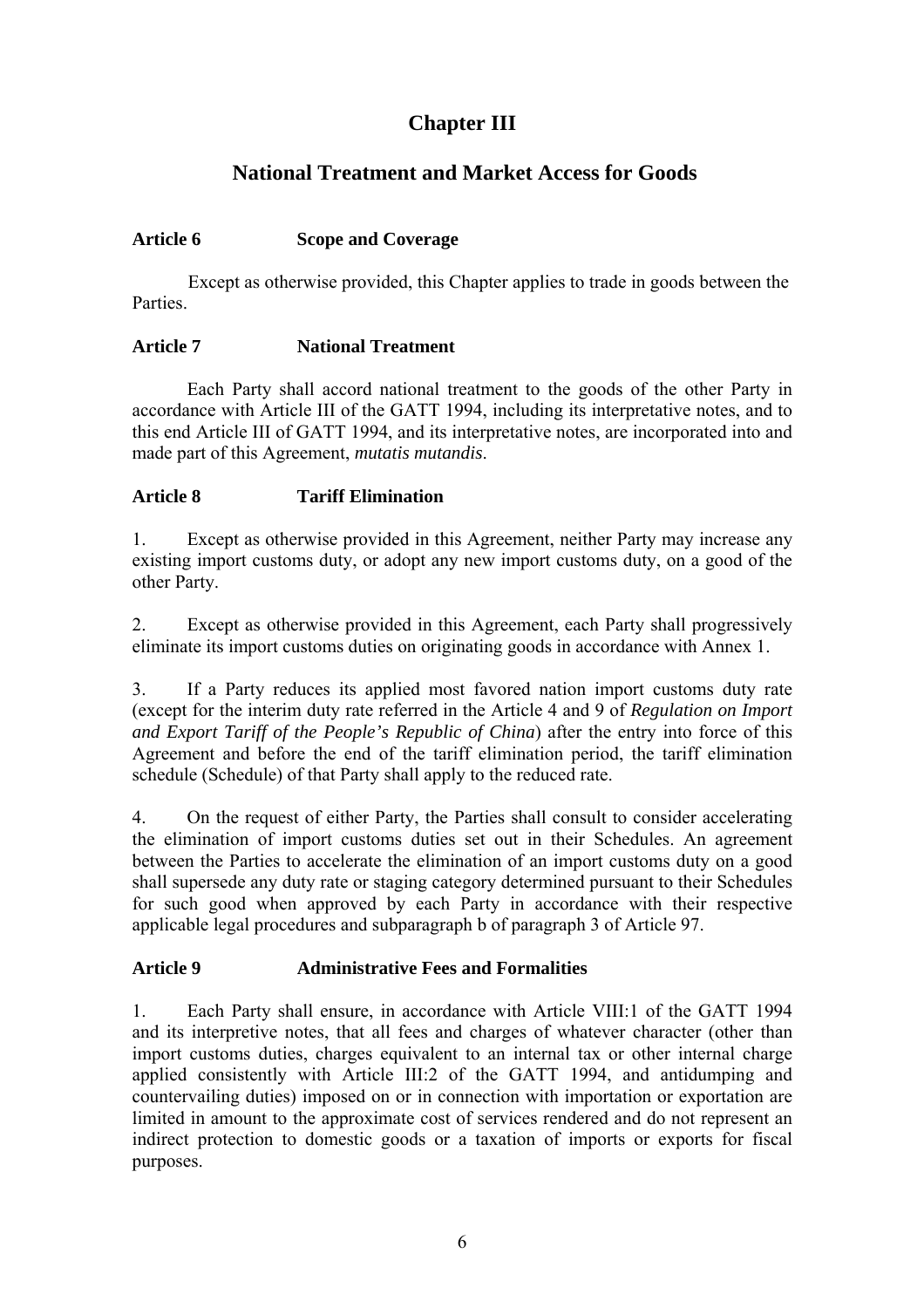# Chapter III

## National Treatment and Market Access for Goods

### Article 6 Scope and Coverage

Except as otherwise provided, this Chapter applies to trade in goods between the Parties.

### Article 7 National Treatment

Each Party shall accord national treatment to the goods of the other Party in accordance with Article III of the GATT 1994, including its interpretative notes, and to this end Article III of GATT 1994, and its interpretative notes, are incorporated into and made part of this Agreement, *mutatis mutandis*.

### Article 8 Tariff Elimination

1. Except as otherwise provided in this Agreement, neither Party may increase any existing import customs duty, or adopt any new import customs duty, on a good of the other Party.

2. Except as otherwise provided in this Agreement, each Party shall progressively eliminate its import customs duties on originating goods in accordance with Annex 1.

3. If a Party reduces its applied most favored nation import customs duty rate (except for the interim duty rate referred in the Article 4 and 9 of *Regulation on Import and Export Tariff of the People's Republic of China*) after the entry into force of this Agreement and before the end of the tariff elimination period, the tariff elimination schedule (Schedule) of that Party shall apply to the reduced rate.

4. On the request of either Party, the Parties shall consult to consider accelerating the elimination of import customs duties set out in their Schedules. An agreement between the Parties to accelerate the elimination of an import customs duty on a good shall supersede any duty rate or staging category determined pursuant to their Schedules for such good when approved by each Party in accordance with their respective applicable legal procedures and subparagraph b of paragraph 3 of Article 97.

### Article 9 Administrative Fees and Formalities

1. Each Party shall ensure, in accordance with Article VIII:1 of the GATT 1994 and its interpretive notes, that all fees and charges of whatever character (other than import customs duties, charges equivalent to an internal tax or other internal charge applied consistently with Article III:2 of the GATT 1994, and antidumping and countervailing duties) imposed on or in connection with importation or exportation are limited in amount to the approximate cost of services rendered and do not represent an indirect protection to domestic goods or a taxation of imports or exports for fiscal purposes.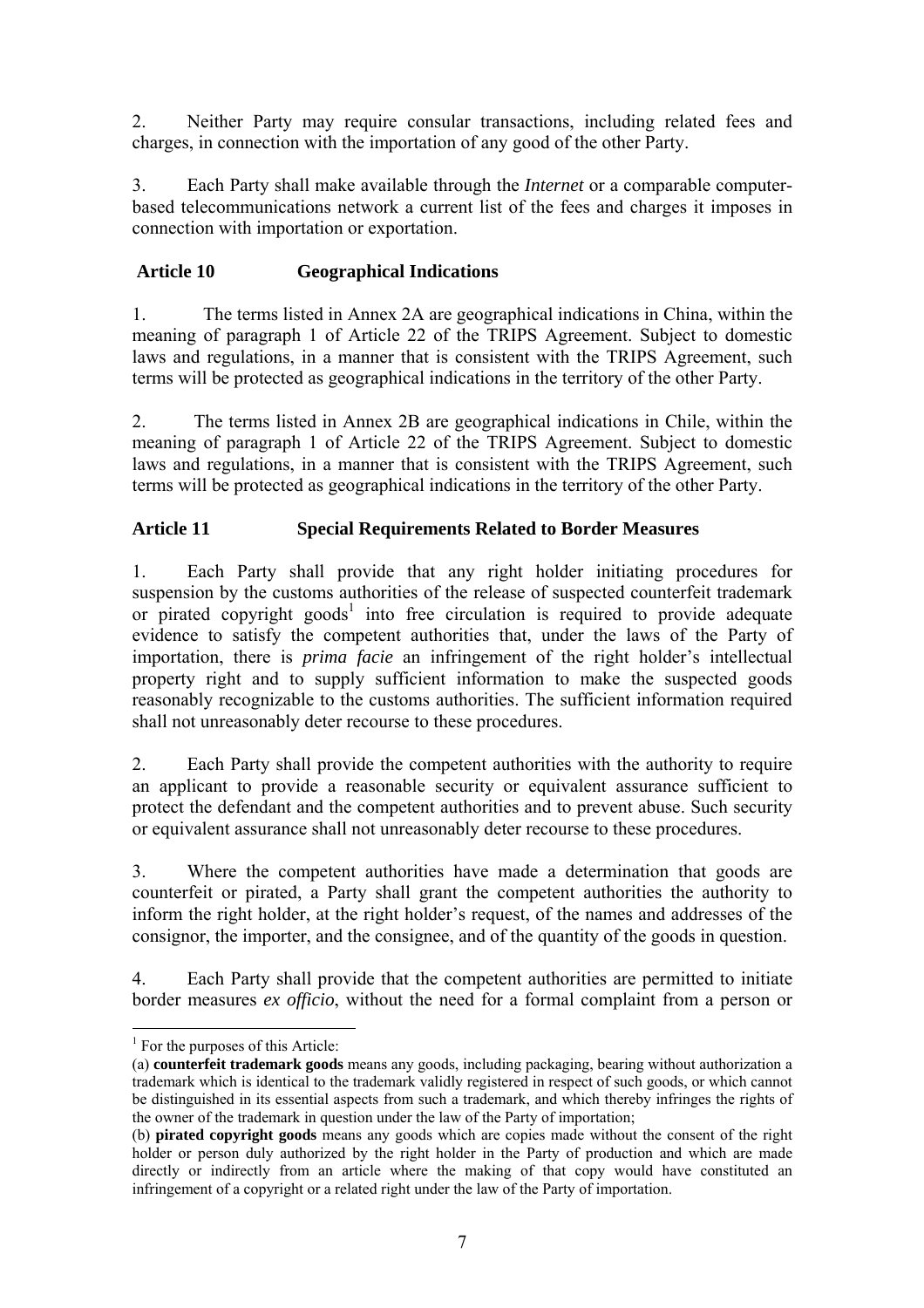2. Neither Party may require consular transactions, including related fees and charges, in connection with the importation of any good of the other Party.

3. Each Party shall make available through the *Internet* or a comparable computer-based telecommunications network a current list of the fees and charges it imposes in connection with importation or exportation.

### Article 10 Geographical Indications

1. The terms listed in Annex 2A are geographical indications in China, within the meaning of paragraph 1 of Article 22 of the TRIPS Agreement. Subject to domestic laws and regulations, in a manner that is consistent with the TRIPS Agreement, such terms will be protected as geographical indications in the territory of the other Party.

2. The terms listed in Annex 2B are geographical indications in Chile, within the meaning of paragraph 1 of Article 22 of the TRIPS Agreement. Subject to domestic laws and regulations, in a manner that is consistent with the TRIPS Agreement, such terms will be protected as geographical indications in the territory of the other Party.

### Article 11 Special Requirements Related to Border Measures

1. Each Party shall provide that any right holder initiating procedures for suspension by the customs authorities of the release of suspected counterfeit trademark or pirated copyright goods[1] into free circulation is required to provide adequate evidence to satisfy the competent authorities that, under the laws of the Party of importation, there is *prima facie* an infringement of the right holder's intellectual property right and to supply sufficient information to make the suspected goods reasonably recognizable to the customs authorities. The sufficient information required shall not unreasonably deter recourse to these procedures.

2. Each Party shall provide the competent authorities with the authority to require an applicant to provide a reasonable security or equivalent assurance sufficient to protect the defendant and the competent authorities and to prevent abuse. Such security or equivalent assurance shall not unreasonably deter recourse to these procedures.

3. Where the competent authorities have made a determination that goods are counterfeit or pirated, a Party shall grant the competent authorities the authority to inform the right holder, at the right holder's request, of the names and addresses of the consignor, the importer, and the consignee, and of the quantity of the goods in question.

4. Each Party shall provide that the competent authorities are permitted to initiate border measures *ex officio*, without the need for a formal complaint from a person or

---

[1] For the purposes of this Article:

(a) **counterfeit trademark goods** means any goods, including packaging, bearing without authorization a trademark which is identical to the trademark validly registered in respect of such goods, or which cannot be distinguished in its essential aspects from such a trademark, and which thereby infringes the rights of the owner of the trademark in question under the law of the Party of importation;

(b) **pirated copyright goods** means any goods which are copies made without the consent of the right holder or person duly authorized by the right holder in the Party of production and which are made directly or indirectly from an article where the making of that copy would have constituted an infringement of a copyright or a related right under the law of the Party of importation.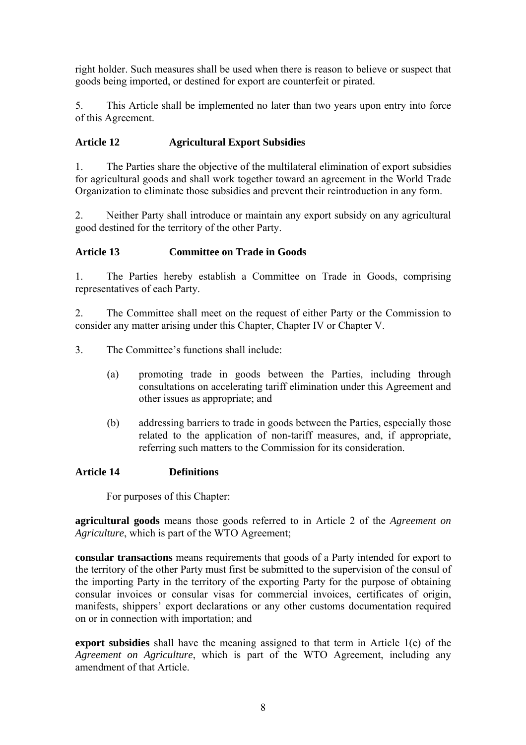right holder. Such measures shall be used when there is reason to believe or suspect that goods being imported, or destined for export are counterfeit or pirated.

5. This Article shall be implemented no later than two years upon entry into force of this Agreement.

**Article 12 Agricultural Export Subsidies**

1. The Parties share the objective of the multilateral elimination of export subsidies for agricultural goods and shall work together toward an agreement in the World Trade Organization to eliminate those subsidies and prevent their reintroduction in any form.

2. Neither Party shall introduce or maintain any export subsidy on any agricultural good destined for the territory of the other Party.

**Article 13 Committee on Trade in Goods**

1. The Parties hereby establish a Committee on Trade in Goods, comprising representatives of each Party.

2. The Committee shall meet on the request of either Party or the Commission to consider any matter arising under this Chapter, Chapter IV or Chapter V.

3. The Committee's functions shall include:

(a) promoting trade in goods between the Parties, including through consultations on accelerating tariff elimination under this Agreement and other issues as appropriate; and

(b) addressing barriers to trade in goods between the Parties, especially those related to the application of non-tariff measures, and, if appropriate, referring such matters to the Commission for its consideration.

**Article 14 Definitions**

For purposes of this Chapter:

**agricultural goods** means those goods referred to in Article 2 of the *Agreement on Agriculture*, which is part of the WTO Agreement;

**consular transactions** means requirements that goods of a Party intended for export to the territory of the other Party must first be submitted to the supervision of the consul of the importing Party in the territory of the exporting Party for the purpose of obtaining consular invoices or consular visas for commercial invoices, certificates of origin, manifests, shippers' export declarations or any other customs documentation required on or in connection with importation; and

**export subsidies** shall have the meaning assigned to that term in Article 1(e) of the *Agreement on Agriculture*, which is part of the WTO Agreement, including any amendment of that Article.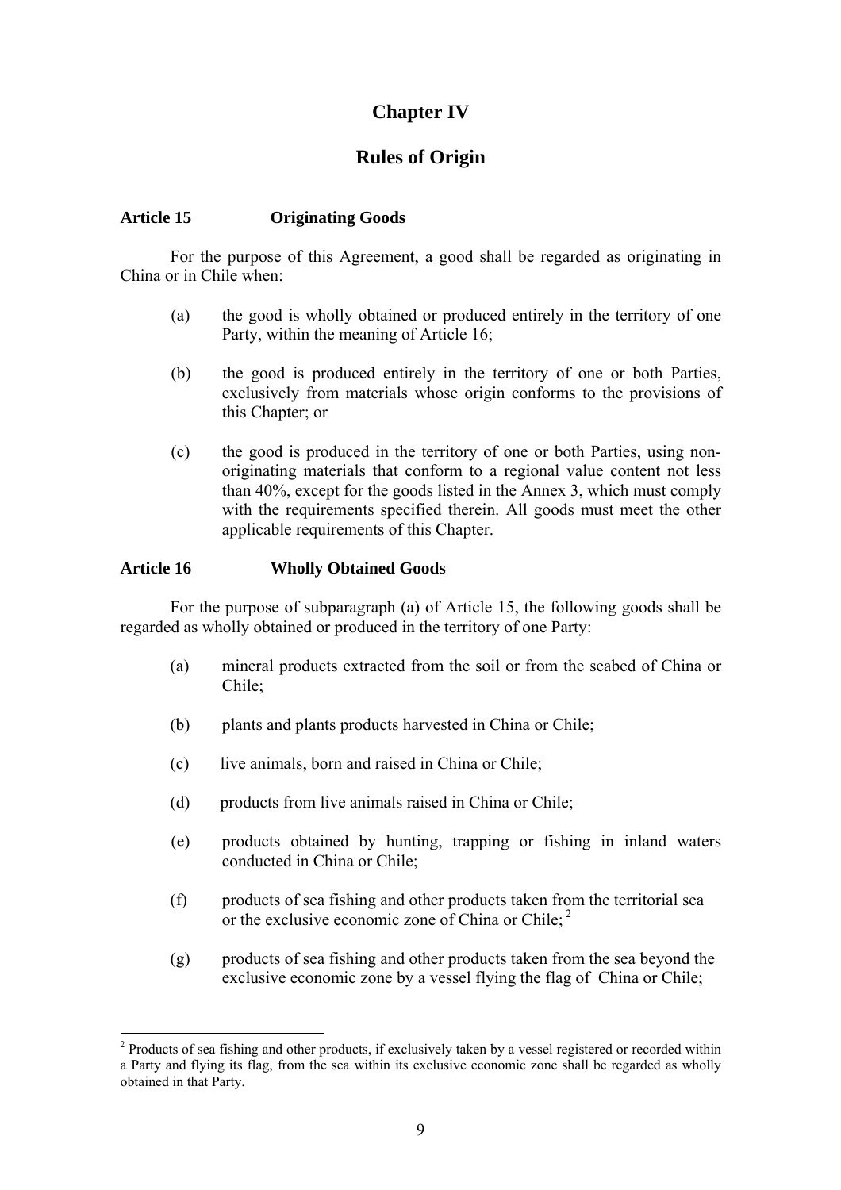# Chapter IV

## Rules of Origin

**Article 15 Originating Goods**

For the purpose of this Agreement, a good shall be regarded as originating in China or in Chile when:

(a) the good is wholly obtained or produced entirely in the territory of one Party, within the meaning of Article 16;

(b) the good is produced entirely in the territory of one or both Parties, exclusively from materials whose origin conforms to the provisions of this Chapter; or

(c) the good is produced in the territory of one or both Parties, using non-originating materials that conform to a regional value content not less than 40%, except for the goods listed in the Annex 3, which must comply with the requirements specified therein. All goods must meet the other applicable requirements of this Chapter.

**Article 16 Wholly Obtained Goods**

For the purpose of subparagraph (a) of Article 15, the following goods shall be regarded as wholly obtained or produced in the territory of one Party:

(a) mineral products extracted from the soil or from the seabed of China or Chile;

(b) plants and plants products harvested in China or Chile;

(c) live animals, born and raised in China or Chile;

(d) products from live animals raised in China or Chile;

(e) products obtained by hunting, trapping or fishing in inland waters conducted in China or Chile;

(f) products of sea fishing and other products taken from the territorial sea or the exclusive economic zone of China or Chile; [2]

(g) products of sea fishing and other products taken from the sea beyond the exclusive economic zone by a vessel flying the flag of China or Chile;

---

[2] Products of sea fishing and other products, if exclusively taken by a vessel registered or recorded within a Party and flying its flag, from the sea within its exclusive economic zone shall be regarded as wholly obtained in that Party.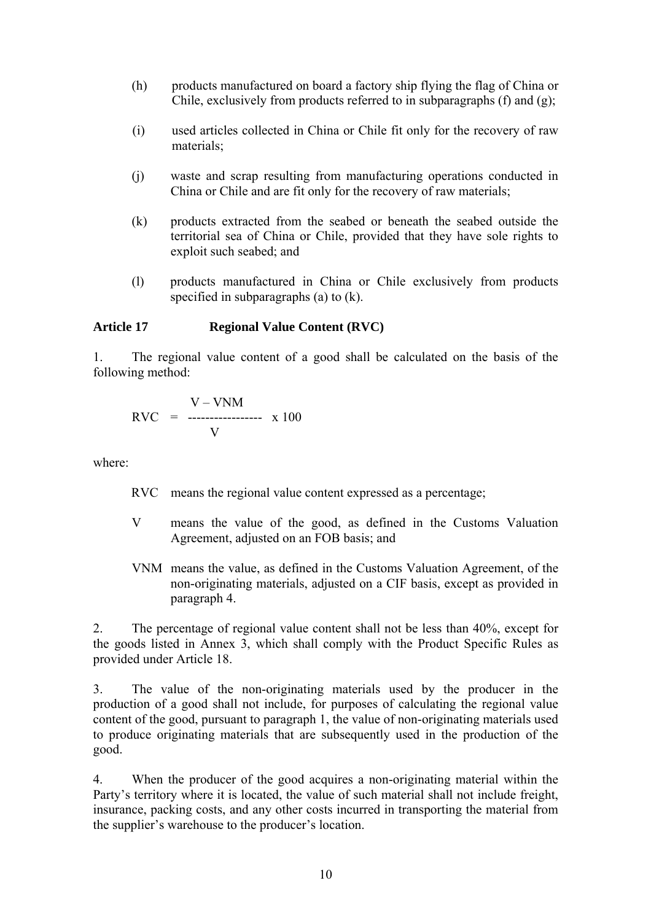(h) products manufactured on board a factory ship flying the flag of China or Chile, exclusively from products referred to in subparagraphs (f) and (g);

(i) used articles collected in China or Chile fit only for the recovery of raw materials;

(j) waste and scrap resulting from manufacturing operations conducted in China or Chile and are fit only for the recovery of raw materials;

(k) products extracted from the seabed or beneath the seabed outside the territorial sea of China or Chile, provided that they have sole rights to exploit such seabed; and

(l) products manufactured in China or Chile exclusively from products specified in subparagraphs (a) to (k).

### Article 17 Regional Value Content (RVC)

1. The regional value content of a good shall be calculated on the basis of the following method:

$$RVC = \frac{V - VNM}{V} \times 100$$

where:

RVC means the regional value content expressed as a percentage;

V means the value of the good, as defined in the Customs Valuation Agreement, adjusted on an FOB basis; and

VNM means the value, as defined in the Customs Valuation Agreement, of the non-originating materials, adjusted on a CIF basis, except as provided in paragraph 4.

2. The percentage of regional value content shall not be less than 40%, except for the goods listed in Annex 3, which shall comply with the Product Specific Rules as provided under Article 18.

3. The value of the non-originating materials used by the producer in the production of a good shall not include, for purposes of calculating the regional value content of the good, pursuant to paragraph 1, the value of non-originating materials used to produce originating materials that are subsequently used in the production of the good.

4. When the producer of the good acquires a non-originating material within the Party's territory where it is located, the value of such material shall not include freight, insurance, packing costs, and any other costs incurred in transporting the material from the supplier's warehouse to the producer's location.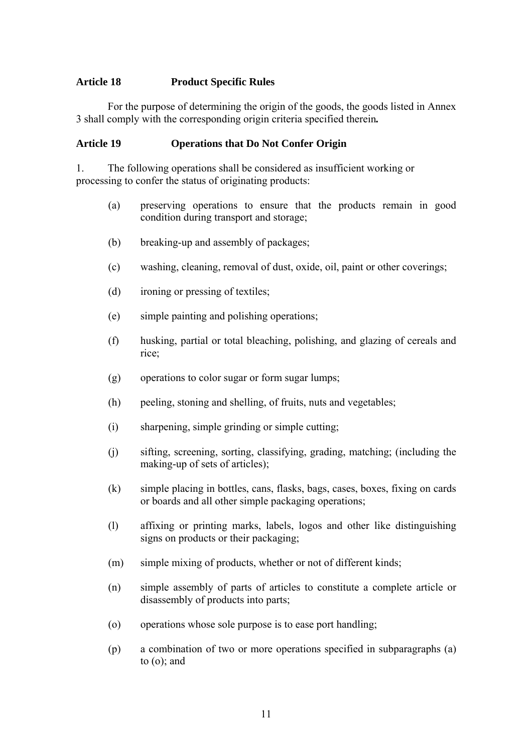**Article 18 Product Specific Rules**

For the purpose of determining the origin of the goods, the goods listed in Annex 3 shall comply with the corresponding origin criteria specified therein**.**

**Article 19 Operations that Do Not Confer Origin**

1. The following operations shall be considered as insufficient working or processing to confer the status of originating products:

(a) preserving operations to ensure that the products remain in good condition during transport and storage;

(b) breaking-up and assembly of packages;

(c) washing, cleaning, removal of dust, oxide, oil, paint or other coverings;

(d) ironing or pressing of textiles;

(e) simple painting and polishing operations;

(f) husking, partial or total bleaching, polishing, and glazing of cereals and rice;

(g) operations to color sugar or form sugar lumps;

(h) peeling, stoning and shelling, of fruits, nuts and vegetables;

(i) sharpening, simple grinding or simple cutting;

(j) sifting, screening, sorting, classifying, grading, matching; (including the making-up of sets of articles);

(k) simple placing in bottles, cans, flasks, bags, cases, boxes, fixing on cards or boards and all other simple packaging operations;

(l) affixing or printing marks, labels, logos and other like distinguishing signs on products or their packaging;

(m) simple mixing of products, whether or not of different kinds;

(n) simple assembly of parts of articles to constitute a complete article or disassembly of products into parts;

(o) operations whose sole purpose is to ease port handling;

(p) a combination of two or more operations specified in subparagraphs (a) to (o); and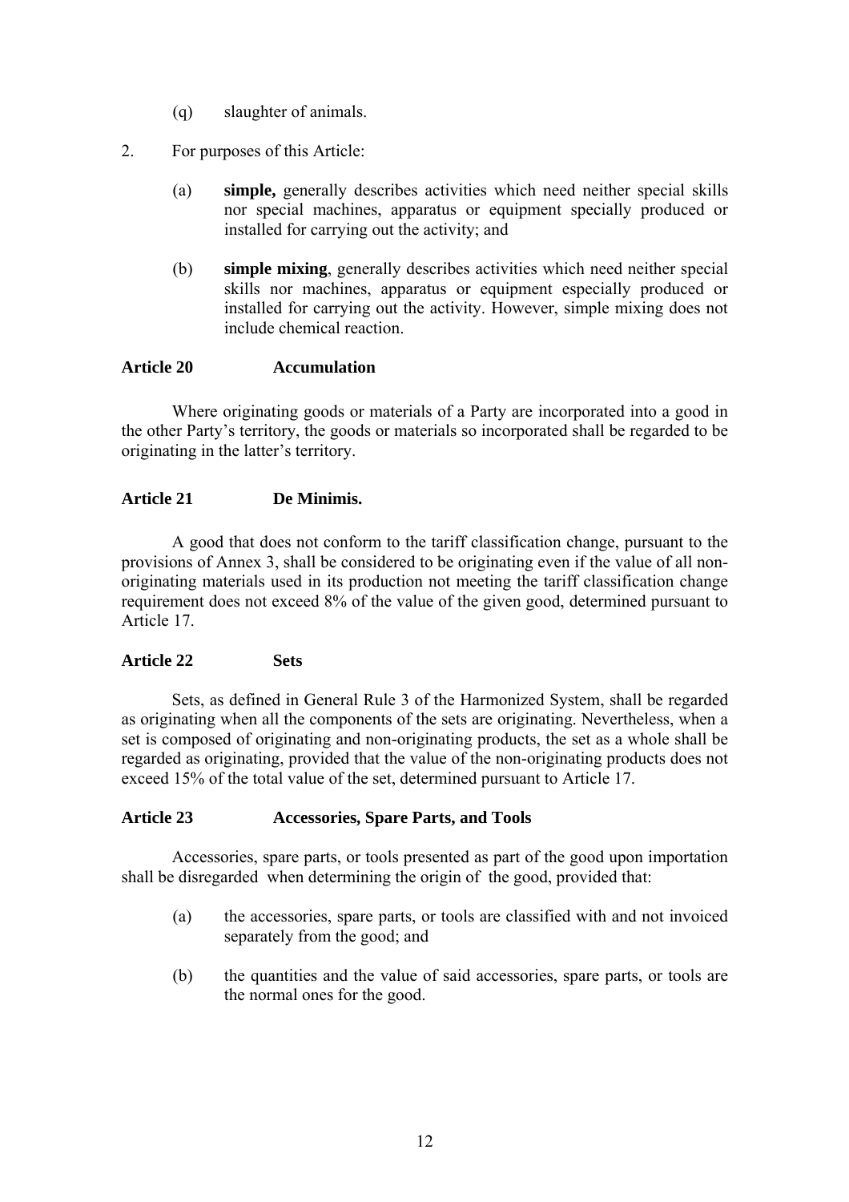(q) slaughter of animals.

2. For purposes of this Article:

   (a) **simple,** generally describes activities which need neither special skills nor special machines, apparatus or equipment specially produced or installed for carrying out the activity; and

   (b) **simple mixing**, generally describes activities which need neither special skills nor machines, apparatus or equipment especially produced or installed for carrying out the activity. However, simple mixing does not include chemical reaction.

**Article 20 Accumulation**

Where originating goods or materials of a Party are incorporated into a good in the other Party's territory, the goods or materials so incorporated shall be regarded to be originating in the latter's territory.

**Article 21 De Minimis.**

A good that does not conform to the tariff classification change, pursuant to the provisions of Annex 3, shall be considered to be originating even if the value of all non-originating materials used in its production not meeting the tariff classification change requirement does not exceed 8% of the value of the given good, determined pursuant to Article 17.

**Article 22 Sets**

Sets, as defined in General Rule 3 of the Harmonized System, shall be regarded as originating when all the components of the sets are originating. Nevertheless, when a set is composed of originating and non-originating products, the set as a whole shall be regarded as originating, provided that the value of the non-originating products does not exceed 15% of the total value of the set, determined pursuant to Article 17.

**Article 23 Accessories, Spare Parts, and Tools**

Accessories, spare parts, or tools presented as part of the good upon importation shall be disregarded when determining the origin of the good, provided that:

(a) the accessories, spare parts, or tools are classified with and not invoiced separately from the good; and

(b) the quantities and the value of said accessories, spare parts, or tools are the normal ones for the good.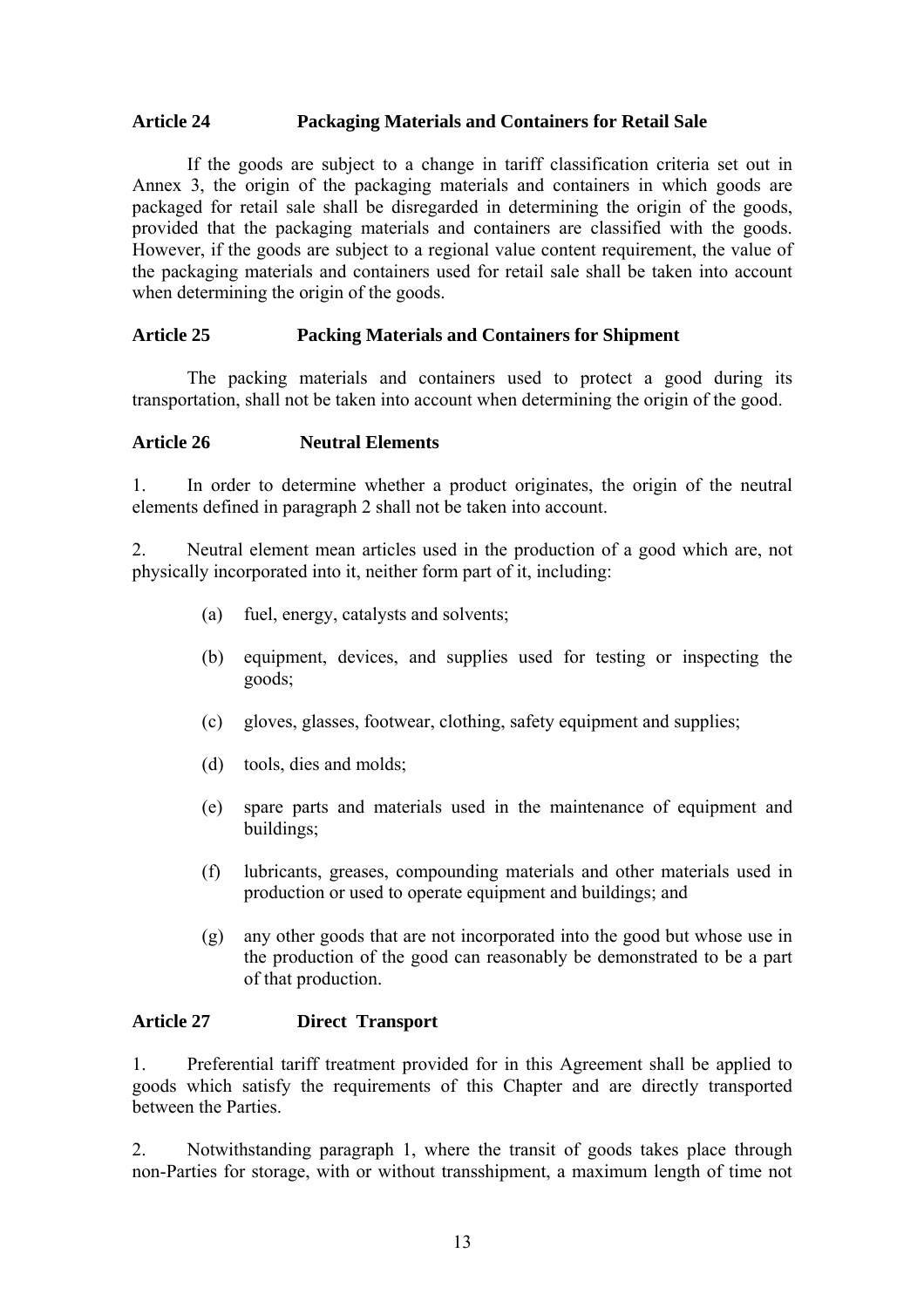### Article 24 Packaging Materials and Containers for Retail Sale

If the goods are subject to a change in tariff classification criteria set out in Annex 3, the origin of the packaging materials and containers in which goods are packaged for retail sale shall be disregarded in determining the origin of the goods, provided that the packaging materials and containers are classified with the goods. However, if the goods are subject to a regional value content requirement, the value of the packaging materials and containers used for retail sale shall be taken into account when determining the origin of the goods.

### Article 25 Packing Materials and Containers for Shipment

The packing materials and containers used to protect a good during its transportation, shall not be taken into account when determining the origin of the good.

### Article 26 Neutral Elements

1. In order to determine whether a product originates, the origin of the neutral elements defined in paragraph 2 shall not be taken into account.

2. Neutral element mean articles used in the production of a good which are, not physically incorporated into it, neither form part of it, including:

   (a) fuel, energy, catalysts and solvents;

   (b) equipment, devices, and supplies used for testing or inspecting the goods;

   (c) gloves, glasses, footwear, clothing, safety equipment and supplies;

   (d) tools, dies and molds;

   (e) spare parts and materials used in the maintenance of equipment and buildings;

   (f) lubricants, greases, compounding materials and other materials used in production or used to operate equipment and buildings; and

   (g) any other goods that are not incorporated into the good but whose use in the production of the good can reasonably be demonstrated to be a part of that production.

### Article 27 Direct Transport

1. Preferential tariff treatment provided for in this Agreement shall be applied to goods which satisfy the requirements of this Chapter and are directly transported between the Parties.

2. Notwithstanding paragraph 1, where the transit of goods takes place through non-Parties for storage, with or without transshipment, a maximum length of time not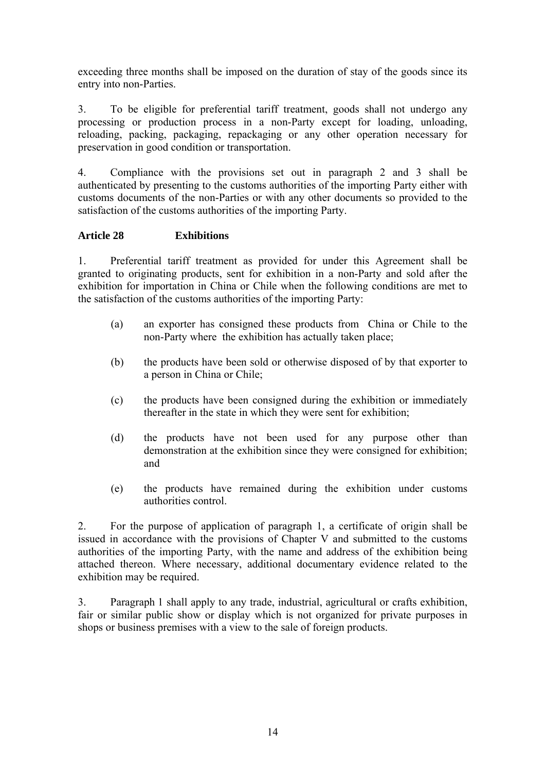exceeding three months shall be imposed on the duration of stay of the goods since its entry into non-Parties.

3. To be eligible for preferential tariff treatment, goods shall not undergo any processing or production process in a non-Party except for loading, unloading, reloading, packing, packaging, repackaging or any other operation necessary for preservation in good condition or transportation.

4. Compliance with the provisions set out in paragraph 2 and 3 shall be authenticated by presenting to the customs authorities of the importing Party either with customs documents of the non-Parties or with any other documents so provided to the satisfaction of the customs authorities of the importing Party.

**Article 28 Exhibitions**

1. Preferential tariff treatment as provided for under this Agreement shall be granted to originating products, sent for exhibition in a non-Party and sold after the exhibition for importation in China or Chile when the following conditions are met to the satisfaction of the customs authorities of the importing Party:

(a) an exporter has consigned these products from China or Chile to the non-Party where the exhibition has actually taken place;

(b) the products have been sold or otherwise disposed of by that exporter to a person in China or Chile;

(c) the products have been consigned during the exhibition or immediately thereafter in the state in which they were sent for exhibition;

(d) the products have not been used for any purpose other than demonstration at the exhibition since they were consigned for exhibition; and

(e) the products have remained during the exhibition under customs authorities control.

2. For the purpose of application of paragraph 1, a certificate of origin shall be issued in accordance with the provisions of Chapter V and submitted to the customs authorities of the importing Party, with the name and address of the exhibition being attached thereon. Where necessary, additional documentary evidence related to the exhibition may be required.

3. Paragraph 1 shall apply to any trade, industrial, agricultural or crafts exhibition, fair or similar public show or display which is not organized for private purposes in shops or business premises with a view to the sale of foreign products.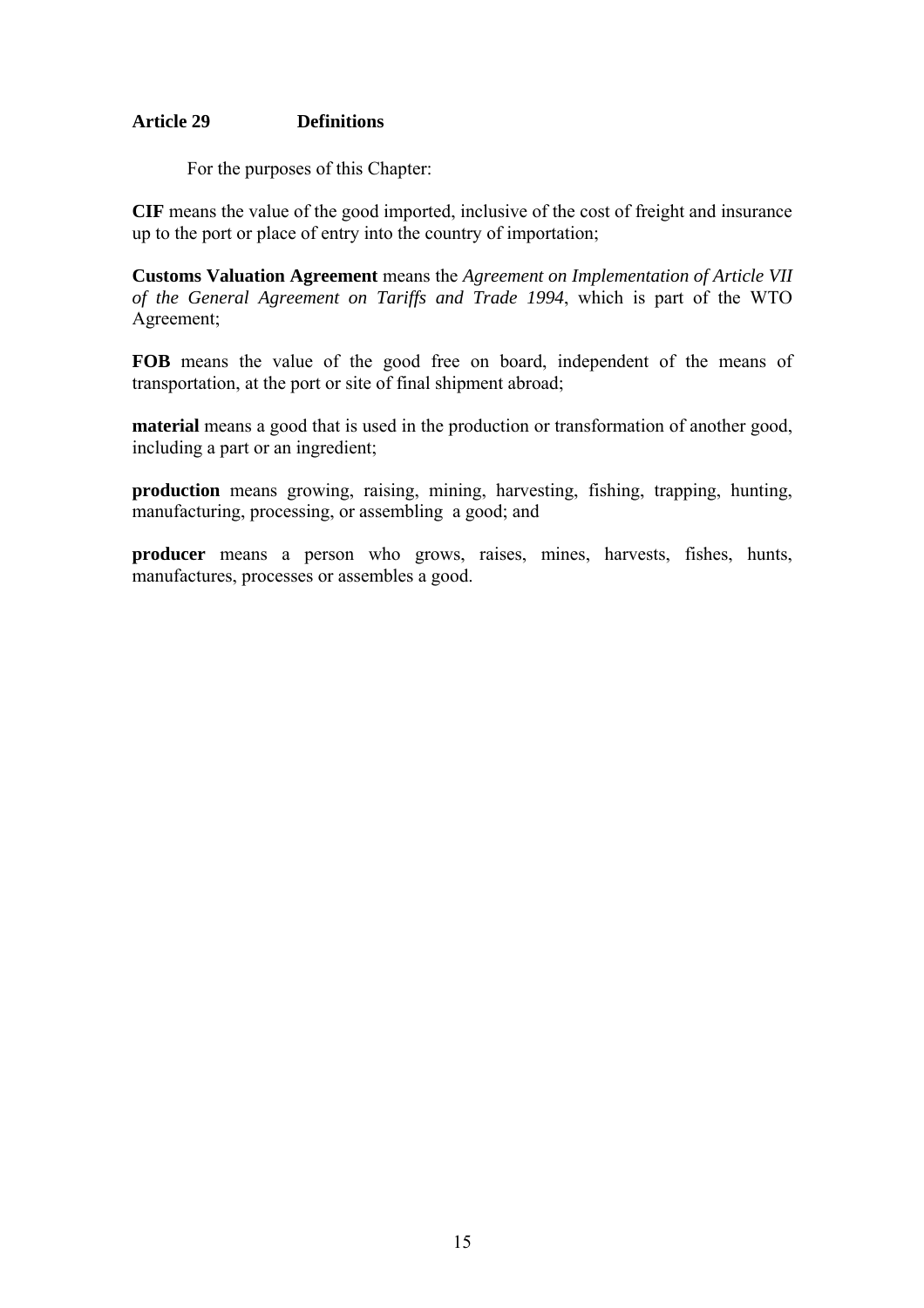**Article 29 Definitions**

For the purposes of this Chapter:

**CIF** means the value of the good imported, inclusive of the cost of freight and insurance up to the port or place of entry into the country of importation;

**Customs Valuation Agreement** means the *Agreement on Implementation of Article VII of the General Agreement on Tariffs and Trade 1994*, which is part of the WTO Agreement;

**FOB** means the value of the good free on board, independent of the means of transportation, at the port or site of final shipment abroad;

**material** means a good that is used in the production or transformation of another good, including a part or an ingredient;

**production** means growing, raising, mining, harvesting, fishing, trapping, hunting, manufacturing, processing, or assembling a good; and

**producer** means a person who grows, raises, mines, harvests, fishes, hunts, manufactures, processes or assembles a good.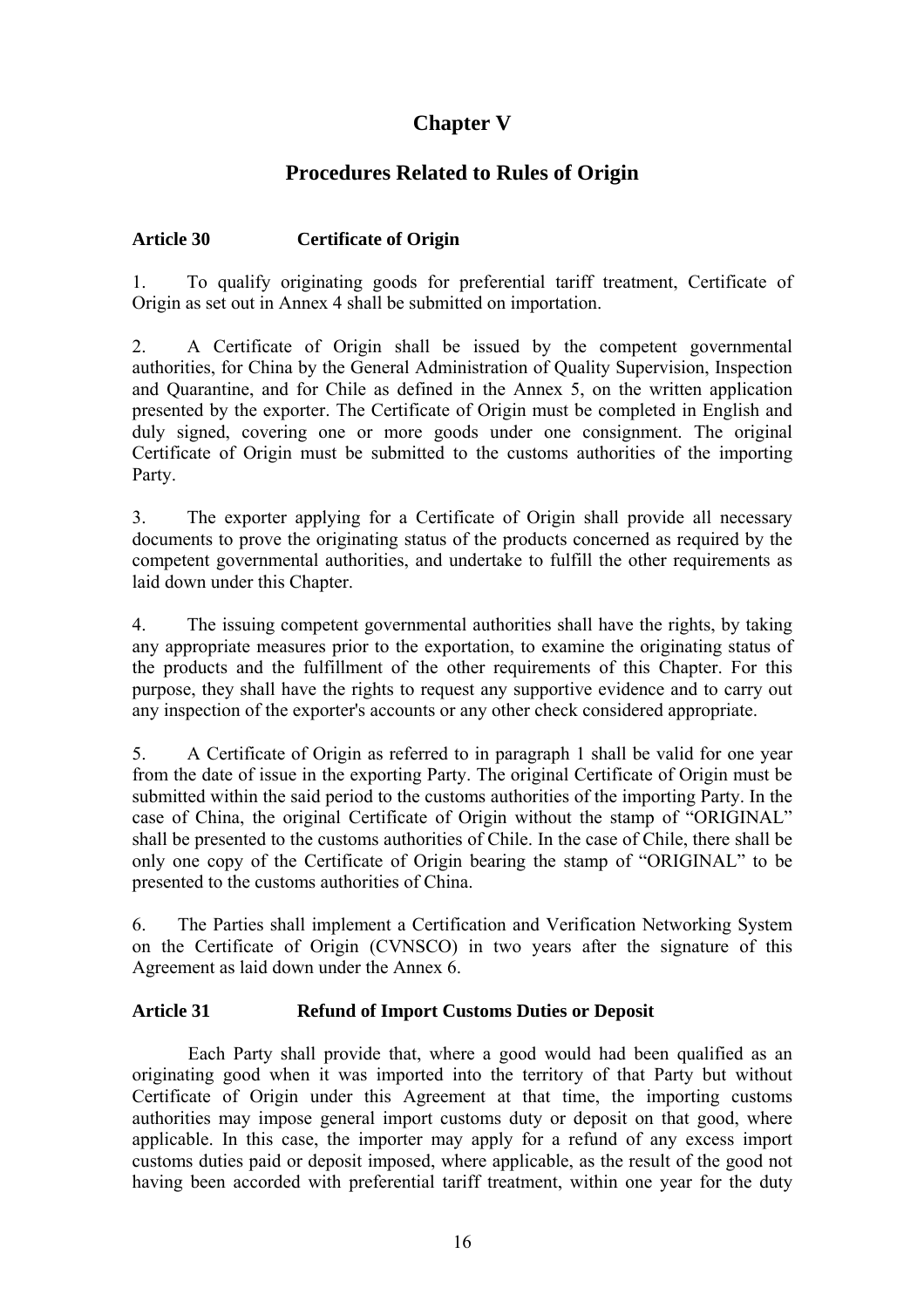# Chapter V

## Procedures Related to Rules of Origin

### Article 30 Certificate of Origin

1. To qualify originating goods for preferential tariff treatment, Certificate of Origin as set out in Annex 4 shall be submitted on importation.

2. A Certificate of Origin shall be issued by the competent governmental authorities, for China by the General Administration of Quality Supervision, Inspection and Quarantine, and for Chile as defined in the Annex 5, on the written application presented by the exporter. The Certificate of Origin must be completed in English and duly signed, covering one or more goods under one consignment. The original Certificate of Origin must be submitted to the customs authorities of the importing Party.

3. The exporter applying for a Certificate of Origin shall provide all necessary documents to prove the originating status of the products concerned as required by the competent governmental authorities, and undertake to fulfill the other requirements as laid down under this Chapter.

4. The issuing competent governmental authorities shall have the rights, by taking any appropriate measures prior to the exportation, to examine the originating status of the products and the fulfillment of the other requirements of this Chapter. For this purpose, they shall have the rights to request any supportive evidence and to carry out any inspection of the exporter's accounts or any other check considered appropriate.

5. A Certificate of Origin as referred to in paragraph 1 shall be valid for one year from the date of issue in the exporting Party. The original Certificate of Origin must be submitted within the said period to the customs authorities of the importing Party. In the case of China, the original Certificate of Origin without the stamp of "ORIGINAL" shall be presented to the customs authorities of Chile. In the case of Chile, there shall be only one copy of the Certificate of Origin bearing the stamp of "ORIGINAL" to be presented to the customs authorities of China.

6. The Parties shall implement a Certification and Verification Networking System on the Certificate of Origin (CVNSCO) in two years after the signature of this Agreement as laid down under the Annex 6.

### Article 31 Refund of Import Customs Duties or Deposit

Each Party shall provide that, where a good would had been qualified as an originating good when it was imported into the territory of that Party but without Certificate of Origin under this Agreement at that time, the importing customs authorities may impose general import customs duty or deposit on that good, where applicable. In this case, the importer may apply for a refund of any excess import customs duties paid or deposit imposed, where applicable, as the result of the good not having been accorded with preferential tariff treatment, within one year for the duty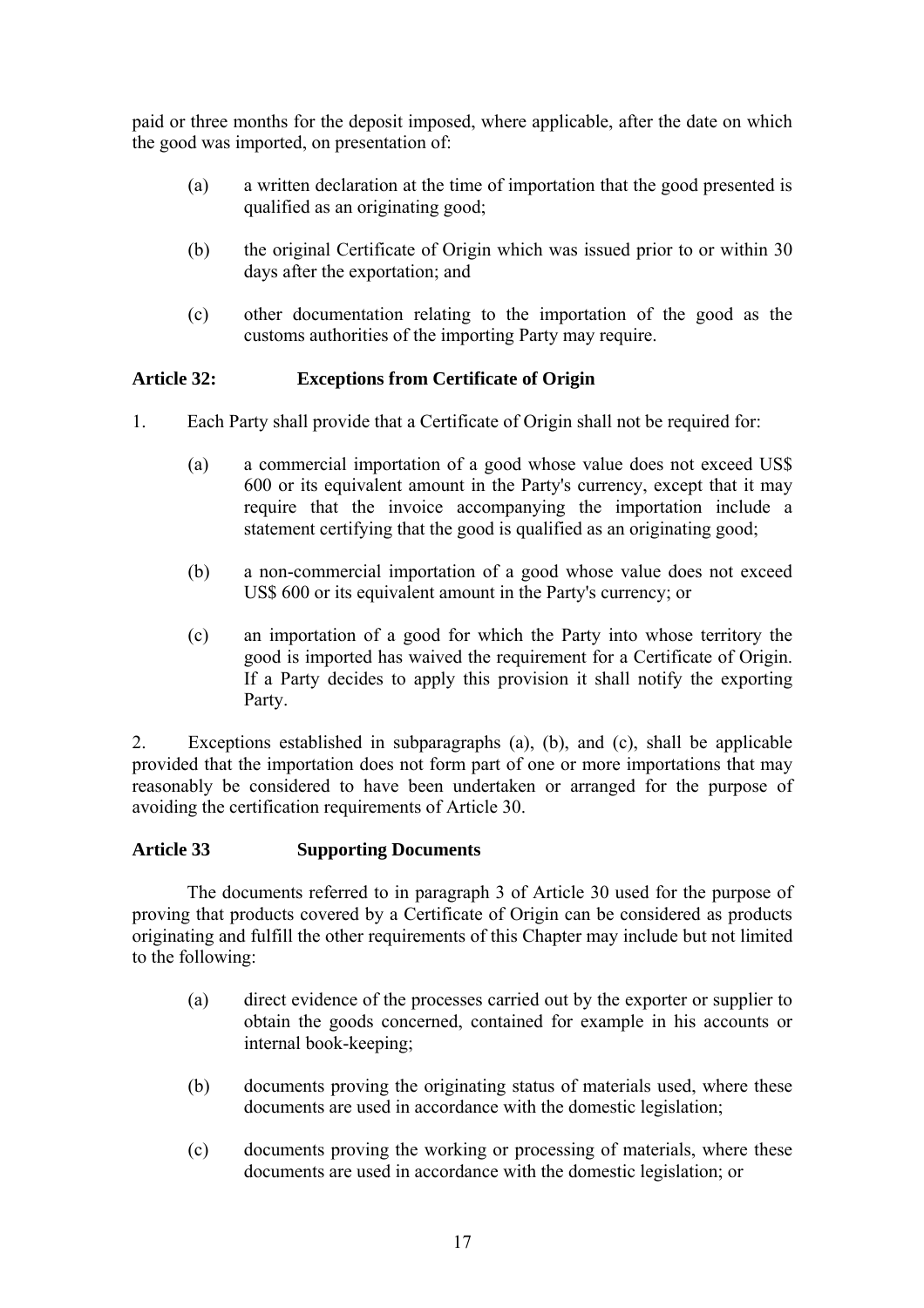paid or three months for the deposit imposed, where applicable, after the date on which the good was imported, on presentation of:

(a) a written declaration at the time of importation that the good presented is qualified as an originating good;

(b) the original Certificate of Origin which was issued prior to or within 30 days after the exportation; and

(c) other documentation relating to the importation of the good as the customs authorities of the importing Party may require.

**Article 32: Exceptions from Certificate of Origin**

1. Each Party shall provide that a Certificate of Origin shall not be required for:

(a) a commercial importation of a good whose value does not exceed US$ 600 or its equivalent amount in the Party's currency, except that it may require that the invoice accompanying the importation include a statement certifying that the good is qualified as an originating good;

(b) a non-commercial importation of a good whose value does not exceed US$ 600 or its equivalent amount in the Party's currency; or

(c) an importation of a good for which the Party into whose territory the good is imported has waived the requirement for a Certificate of Origin. If a Party decides to apply this provision it shall notify the exporting Party.

2. Exceptions established in subparagraphs (a), (b), and (c), shall be applicable provided that the importation does not form part of one or more importations that may reasonably be considered to have been undertaken or arranged for the purpose of avoiding the certification requirements of Article 30.

**Article 33 Supporting Documents**

The documents referred to in paragraph 3 of Article 30 used for the purpose of proving that products covered by a Certificate of Origin can be considered as products originating and fulfill the other requirements of this Chapter may include but not limited to the following:

(a) direct evidence of the processes carried out by the exporter or supplier to obtain the goods concerned, contained for example in his accounts or internal book-keeping;

(b) documents proving the originating status of materials used, where these documents are used in accordance with the domestic legislation;

(c) documents proving the working or processing of materials, where these documents are used in accordance with the domestic legislation; or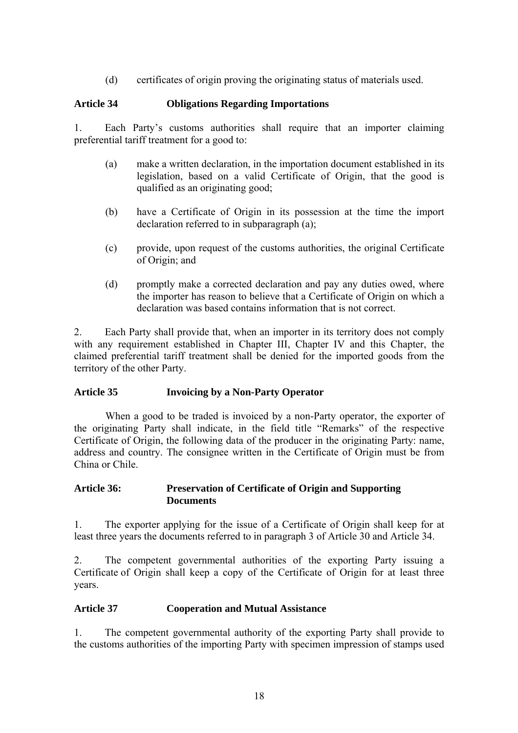(d) certificates of origin proving the originating status of materials used.

### Article 34 Obligations Regarding Importations

1. Each Party's customs authorities shall require that an importer claiming preferential tariff treatment for a good to:

   (a) make a written declaration, in the importation document established in its legislation, based on a valid Certificate of Origin, that the good is qualified as an originating good;

   (b) have a Certificate of Origin in its possession at the time the import declaration referred to in subparagraph (a);

   (c) provide, upon request of the customs authorities, the original Certificate of Origin; and

   (d) promptly make a corrected declaration and pay any duties owed, where the importer has reason to believe that a Certificate of Origin on which a declaration was based contains information that is not correct.

2. Each Party shall provide that, when an importer in its territory does not comply with any requirement established in Chapter III, Chapter IV and this Chapter, the claimed preferential tariff treatment shall be denied for the imported goods from the territory of the other Party.

### Article 35 Invoicing by a Non-Party Operator

When a good to be traded is invoiced by a non-Party operator, the exporter of the originating Party shall indicate, in the field title "Remarks" of the respective Certificate of Origin, the following data of the producer in the originating Party: name, address and country. The consignee written in the Certificate of Origin must be from China or Chile.

### Article 36: Preservation of Certificate of Origin and Supporting Documents

1. The exporter applying for the issue of a Certificate of Origin shall keep for at least three years the documents referred to in paragraph 3 of Article 30 and Article 34.

2. The competent governmental authorities of the exporting Party issuing a Certificate of Origin shall keep a copy of the Certificate of Origin for at least three years.

### Article 37 Cooperation and Mutual Assistance

1. The competent governmental authority of the exporting Party shall provide to the customs authorities of the importing Party with specimen impression of stamps used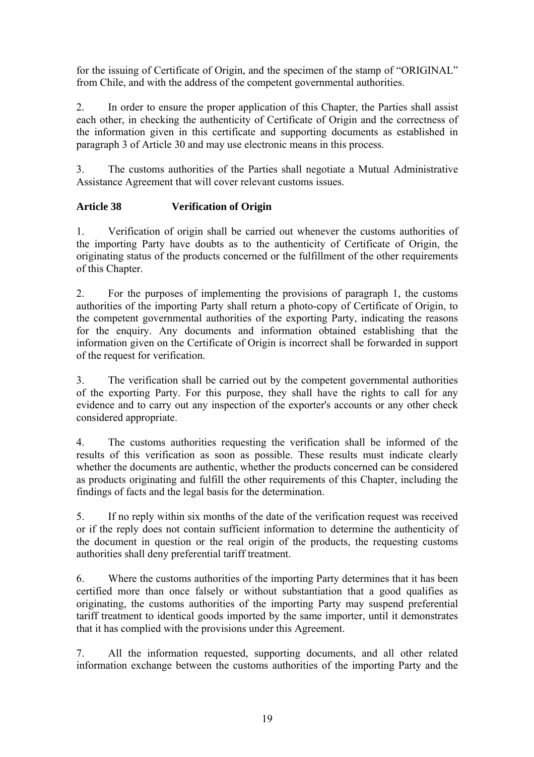for the issuing of Certificate of Origin, and the specimen of the stamp of "ORIGINAL" from Chile, and with the address of the competent governmental authorities.

2. In order to ensure the proper application of this Chapter, the Parties shall assist each other, in checking the authenticity of Certificate of Origin and the correctness of the information given in this certificate and supporting documents as established in paragraph 3 of Article 30 and may use electronic means in this process.

3. The customs authorities of the Parties shall negotiate a Mutual Administrative Assistance Agreement that will cover relevant customs issues.

**Article 38 Verification of Origin**

1. Verification of origin shall be carried out whenever the customs authorities of the importing Party have doubts as to the authenticity of Certificate of Origin, the originating status of the products concerned or the fulfillment of the other requirements of this Chapter.

2. For the purposes of implementing the provisions of paragraph 1, the customs authorities of the importing Party shall return a photo-copy of Certificate of Origin, to the competent governmental authorities of the exporting Party, indicating the reasons for the enquiry. Any documents and information obtained establishing that the information given on the Certificate of Origin is incorrect shall be forwarded in support of the request for verification.

3. The verification shall be carried out by the competent governmental authorities of the exporting Party. For this purpose, they shall have the rights to call for any evidence and to carry out any inspection of the exporter's accounts or any other check considered appropriate.

4. The customs authorities requesting the verification shall be informed of the results of this verification as soon as possible. These results must indicate clearly whether the documents are authentic, whether the products concerned can be considered as products originating and fulfill the other requirements of this Chapter, including the findings of facts and the legal basis for the determination.

5. If no reply within six months of the date of the verification request was received or if the reply does not contain sufficient information to determine the authenticity of the document in question or the real origin of the products, the requesting customs authorities shall deny preferential tariff treatment.

6. Where the customs authorities of the importing Party determines that it has been certified more than once falsely or without substantiation that a good qualifies as originating, the customs authorities of the importing Party may suspend preferential tariff treatment to identical goods imported by the same importer, until it demonstrates that it has complied with the provisions under this Agreement.

7. All the information requested, supporting documents, and all other related information exchange between the customs authorities of the importing Party and the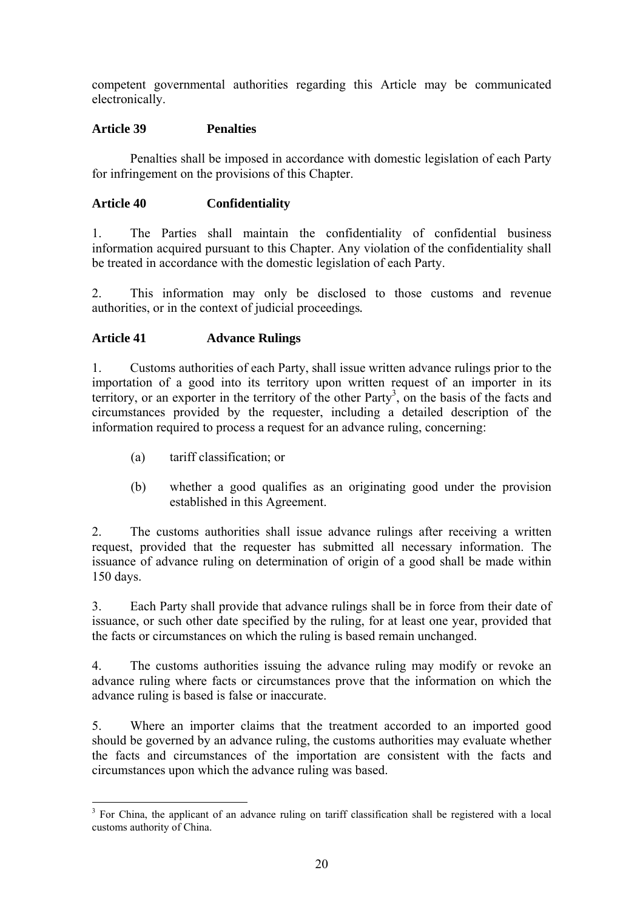competent governmental authorities regarding this Article may be communicated electronically.

### Article 39 Penalties

Penalties shall be imposed in accordance with domestic legislation of each Party for infringement on the provisions of this Chapter.

### Article 40 Confidentiality

1. The Parties shall maintain the confidentiality of confidential business information acquired pursuant to this Chapter. Any violation of the confidentiality shall be treated in accordance with the domestic legislation of each Party.

2. This information may only be disclosed to those customs and revenue authorities, or in the context of judicial proceedings.

### Article 41 Advance Rulings

1. Customs authorities of each Party, shall issue written advance rulings prior to the importation of a good into its territory upon written request of an importer in its territory, or an exporter in the territory of the other Party[3], on the basis of the facts and circumstances provided by the requester, including a detailed description of the information required to process a request for an advance ruling, concerning:

   (a) tariff classification; or

   (b) whether a good qualifies as an originating good under the provision established in this Agreement.

2. The customs authorities shall issue advance rulings after receiving a written request, provided that the requester has submitted all necessary information. The issuance of advance ruling on determination of origin of a good shall be made within 150 days.

3. Each Party shall provide that advance rulings shall be in force from their date of issuance, or such other date specified by the ruling, for at least one year, provided that the facts or circumstances on which the ruling is based remain unchanged.

4. The customs authorities issuing the advance ruling may modify or revoke an advance ruling where facts or circumstances prove that the information on which the advance ruling is based is false or inaccurate.

5. Where an importer claims that the treatment accorded to an imported good should be governed by an advance ruling, the customs authorities may evaluate whether the facts and circumstances of the importation are consistent with the facts and circumstances upon which the advance ruling was based.

---

[3] For China, the applicant of an advance ruling on tariff classification shall be registered with a local customs authority of China.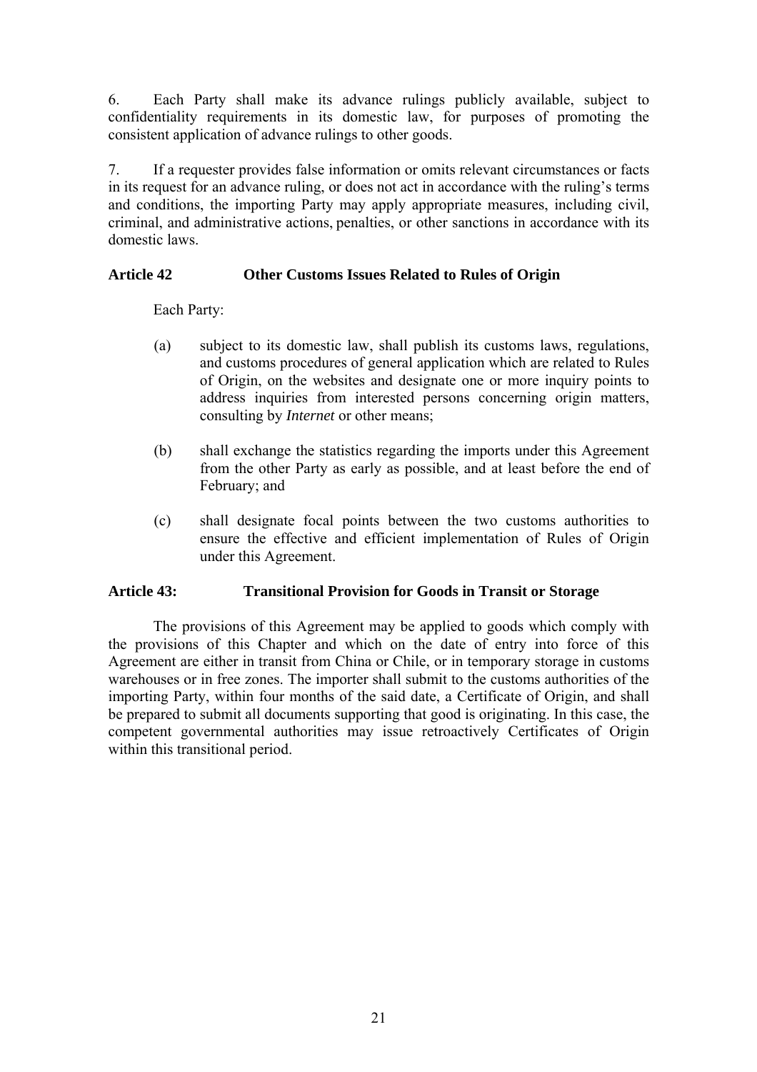6. Each Party shall make its advance rulings publicly available, subject to confidentiality requirements in its domestic law, for purposes of promoting the consistent application of advance rulings to other goods.

7. If a requester provides false information or omits relevant circumstances or facts in its request for an advance ruling, or does not act in accordance with the ruling's terms and conditions, the importing Party may apply appropriate measures, including civil, criminal, and administrative actions, penalties, or other sanctions in accordance with its domestic laws.

### Article 42 Other Customs Issues Related to Rules of Origin

Each Party:

(a) subject to its domestic law, shall publish its customs laws, regulations, and customs procedures of general application which are related to Rules of Origin, on the websites and designate one or more inquiry points to address inquiries from interested persons concerning origin matters, consulting by *Internet* or other means;

(b) shall exchange the statistics regarding the imports under this Agreement from the other Party as early as possible, and at least before the end of February; and

(c) shall designate focal points between the two customs authorities to ensure the effective and efficient implementation of Rules of Origin under this Agreement.

### Article 43: Transitional Provision for Goods in Transit or Storage

The provisions of this Agreement may be applied to goods which comply with the provisions of this Chapter and which on the date of entry into force of this Agreement are either in transit from China or Chile, or in temporary storage in customs warehouses or in free zones. The importer shall submit to the customs authorities of the importing Party, within four months of the said date, a Certificate of Origin, and shall be prepared to submit all documents supporting that good is originating. In this case, the competent governmental authorities may issue retroactively Certificates of Origin within this transitional period.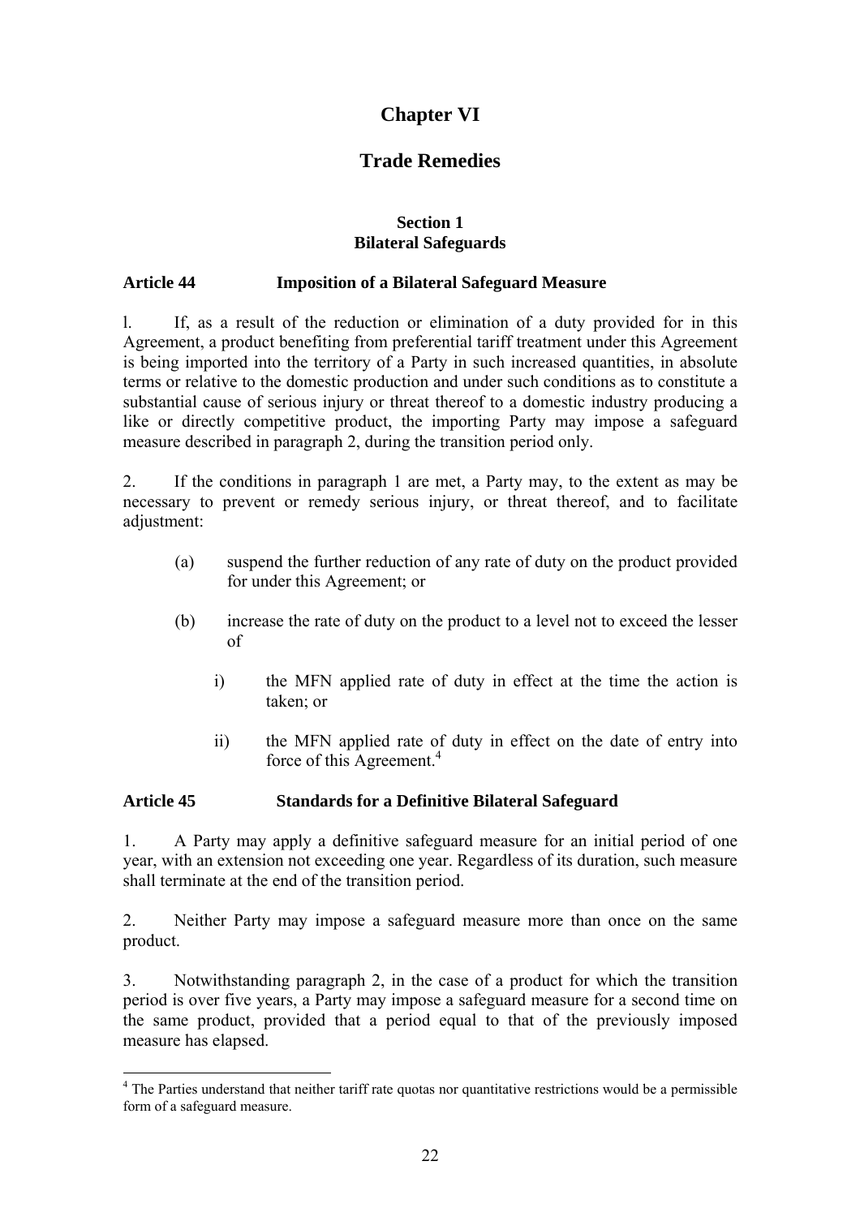# Chapter VI

# Trade Remedies

### Section 1
### Bilateral Safeguards

**Article 44 Imposition of a Bilateral Safeguard Measure**

1. If, as a result of the reduction or elimination of a duty provided for in this Agreement, a product benefiting from preferential tariff treatment under this Agreement is being imported into the territory of a Party in such increased quantities, in absolute terms or relative to the domestic production and under such conditions as to constitute a substantial cause of serious injury or threat thereof to a domestic industry producing a like or directly competitive product, the importing Party may impose a safeguard measure described in paragraph 2, during the transition period only.

2. If the conditions in paragraph 1 are met, a Party may, to the extent as may be necessary to prevent or remedy serious injury, or threat thereof, and to facilitate adjustment:

(a) suspend the further reduction of any rate of duty on the product provided for under this Agreement; or

(b) increase the rate of duty on the product to a level not to exceed the lesser of

i) the MFN applied rate of duty in effect at the time the action is taken; or

ii) the MFN applied rate of duty in effect on the date of entry into force of this Agreement.[4]

**Article 45 Standards for a Definitive Bilateral Safeguard**

1. A Party may apply a definitive safeguard measure for an initial period of one year, with an extension not exceeding one year. Regardless of its duration, such measure shall terminate at the end of the transition period.

2. Neither Party may impose a safeguard measure more than once on the same product.

3. Notwithstanding paragraph 2, in the case of a product for which the transition period is over five years, a Party may impose a safeguard measure for a second time on the same product, provided that a period equal to that of the previously imposed measure has elapsed.

---

[4] The Parties understand that neither tariff rate quotas nor quantitative restrictions would be a permissible form of a safeguard measure.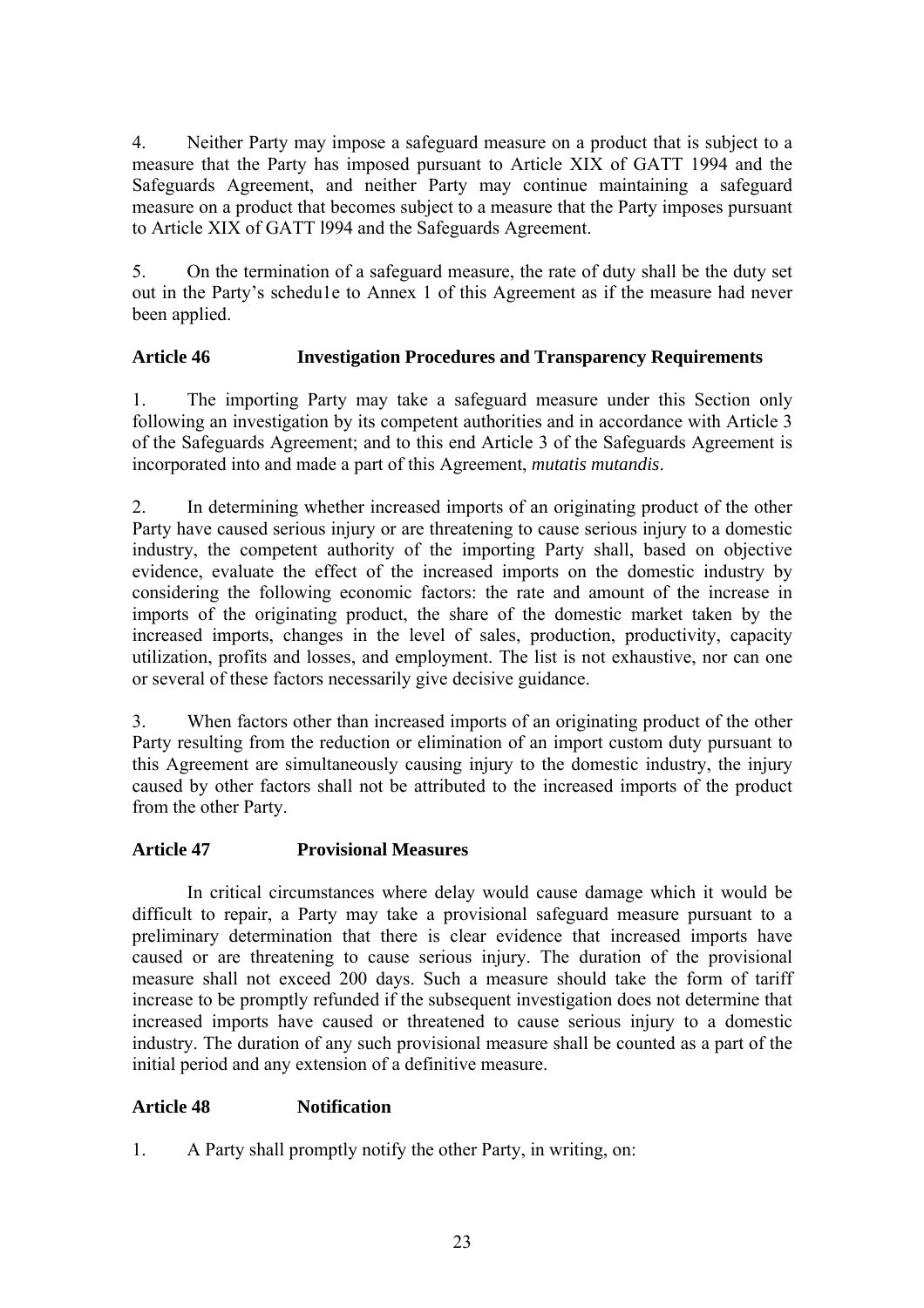4. Neither Party may impose a safeguard measure on a product that is subject to a measure that the Party has imposed pursuant to Article XIX of GATT 1994 and the Safeguards Agreement, and neither Party may continue maintaining a safeguard measure on a product that becomes subject to a measure that the Party imposes pursuant to Article XIX of GATT l994 and the Safeguards Agreement.

5. On the termination of a safeguard measure, the rate of duty shall be the duty set out in the Party's schedu1e to Annex 1 of this Agreement as if the measure had never been applied.

### Article 46 Investigation Procedures and Transparency Requirements

1. The importing Party may take a safeguard measure under this Section only following an investigation by its competent authorities and in accordance with Article 3 of the Safeguards Agreement; and to this end Article 3 of the Safeguards Agreement is incorporated into and made a part of this Agreement, *mutatis mutandis*.

2. In determining whether increased imports of an originating product of the other Party have caused serious injury or are threatening to cause serious injury to a domestic industry, the competent authority of the importing Party shall, based on objective evidence, evaluate the effect of the increased imports on the domestic industry by considering the following economic factors: the rate and amount of the increase in imports of the originating product, the share of the domestic market taken by the increased imports, changes in the level of sales, production, productivity, capacity utilization, profits and losses, and employment. The list is not exhaustive, nor can one or several of these factors necessarily give decisive guidance.

3. When factors other than increased imports of an originating product of the other Party resulting from the reduction or elimination of an import custom duty pursuant to this Agreement are simultaneously causing injury to the domestic industry, the injury caused by other factors shall not be attributed to the increased imports of the product from the other Party.

### Article 47 Provisional Measures

In critical circumstances where delay would cause damage which it would be difficult to repair, a Party may take a provisional safeguard measure pursuant to a preliminary determination that there is clear evidence that increased imports have caused or are threatening to cause serious injury. The duration of the provisional measure shall not exceed 200 days. Such a measure should take the form of tariff increase to be promptly refunded if the subsequent investigation does not determine that increased imports have caused or threatened to cause serious injury to a domestic industry. The duration of any such provisional measure shall be counted as a part of the initial period and any extension of a definitive measure.

### Article 48 Notification

1. A Party shall promptly notify the other Party, in writing, on: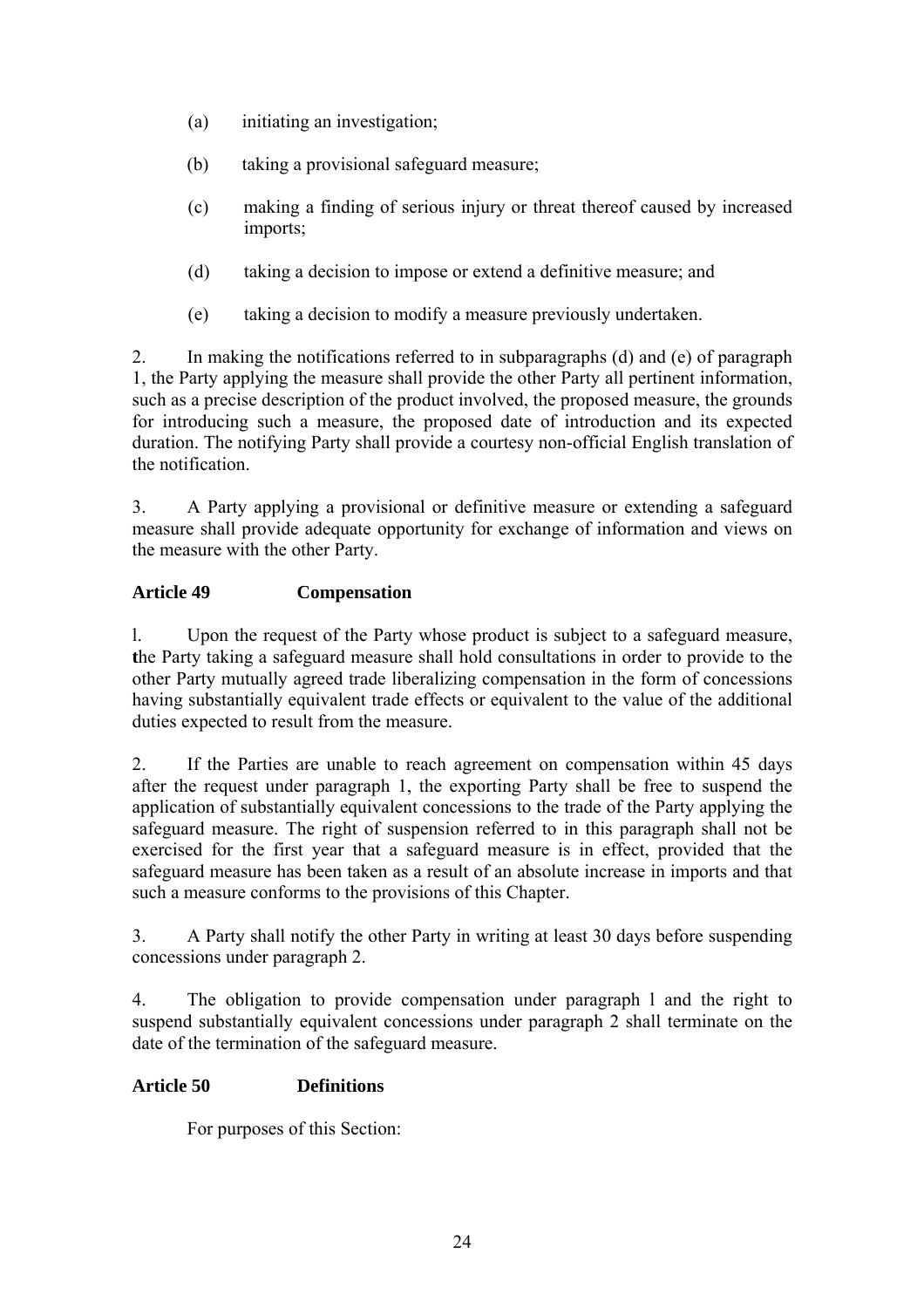(a) initiating an investigation;

(b) taking a provisional safeguard measure;

(c) making a finding of serious injury or threat thereof caused by increased imports;

(d) taking a decision to impose or extend a definitive measure; and

(e) taking a decision to modify a measure previously undertaken.

2. In making the notifications referred to in subparagraphs (d) and (e) of paragraph 1, the Party applying the measure shall provide the other Party all pertinent information, such as a precise description of the product involved, the proposed measure, the grounds for introducing such a measure, the proposed date of introduction and its expected duration. The notifying Party shall provide a courtesy non-official English translation of the notification.

3. A Party applying a provisional or definitive measure or extending a safeguard measure shall provide adequate opportunity for exchange of information and views on the measure with the other Party.

**Article 49 Compensation**

1. Upon the request of the Party whose product is subject to a safeguard measure, the Party taking a safeguard measure shall hold consultations in order to provide to the other Party mutually agreed trade liberalizing compensation in the form of concessions having substantially equivalent trade effects or equivalent to the value of the additional duties expected to result from the measure.

2. If the Parties are unable to reach agreement on compensation within 45 days after the request under paragraph 1, the exporting Party shall be free to suspend the application of substantially equivalent concessions to the trade of the Party applying the safeguard measure. The right of suspension referred to in this paragraph shall not be exercised for the first year that a safeguard measure is in effect, provided that the safeguard measure has been taken as a result of an absolute increase in imports and that such a measure conforms to the provisions of this Chapter.

3. A Party shall notify the other Party in writing at least 30 days before suspending concessions under paragraph 2.

4. The obligation to provide compensation under paragraph 1 and the right to suspend substantially equivalent concessions under paragraph 2 shall terminate on the date of the termination of the safeguard measure.

**Article 50 Definitions**

For purposes of this Section: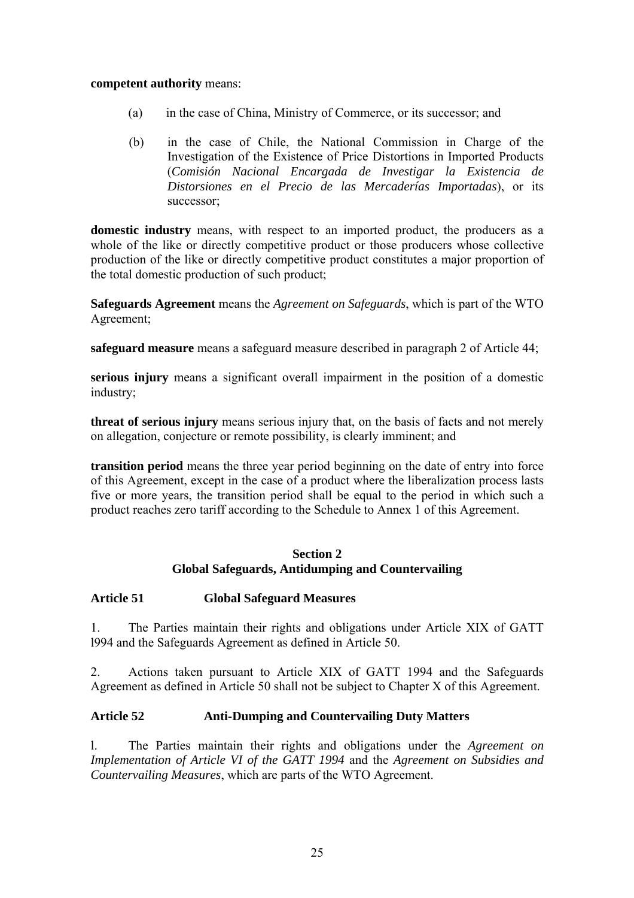**competent authority** means:

(a) in the case of China, Ministry of Commerce, or its successor; and

(b) in the case of Chile, the National Commission in Charge of the Investigation of the Existence of Price Distortions in Imported Products (*Comisión Nacional Encargada de Investigar la Existencia de Distorsiones en el Precio de las Mercaderías Importadas*), or its successor;

**domestic industry** means, with respect to an imported product, the producers as a whole of the like or directly competitive product or those producers whose collective production of the like or directly competitive product constitutes a major proportion of the total domestic production of such product;

**Safeguards Agreement** means the *Agreement on Safeguards*, which is part of the WTO Agreement;

**safeguard measure** means a safeguard measure described in paragraph 2 of Article 44;

**serious injury** means a significant overall impairment in the position of a domestic industry;

**threat of serious injury** means serious injury that, on the basis of facts and not merely on allegation, conjecture or remote possibility, is clearly imminent; and

**transition period** means the three year period beginning on the date of entry into force of this Agreement, except in the case of a product where the liberalization process lasts five or more years, the transition period shall be equal to the period in which such a product reaches zero tariff according to the Schedule to Annex 1 of this Agreement.

## Section 2
## Global Safeguards, Antidumping and Countervailing

### Article 51 Global Safeguard Measures

1. The Parties maintain their rights and obligations under Article XIX of GATT l994 and the Safeguards Agreement as defined in Article 50.

2. Actions taken pursuant to Article XIX of GATT 1994 and the Safeguards Agreement as defined in Article 50 shall not be subject to Chapter X of this Agreement.

### Article 52 Anti-Dumping and Countervailing Duty Matters

l. The Parties maintain their rights and obligations under the *Agreement on Implementation of Article VI of the GATT 1994* and the *Agreement on Subsidies and Countervailing Measures*, which are parts of the WTO Agreement.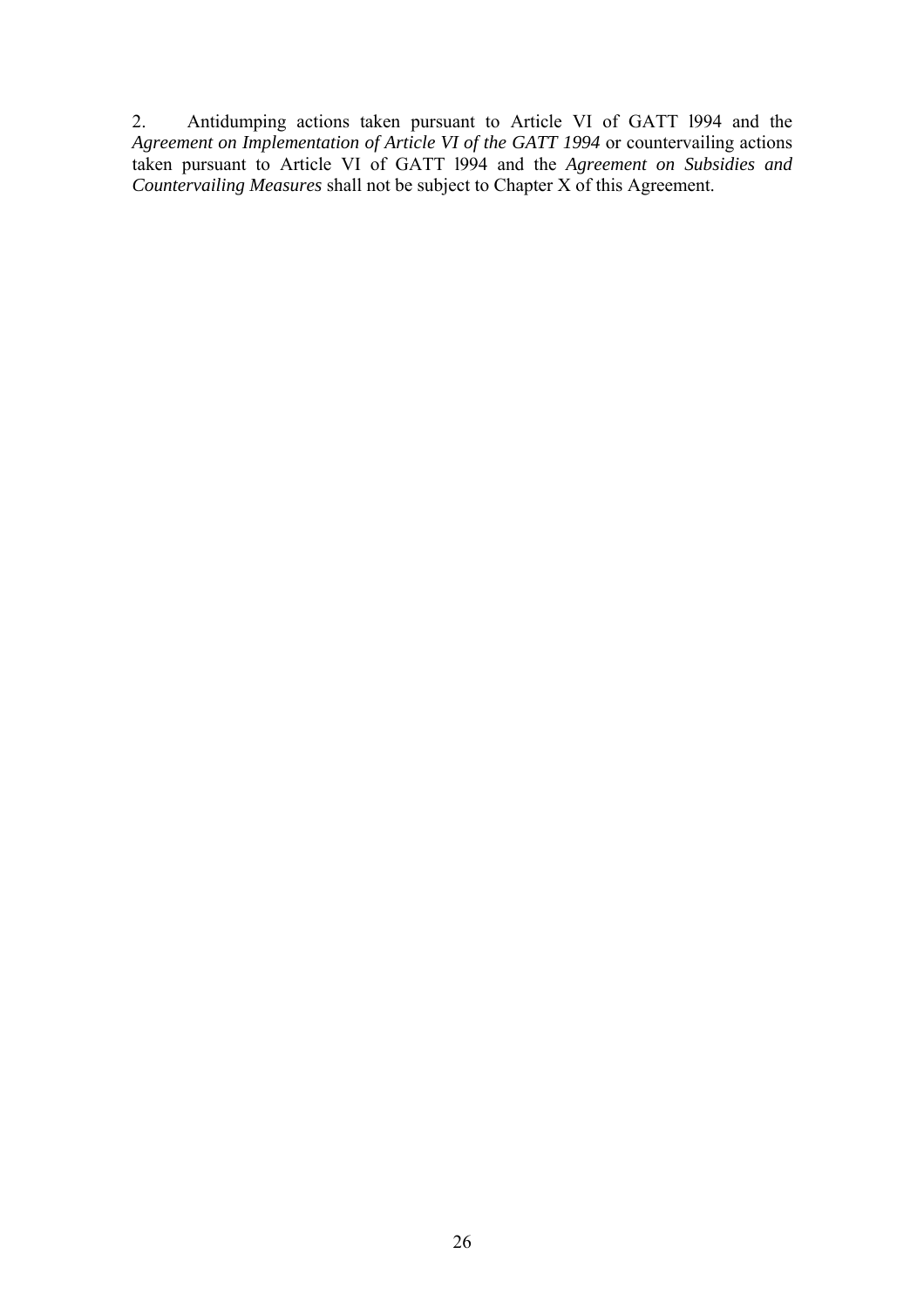2. Antidumping actions taken pursuant to Article VI of GATT l994 and the *Agreement on Implementation of Article VI of the GATT 1994* or countervailing actions taken pursuant to Article VI of GATT l994 and the *Agreement on Subsidies and Countervailing Measures* shall not be subject to Chapter X of this Agreement.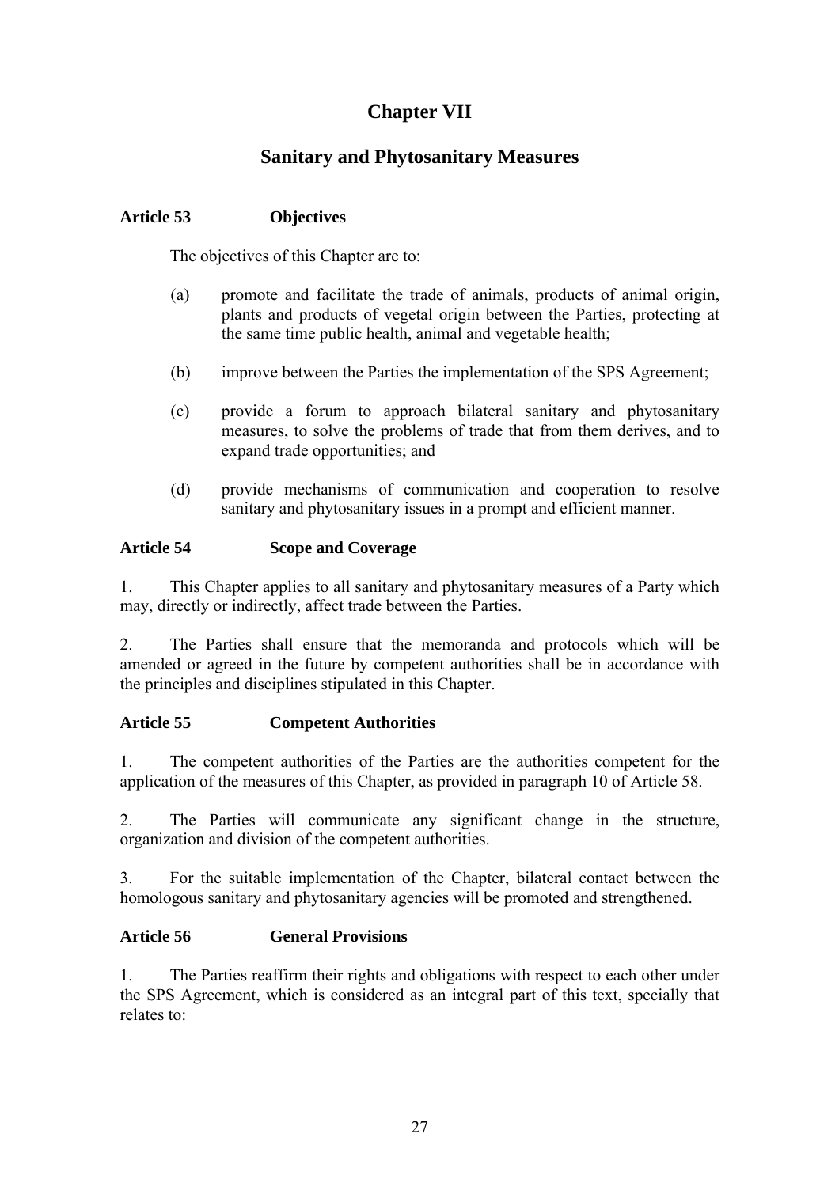# Chapter VII

## Sanitary and Phytosanitary Measures

**Article 53 Objectives**

The objectives of this Chapter are to:

(a) promote and facilitate the trade of animals, products of animal origin, plants and products of vegetal origin between the Parties, protecting at the same time public health, animal and vegetable health;

(b) improve between the Parties the implementation of the SPS Agreement;

(c) provide a forum to approach bilateral sanitary and phytosanitary measures, to solve the problems of trade that from them derives, and to expand trade opportunities; and

(d) provide mechanisms of communication and cooperation to resolve sanitary and phytosanitary issues in a prompt and efficient manner.

**Article 54 Scope and Coverage**

1. This Chapter applies to all sanitary and phytosanitary measures of a Party which may, directly or indirectly, affect trade between the Parties.

2. The Parties shall ensure that the memoranda and protocols which will be amended or agreed in the future by competent authorities shall be in accordance with the principles and disciplines stipulated in this Chapter.

**Article 55 Competent Authorities**

1. The competent authorities of the Parties are the authorities competent for the application of the measures of this Chapter, as provided in paragraph 10 of Article 58.

2. The Parties will communicate any significant change in the structure, organization and division of the competent authorities.

3. For the suitable implementation of the Chapter, bilateral contact between the homologous sanitary and phytosanitary agencies will be promoted and strengthened.

**Article 56 General Provisions**

1. The Parties reaffirm their rights and obligations with respect to each other under the SPS Agreement, which is considered as an integral part of this text, specially that relates to: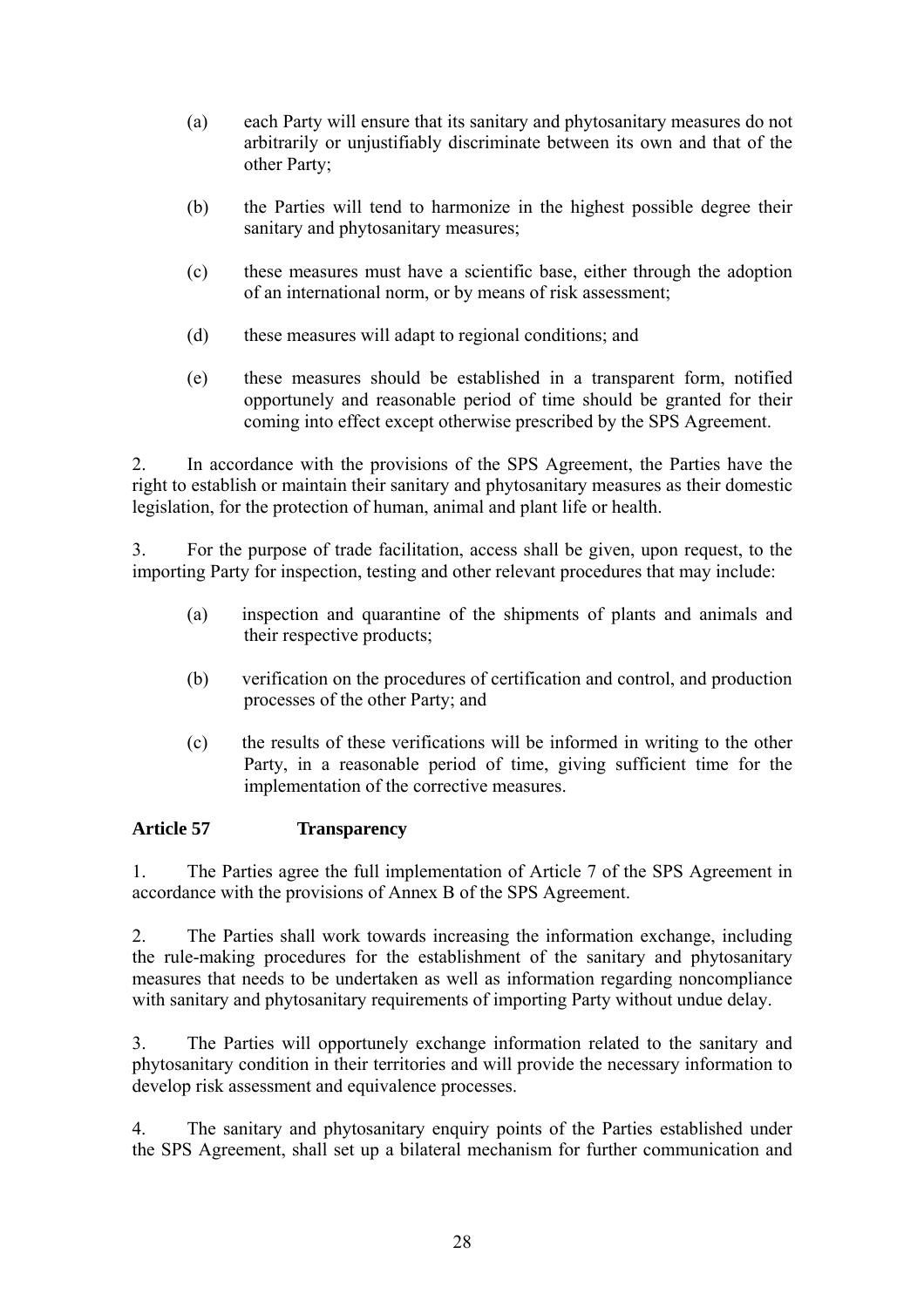(a) each Party will ensure that its sanitary and phytosanitary measures do not arbitrarily or unjustifiably discriminate between its own and that of the other Party;

(b) the Parties will tend to harmonize in the highest possible degree their sanitary and phytosanitary measures;

(c) these measures must have a scientific base, either through the adoption of an international norm, or by means of risk assessment;

(d) these measures will adapt to regional conditions; and

(e) these measures should be established in a transparent form, notified opportunely and reasonable period of time should be granted for their coming into effect except otherwise prescribed by the SPS Agreement.

2. In accordance with the provisions of the SPS Agreement, the Parties have the right to establish or maintain their sanitary and phytosanitary measures as their domestic legislation, for the protection of human, animal and plant life or health.

3. For the purpose of trade facilitation, access shall be given, upon request, to the importing Party for inspection, testing and other relevant procedures that may include:

(a) inspection and quarantine of the shipments of plants and animals and their respective products;

(b) verification on the procedures of certification and control, and production processes of the other Party; and

(c) the results of these verifications will be informed in writing to the other Party, in a reasonable period of time, giving sufficient time for the implementation of the corrective measures.

**Article 57 Transparency**

1. The Parties agree the full implementation of Article 7 of the SPS Agreement in accordance with the provisions of Annex B of the SPS Agreement.

2. The Parties shall work towards increasing the information exchange, including the rule-making procedures for the establishment of the sanitary and phytosanitary measures that needs to be undertaken as well as information regarding noncompliance with sanitary and phytosanitary requirements of importing Party without undue delay.

3. The Parties will opportunely exchange information related to the sanitary and phytosanitary condition in their territories and will provide the necessary information to develop risk assessment and equivalence processes.

4. The sanitary and phytosanitary enquiry points of the Parties established under the SPS Agreement, shall set up a bilateral mechanism for further communication and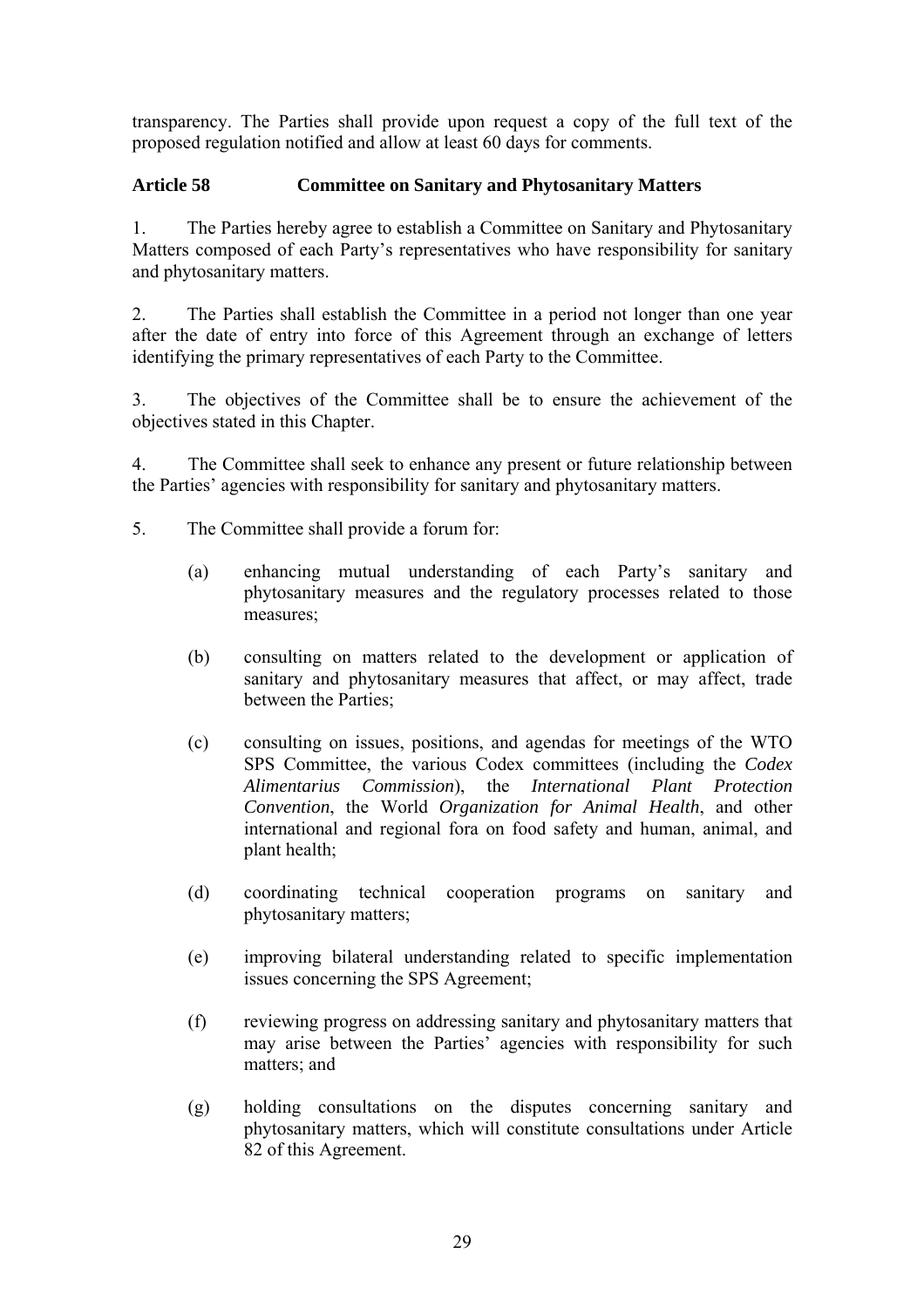transparency. The Parties shall provide upon request a copy of the full text of the proposed regulation notified and allow at least 60 days for comments.

### Article 58 Committee on Sanitary and Phytosanitary Matters

1. The Parties hereby agree to establish a Committee on Sanitary and Phytosanitary Matters composed of each Party's representatives who have responsibility for sanitary and phytosanitary matters.

2. The Parties shall establish the Committee in a period not longer than one year after the date of entry into force of this Agreement through an exchange of letters identifying the primary representatives of each Party to the Committee.

3. The objectives of the Committee shall be to ensure the achievement of the objectives stated in this Chapter.

4. The Committee shall seek to enhance any present or future relationship between the Parties' agencies with responsibility for sanitary and phytosanitary matters.

5. The Committee shall provide a forum for:

   (a) enhancing mutual understanding of each Party's sanitary and phytosanitary measures and the regulatory processes related to those measures;

   (b) consulting on matters related to the development or application of sanitary and phytosanitary measures that affect, or may affect, trade between the Parties;

   (c) consulting on issues, positions, and agendas for meetings of the WTO SPS Committee, the various Codex committees (including the *Codex Alimentarius Commission*), the *International Plant Protection Convention*, the World *Organization for Animal Health*, and other international and regional fora on food safety and human, animal, and plant health;

   (d) coordinating technical cooperation programs on sanitary and phytosanitary matters;

   (e) improving bilateral understanding related to specific implementation issues concerning the SPS Agreement;

   (f) reviewing progress on addressing sanitary and phytosanitary matters that may arise between the Parties' agencies with responsibility for such matters; and

   (g) holding consultations on the disputes concerning sanitary and phytosanitary matters, which will constitute consultations under Article 82 of this Agreement.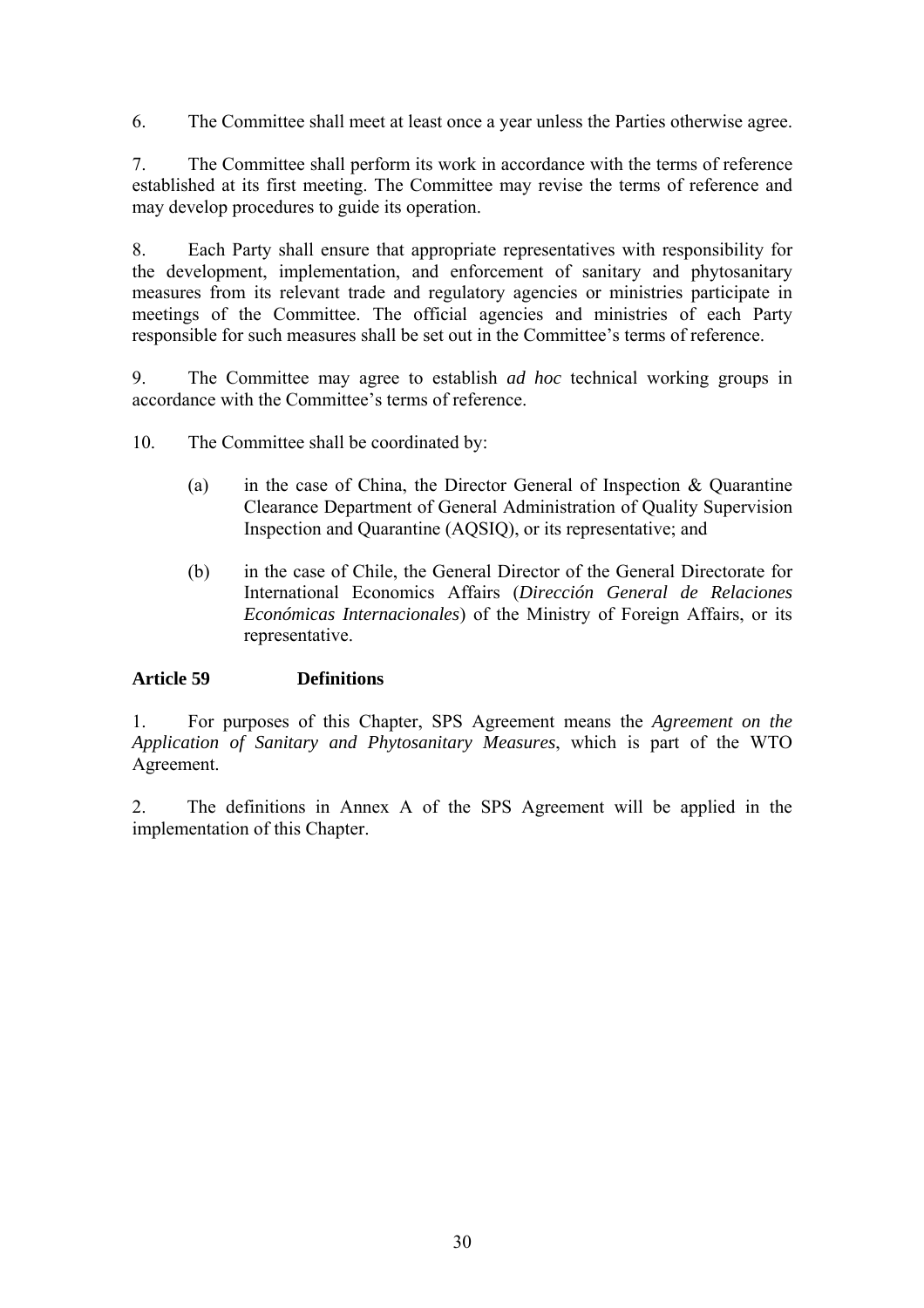6. The Committee shall meet at least once a year unless the Parties otherwise agree.

7. The Committee shall perform its work in accordance with the terms of reference established at its first meeting. The Committee may revise the terms of reference and may develop procedures to guide its operation.

8. Each Party shall ensure that appropriate representatives with responsibility for the development, implementation, and enforcement of sanitary and phytosanitary measures from its relevant trade and regulatory agencies or ministries participate in meetings of the Committee. The official agencies and ministries of each Party responsible for such measures shall be set out in the Committee's terms of reference.

9. The Committee may agree to establish *ad hoc* technical working groups in accordance with the Committee's terms of reference.

10. The Committee shall be coordinated by:

(a) in the case of China, the Director General of Inspection & Quarantine Clearance Department of General Administration of Quality Supervision Inspection and Quarantine (AQSIQ), or its representative; and

(b) in the case of Chile, the General Director of the General Directorate for International Economics Affairs (*Dirección General de Relaciones Económicas Internacionales*) of the Ministry of Foreign Affairs, or its representative.

**Article 59 Definitions**

1. For purposes of this Chapter, SPS Agreement means the *Agreement on the Application of Sanitary and Phytosanitary Measures*, which is part of the WTO Agreement.

2. The definitions in Annex A of the SPS Agreement will be applied in the implementation of this Chapter.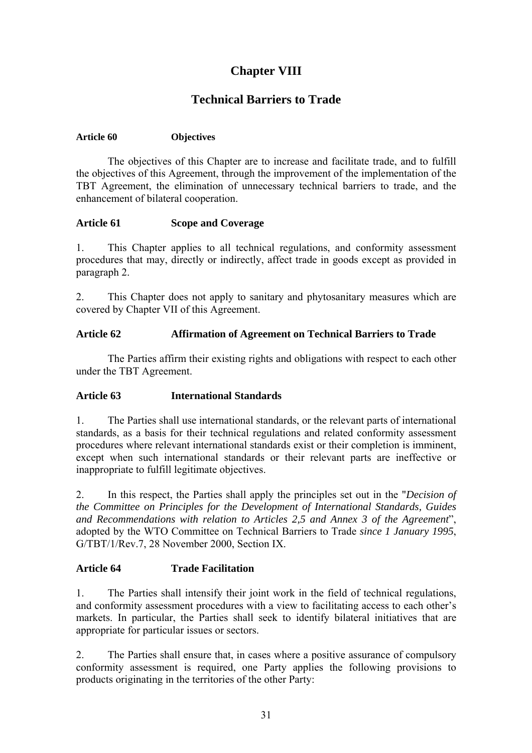# Chapter VIII

## Technical Barriers to Trade

**Article 60 Objectives**

The objectives of this Chapter are to increase and facilitate trade, and to fulfill the objectives of this Agreement, through the improvement of the implementation of the TBT Agreement, the elimination of unnecessary technical barriers to trade, and the enhancement of bilateral cooperation.

**Article 61 Scope and Coverage**

1. This Chapter applies to all technical regulations, and conformity assessment procedures that may, directly or indirectly, affect trade in goods except as provided in paragraph 2.

2. This Chapter does not apply to sanitary and phytosanitary measures which are covered by Chapter VII of this Agreement.

**Article 62 Affirmation of Agreement on Technical Barriers to Trade**

The Parties affirm their existing rights and obligations with respect to each other under the TBT Agreement.

**Article 63 International Standards**

1. The Parties shall use international standards, or the relevant parts of international standards, as a basis for their technical regulations and related conformity assessment procedures where relevant international standards exist or their completion is imminent, except when such international standards or their relevant parts are ineffective or inappropriate to fulfill legitimate objectives.

2. In this respect, the Parties shall apply the principles set out in the "*Decision of the Committee on Principles for the Development of International Standards, Guides and Recommendations with relation to Articles 2,5 and Annex 3 of the Agreement*", adopted by the WTO Committee on Technical Barriers to Trade *since 1 January 1995*, G/TBT/1/Rev.7, 28 November 2000, Section IX.

**Article 64 Trade Facilitation**

1. The Parties shall intensify their joint work in the field of technical regulations, and conformity assessment procedures with a view to facilitating access to each other's markets. In particular, the Parties shall seek to identify bilateral initiatives that are appropriate for particular issues or sectors.

2. The Parties shall ensure that, in cases where a positive assurance of compulsory conformity assessment is required, one Party applies the following provisions to products originating in the territories of the other Party: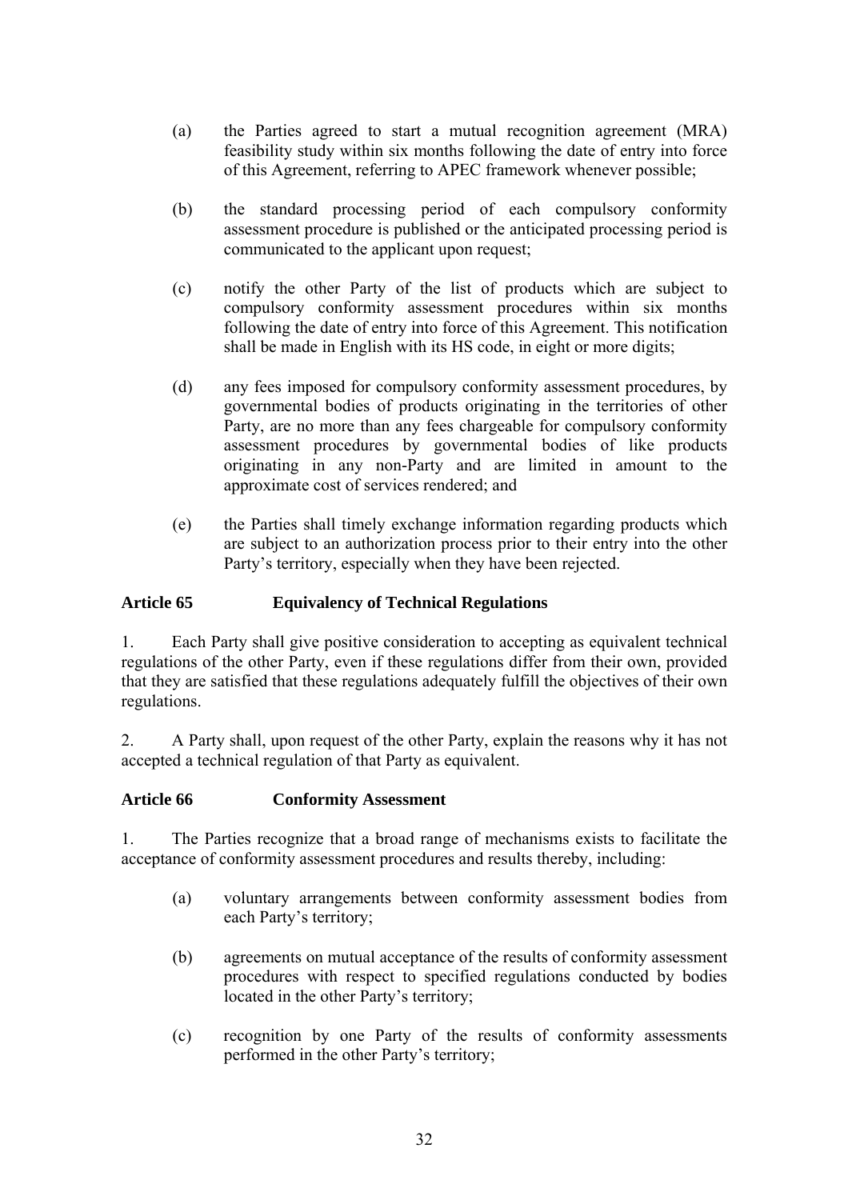(a) the Parties agreed to start a mutual recognition agreement (MRA) feasibility study within six months following the date of entry into force of this Agreement, referring to APEC framework whenever possible;

(b) the standard processing period of each compulsory conformity assessment procedure is published or the anticipated processing period is communicated to the applicant upon request;

(c) notify the other Party of the list of products which are subject to compulsory conformity assessment procedures within six months following the date of entry into force of this Agreement. This notification shall be made in English with its HS code, in eight or more digits;

(d) any fees imposed for compulsory conformity assessment procedures, by governmental bodies of products originating in the territories of other Party, are no more than any fees chargeable for compulsory conformity assessment procedures by governmental bodies of like products originating in any non-Party and are limited in amount to the approximate cost of services rendered; and

(e) the Parties shall timely exchange information regarding products which are subject to an authorization process prior to their entry into the other Party's territory, especially when they have been rejected.

**Article 65 Equivalency of Technical Regulations**

1. Each Party shall give positive consideration to accepting as equivalent technical regulations of the other Party, even if these regulations differ from their own, provided that they are satisfied that these regulations adequately fulfill the objectives of their own regulations.

2. A Party shall, upon request of the other Party, explain the reasons why it has not accepted a technical regulation of that Party as equivalent.

**Article 66 Conformity Assessment**

1. The Parties recognize that a broad range of mechanisms exists to facilitate the acceptance of conformity assessment procedures and results thereby, including:

(a) voluntary arrangements between conformity assessment bodies from each Party's territory;

(b) agreements on mutual acceptance of the results of conformity assessment procedures with respect to specified regulations conducted by bodies located in the other Party's territory;

(c) recognition by one Party of the results of conformity assessments performed in the other Party's territory;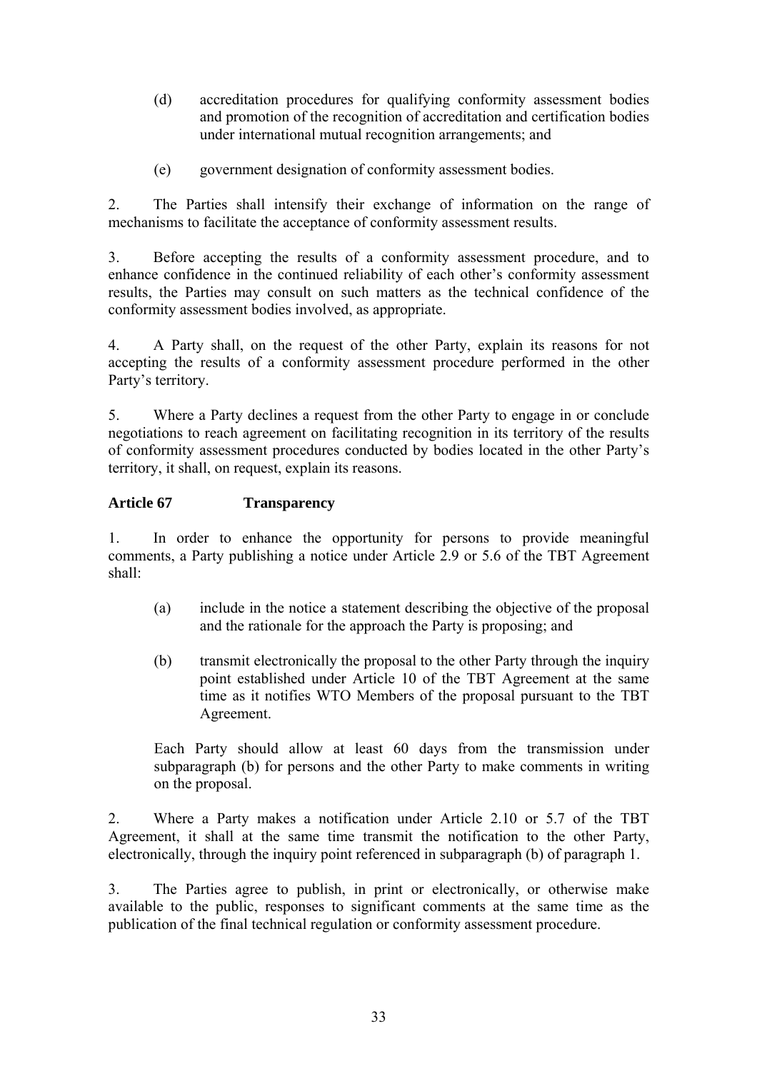(d) accreditation procedures for qualifying conformity assessment bodies and promotion of the recognition of accreditation and certification bodies under international mutual recognition arrangements; and

(e) government designation of conformity assessment bodies.

2. The Parties shall intensify their exchange of information on the range of mechanisms to facilitate the acceptance of conformity assessment results.

3. Before accepting the results of a conformity assessment procedure, and to enhance confidence in the continued reliability of each other's conformity assessment results, the Parties may consult on such matters as the technical confidence of the conformity assessment bodies involved, as appropriate.

4. A Party shall, on the request of the other Party, explain its reasons for not accepting the results of a conformity assessment procedure performed in the other Party's territory.

5. Where a Party declines a request from the other Party to engage in or conclude negotiations to reach agreement on facilitating recognition in its territory of the results of conformity assessment procedures conducted by bodies located in the other Party's territory, it shall, on request, explain its reasons.

**Article 67 Transparency**

1. In order to enhance the opportunity for persons to provide meaningful comments, a Party publishing a notice under Article 2.9 or 5.6 of the TBT Agreement shall:

(a) include in the notice a statement describing the objective of the proposal and the rationale for the approach the Party is proposing; and

(b) transmit electronically the proposal to the other Party through the inquiry point established under Article 10 of the TBT Agreement at the same time as it notifies WTO Members of the proposal pursuant to the TBT Agreement.

Each Party should allow at least 60 days from the transmission under subparagraph (b) for persons and the other Party to make comments in writing on the proposal.

2. Where a Party makes a notification under Article 2.10 or 5.7 of the TBT Agreement, it shall at the same time transmit the notification to the other Party, electronically, through the inquiry point referenced in subparagraph (b) of paragraph 1.

3. The Parties agree to publish, in print or electronically, or otherwise make available to the public, responses to significant comments at the same time as the publication of the final technical regulation or conformity assessment procedure.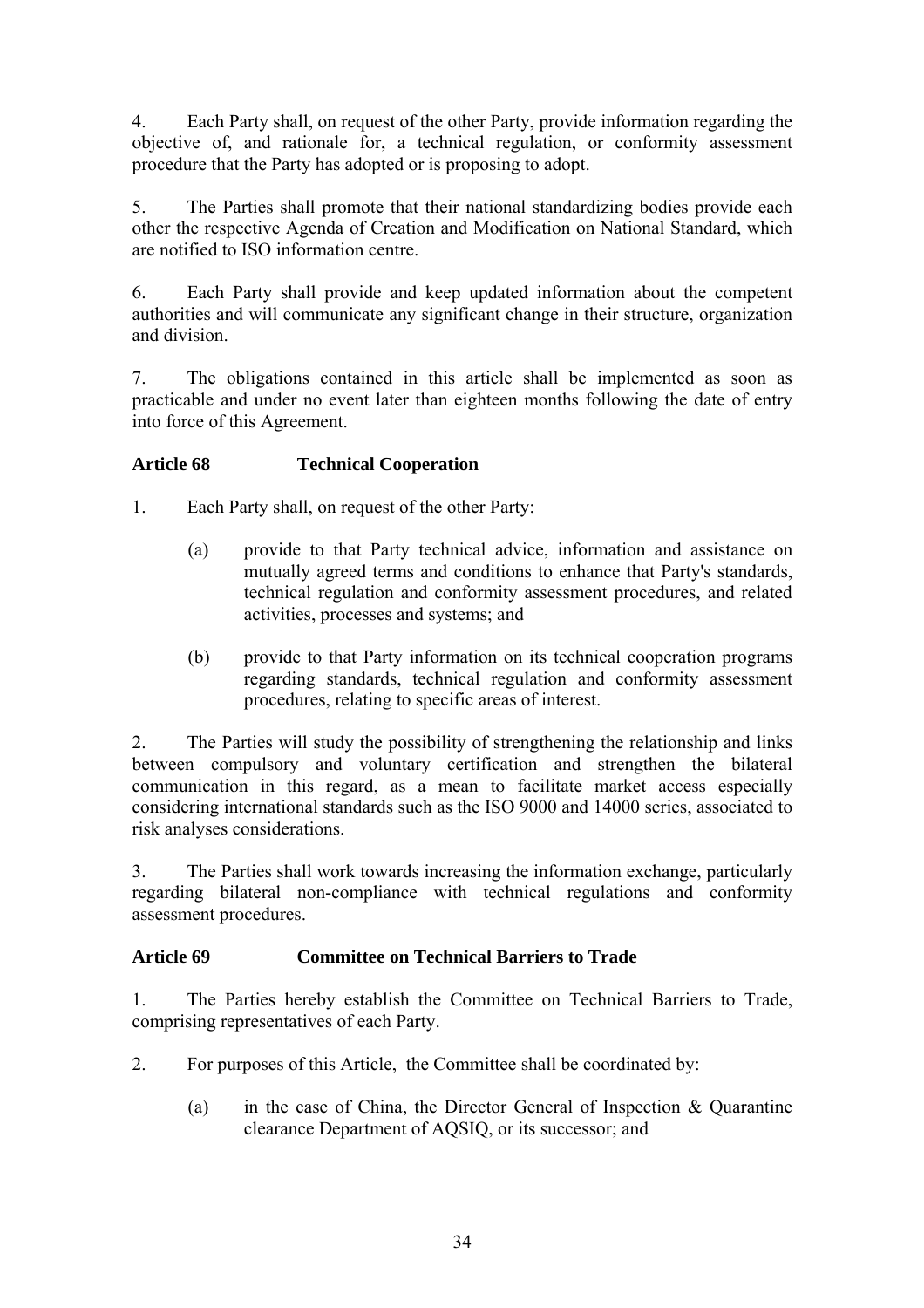4. Each Party shall, on request of the other Party, provide information regarding the objective of, and rationale for, a technical regulation, or conformity assessment procedure that the Party has adopted or is proposing to adopt.

5. The Parties shall promote that their national standardizing bodies provide each other the respective Agenda of Creation and Modification on National Standard, which are notified to ISO information centre.

6. Each Party shall provide and keep updated information about the competent authorities and will communicate any significant change in their structure, organization and division.

7. The obligations contained in this article shall be implemented as soon as practicable and under no event later than eighteen months following the date of entry into force of this Agreement.

### Article 68 Technical Cooperation

1. Each Party shall, on request of the other Party:

   (a) provide to that Party technical advice, information and assistance on mutually agreed terms and conditions to enhance that Party's standards, technical regulation and conformity assessment procedures, and related activities, processes and systems; and

   (b) provide to that Party information on its technical cooperation programs regarding standards, technical regulation and conformity assessment procedures, relating to specific areas of interest.

2. The Parties will study the possibility of strengthening the relationship and links between compulsory and voluntary certification and strengthen the bilateral communication in this regard, as a mean to facilitate market access especially considering international standards such as the ISO 9000 and 14000 series, associated to risk analyses considerations.

3. The Parties shall work towards increasing the information exchange, particularly regarding bilateral non-compliance with technical regulations and conformity assessment procedures.

### Article 69 Committee on Technical Barriers to Trade

1. The Parties hereby establish the Committee on Technical Barriers to Trade, comprising representatives of each Party.

2. For purposes of this Article, the Committee shall be coordinated by:

   (a) in the case of China, the Director General of Inspection & Quarantine clearance Department of AQSIQ, or its successor; and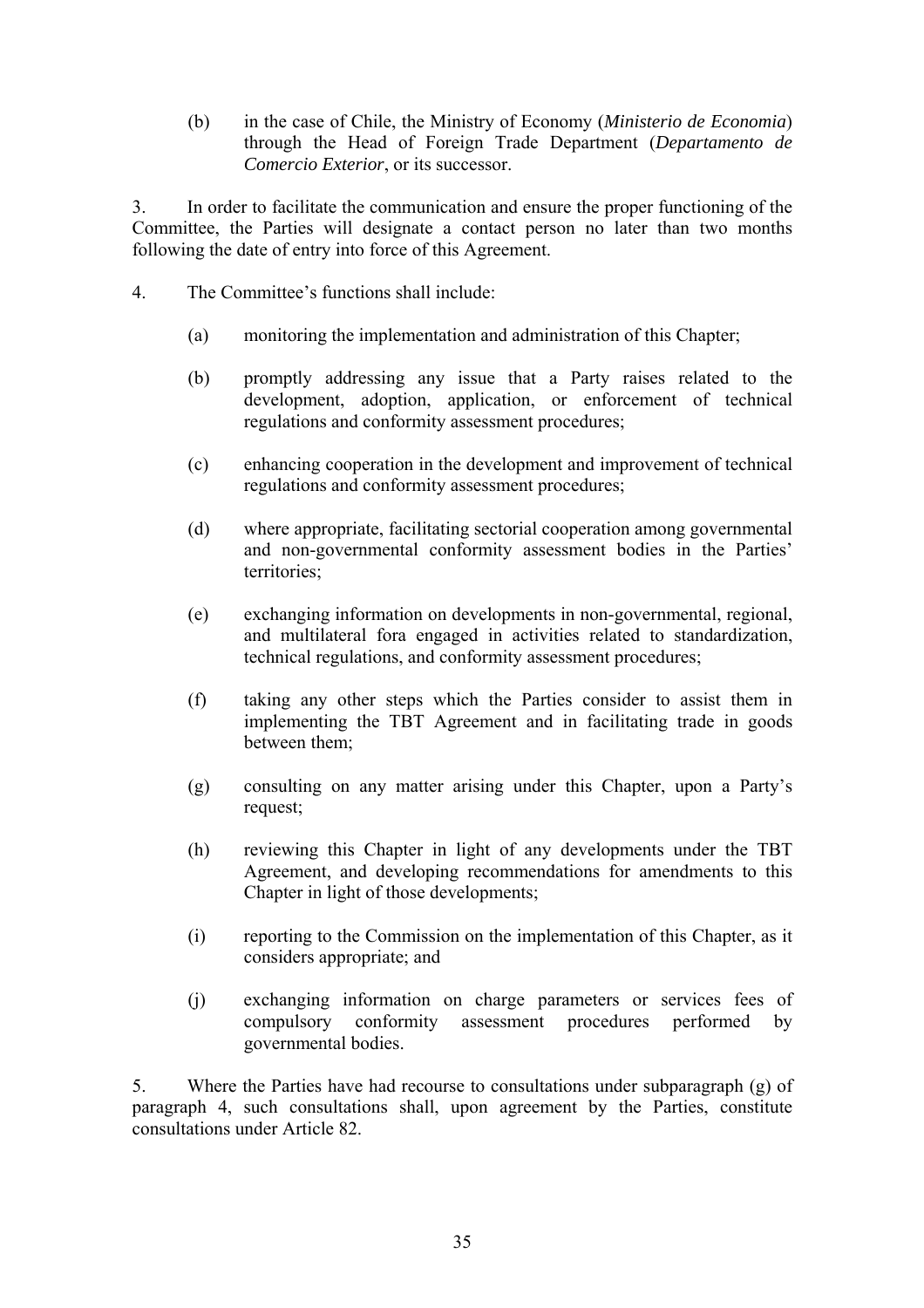(b) in the case of Chile, the Ministry of Economy (*Ministerio de Economia*) through the Head of Foreign Trade Department (*Departamento de Comercio Exterior*, or its successor.

3. In order to facilitate the communication and ensure the proper functioning of the Committee, the Parties will designate a contact person no later than two months following the date of entry into force of this Agreement.

4. The Committee's functions shall include:

(a) monitoring the implementation and administration of this Chapter;

(b) promptly addressing any issue that a Party raises related to the development, adoption, application, or enforcement of technical regulations and conformity assessment procedures;

(c) enhancing cooperation in the development and improvement of technical regulations and conformity assessment procedures;

(d) where appropriate, facilitating sectorial cooperation among governmental and non-governmental conformity assessment bodies in the Parties' territories;

(e) exchanging information on developments in non-governmental, regional, and multilateral fora engaged in activities related to standardization, technical regulations, and conformity assessment procedures;

(f) taking any other steps which the Parties consider to assist them in implementing the TBT Agreement and in facilitating trade in goods between them;

(g) consulting on any matter arising under this Chapter, upon a Party's request;

(h) reviewing this Chapter in light of any developments under the TBT Agreement, and developing recommendations for amendments to this Chapter in light of those developments;

(i) reporting to the Commission on the implementation of this Chapter, as it considers appropriate; and

(j) exchanging information on charge parameters or services fees of compulsory conformity assessment procedures performed by governmental bodies.

5. Where the Parties have had recourse to consultations under subparagraph (g) of paragraph 4, such consultations shall, upon agreement by the Parties, constitute consultations under Article 82.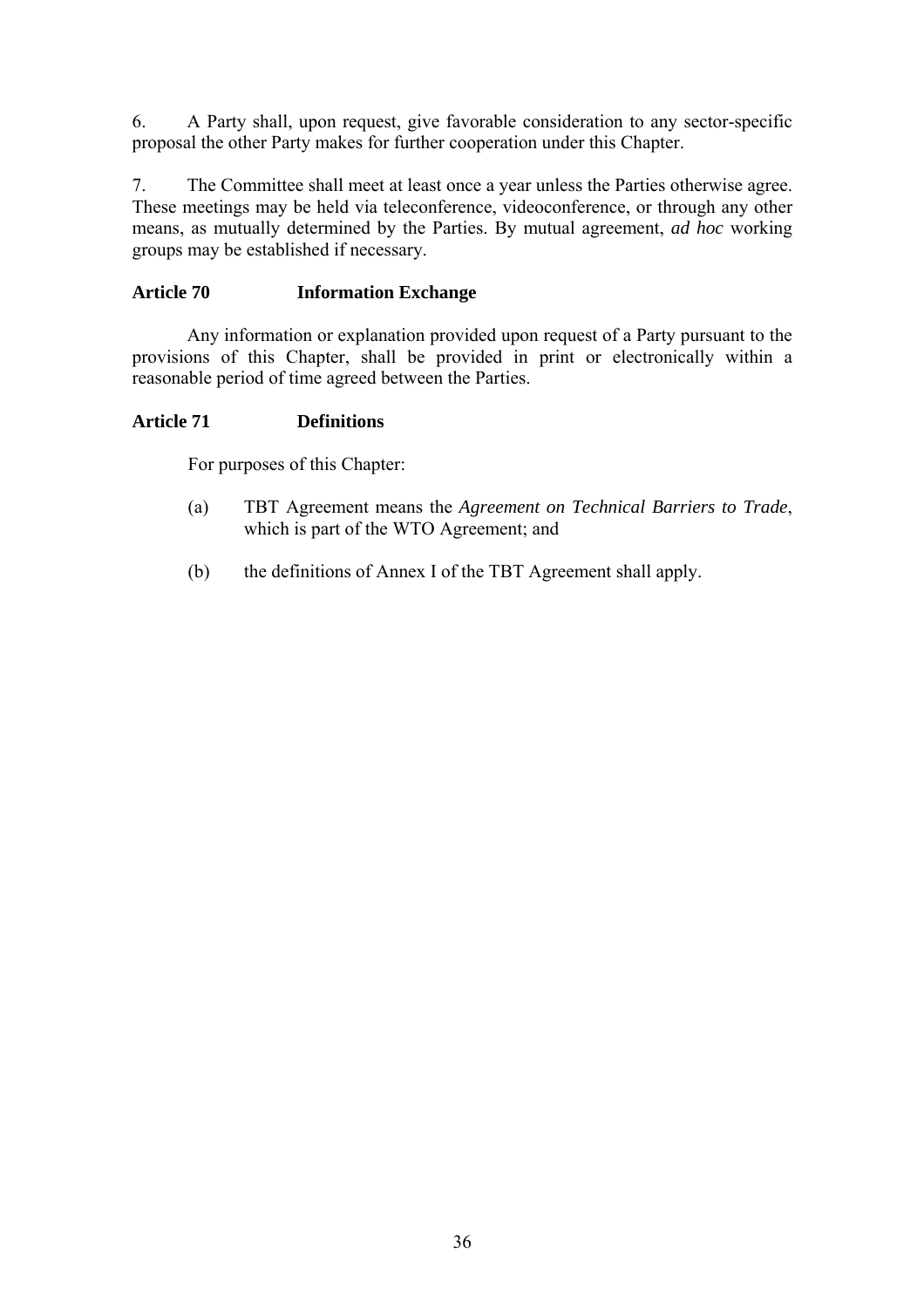6. A Party shall, upon request, give favorable consideration to any sector-specific proposal the other Party makes for further cooperation under this Chapter.

7. The Committee shall meet at least once a year unless the Parties otherwise agree. These meetings may be held via teleconference, videoconference, or through any other means, as mutually determined by the Parties. By mutual agreement, *ad hoc* working groups may be established if necessary.

**Article 70 Information Exchange**

Any information or explanation provided upon request of a Party pursuant to the provisions of this Chapter, shall be provided in print or electronically within a reasonable period of time agreed between the Parties.

**Article 71 Definitions**

For purposes of this Chapter:

(a) TBT Agreement means the *Agreement on Technical Barriers to Trade*, which is part of the WTO Agreement; and

(b) the definitions of Annex I of the TBT Agreement shall apply.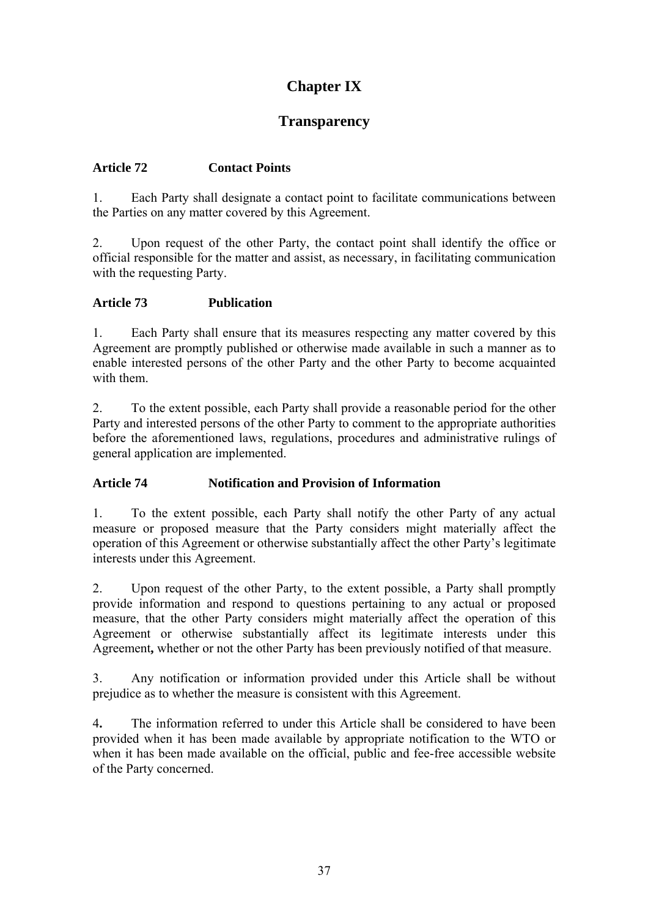# Chapter IX

## Transparency

### Article 72 Contact Points

1. Each Party shall designate a contact point to facilitate communications between the Parties on any matter covered by this Agreement.

2. Upon request of the other Party, the contact point shall identify the office or official responsible for the matter and assist, as necessary, in facilitating communication with the requesting Party.

### Article 73 Publication

1. Each Party shall ensure that its measures respecting any matter covered by this Agreement are promptly published or otherwise made available in such a manner as to enable interested persons of the other Party and the other Party to become acquainted with them.

2. To the extent possible, each Party shall provide a reasonable period for the other Party and interested persons of the other Party to comment to the appropriate authorities before the aforementioned laws, regulations, procedures and administrative rulings of general application are implemented.

### Article 74 Notification and Provision of Information

1. To the extent possible, each Party shall notify the other Party of any actual measure or proposed measure that the Party considers might materially affect the operation of this Agreement or otherwise substantially affect the other Party's legitimate interests under this Agreement.

2. Upon request of the other Party, to the extent possible, a Party shall promptly provide information and respond to questions pertaining to any actual or proposed measure, that the other Party considers might materially affect the operation of this Agreement or otherwise substantially affect its legitimate interests under this Agreement**,** whether or not the other Party has been previously notified of that measure.

3. Any notification or information provided under this Article shall be without prejudice as to whether the measure is consistent with this Agreement.

4**.** The information referred to under this Article shall be considered to have been provided when it has been made available by appropriate notification to the WTO or when it has been made available on the official, public and fee-free accessible website of the Party concerned.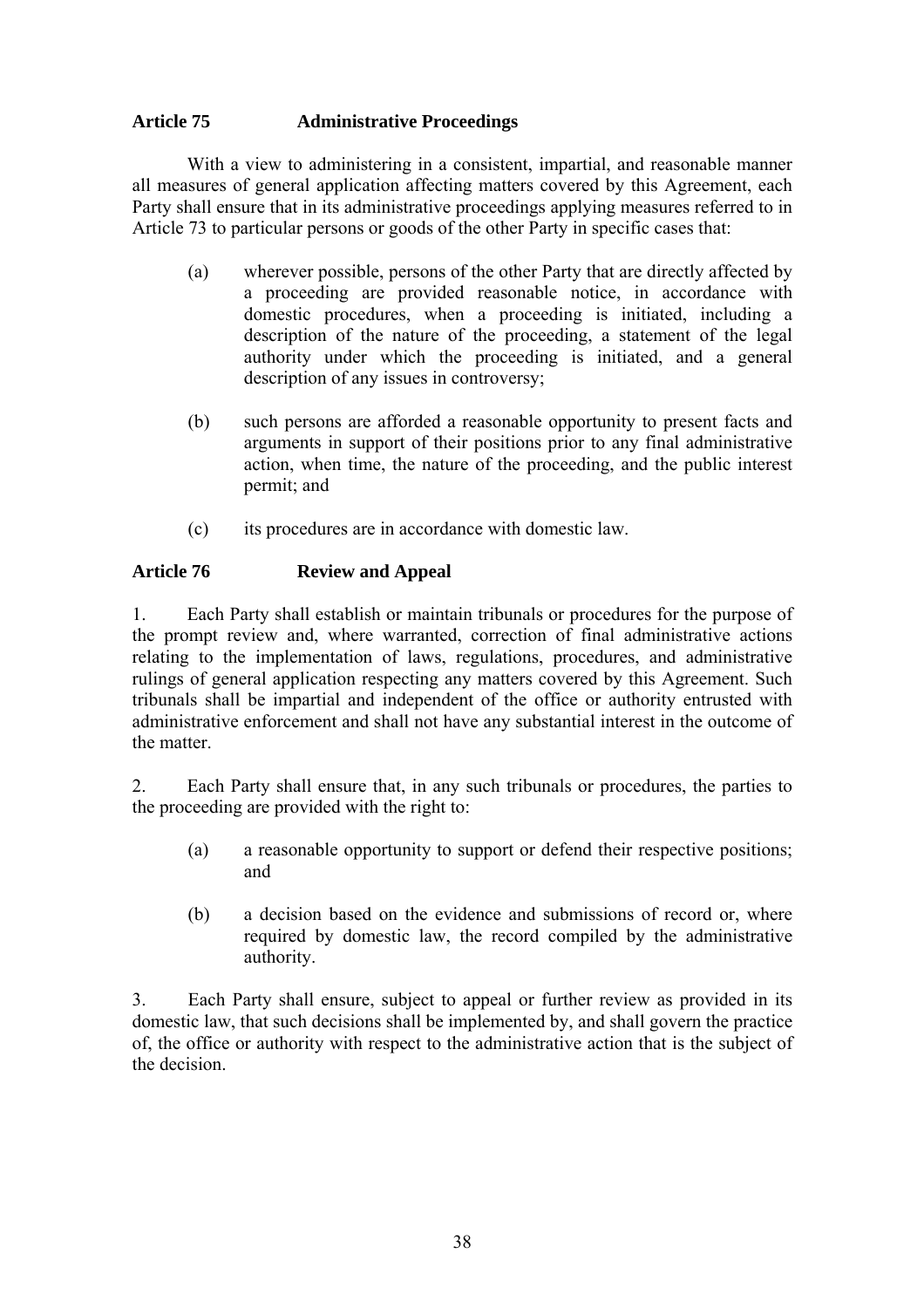### Article 75 Administrative Proceedings

With a view to administering in a consistent, impartial, and reasonable manner all measures of general application affecting matters covered by this Agreement, each Party shall ensure that in its administrative proceedings applying measures referred to in Article 73 to particular persons or goods of the other Party in specific cases that:

(a) wherever possible, persons of the other Party that are directly affected by a proceeding are provided reasonable notice, in accordance with domestic procedures, when a proceeding is initiated, including a description of the nature of the proceeding, a statement of the legal authority under which the proceeding is initiated, and a general description of any issues in controversy;

(b) such persons are afforded a reasonable opportunity to present facts and arguments in support of their positions prior to any final administrative action, when time, the nature of the proceeding, and the public interest permit; and

(c) its procedures are in accordance with domestic law.

### Article 76 Review and Appeal

1. Each Party shall establish or maintain tribunals or procedures for the purpose of the prompt review and, where warranted, correction of final administrative actions relating to the implementation of laws, regulations, procedures, and administrative rulings of general application respecting any matters covered by this Agreement. Such tribunals shall be impartial and independent of the office or authority entrusted with administrative enforcement and shall not have any substantial interest in the outcome of the matter.

2. Each Party shall ensure that, in any such tribunals or procedures, the parties to the proceeding are provided with the right to:

(a) a reasonable opportunity to support or defend their respective positions; and

(b) a decision based on the evidence and submissions of record or, where required by domestic law, the record compiled by the administrative authority.

3. Each Party shall ensure, subject to appeal or further review as provided in its domestic law, that such decisions shall be implemented by, and shall govern the practice of, the office or authority with respect to the administrative action that is the subject of the decision.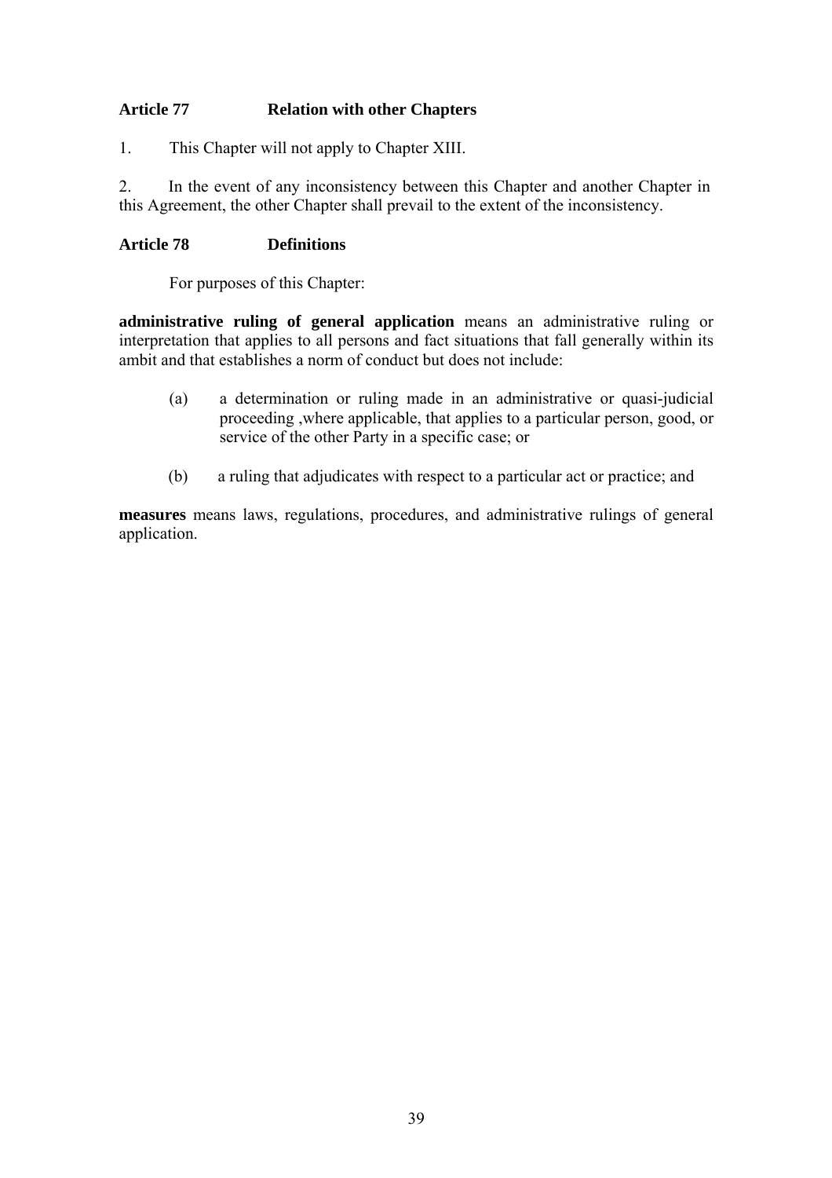**Article 77 Relation with other Chapters**

1. This Chapter will not apply to Chapter XIII.

2. In the event of any inconsistency between this Chapter and another Chapter in this Agreement, the other Chapter shall prevail to the extent of the inconsistency.

**Article 78 Definitions**

For purposes of this Chapter:

**administrative ruling of general application** means an administrative ruling or interpretation that applies to all persons and fact situations that fall generally within its ambit and that establishes a norm of conduct but does not include:

(a) a determination or ruling made in an administrative or quasi-judicial proceeding ,where applicable, that applies to a particular person, good, or service of the other Party in a specific case; or

(b) a ruling that adjudicates with respect to a particular act or practice; and

**measures** means laws, regulations, procedures, and administrative rulings of general application.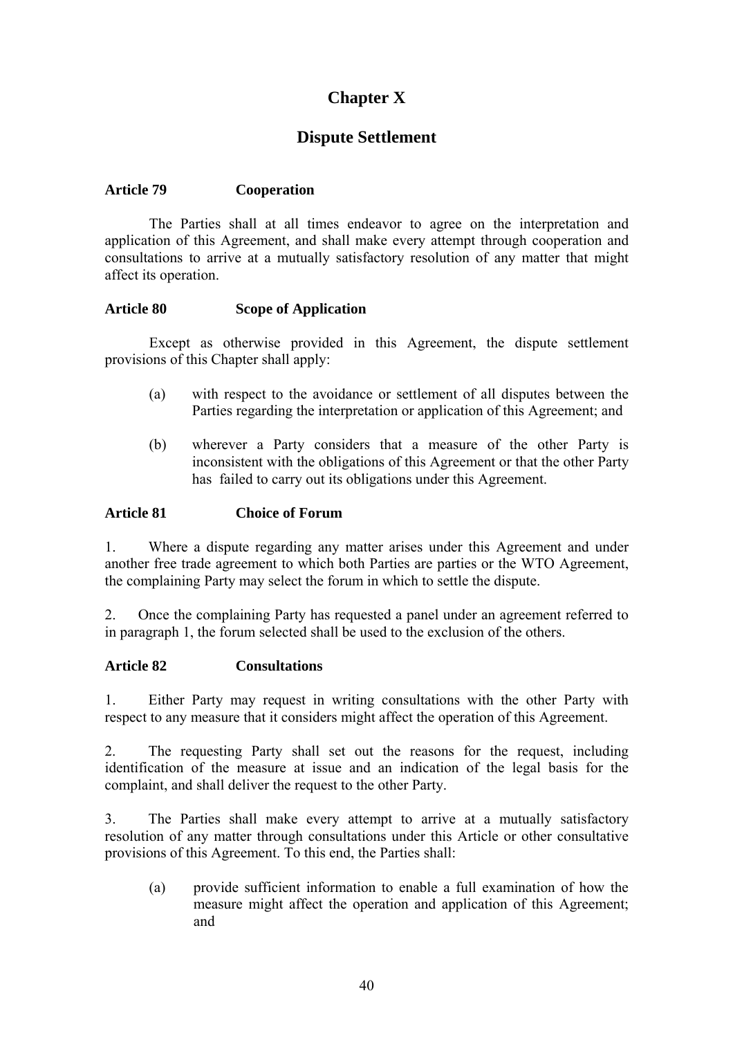# Chapter X

## Dispute Settlement

**Article 79 Cooperation**

The Parties shall at all times endeavor to agree on the interpretation and application of this Agreement, and shall make every attempt through cooperation and consultations to arrive at a mutually satisfactory resolution of any matter that might affect its operation.

**Article 80 Scope of Application**

Except as otherwise provided in this Agreement, the dispute settlement provisions of this Chapter shall apply:

(a) with respect to the avoidance or settlement of all disputes between the Parties regarding the interpretation or application of this Agreement; and

(b) wherever a Party considers that a measure of the other Party is inconsistent with the obligations of this Agreement or that the other Party has failed to carry out its obligations under this Agreement.

**Article 81 Choice of Forum**

1. Where a dispute regarding any matter arises under this Agreement and under another free trade agreement to which both Parties are parties or the WTO Agreement, the complaining Party may select the forum in which to settle the dispute.

2. Once the complaining Party has requested a panel under an agreement referred to in paragraph 1, the forum selected shall be used to the exclusion of the others.

**Article 82 Consultations**

1. Either Party may request in writing consultations with the other Party with respect to any measure that it considers might affect the operation of this Agreement.

2. The requesting Party shall set out the reasons for the request, including identification of the measure at issue and an indication of the legal basis for the complaint, and shall deliver the request to the other Party.

3. The Parties shall make every attempt to arrive at a mutually satisfactory resolution of any matter through consultations under this Article or other consultative provisions of this Agreement. To this end, the Parties shall:

(a) provide sufficient information to enable a full examination of how the measure might affect the operation and application of this Agreement; and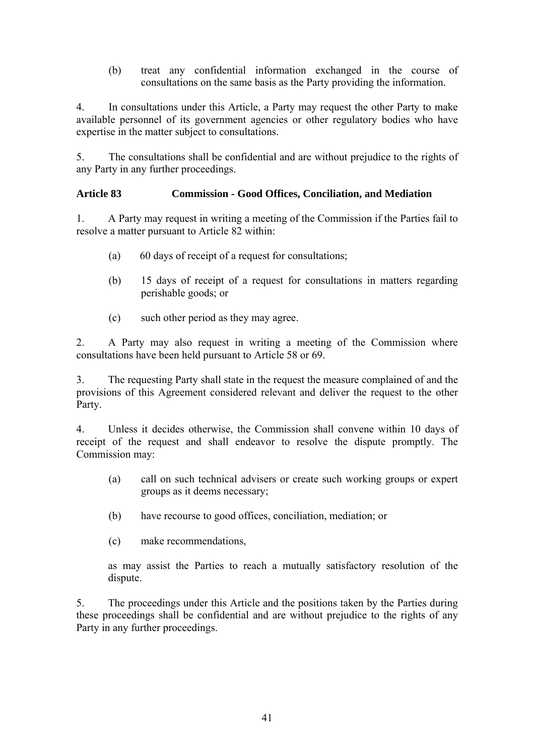(b) treat any confidential information exchanged in the course of consultations on the same basis as the Party providing the information.

4. In consultations under this Article, a Party may request the other Party to make available personnel of its government agencies or other regulatory bodies who have expertise in the matter subject to consultations.

5. The consultations shall be confidential and are without prejudice to the rights of any Party in any further proceedings.

**Article 83 Commission - Good Offices, Conciliation, and Mediation**

1. A Party may request in writing a meeting of the Commission if the Parties fail to resolve a matter pursuant to Article 82 within:

(a) 60 days of receipt of a request for consultations;

(b) 15 days of receipt of a request for consultations in matters regarding perishable goods; or

(c) such other period as they may agree.

2. A Party may also request in writing a meeting of the Commission where consultations have been held pursuant to Article 58 or 69.

3. The requesting Party shall state in the request the measure complained of and the provisions of this Agreement considered relevant and deliver the request to the other Party.

4. Unless it decides otherwise, the Commission shall convene within 10 days of receipt of the request and shall endeavor to resolve the dispute promptly. The Commission may:

(a) call on such technical advisers or create such working groups or expert groups as it deems necessary;

(b) have recourse to good offices, conciliation, mediation; or

(c) make recommendations,

as may assist the Parties to reach a mutually satisfactory resolution of the dispute.

5. The proceedings under this Article and the positions taken by the Parties during these proceedings shall be confidential and are without prejudice to the rights of any Party in any further proceedings.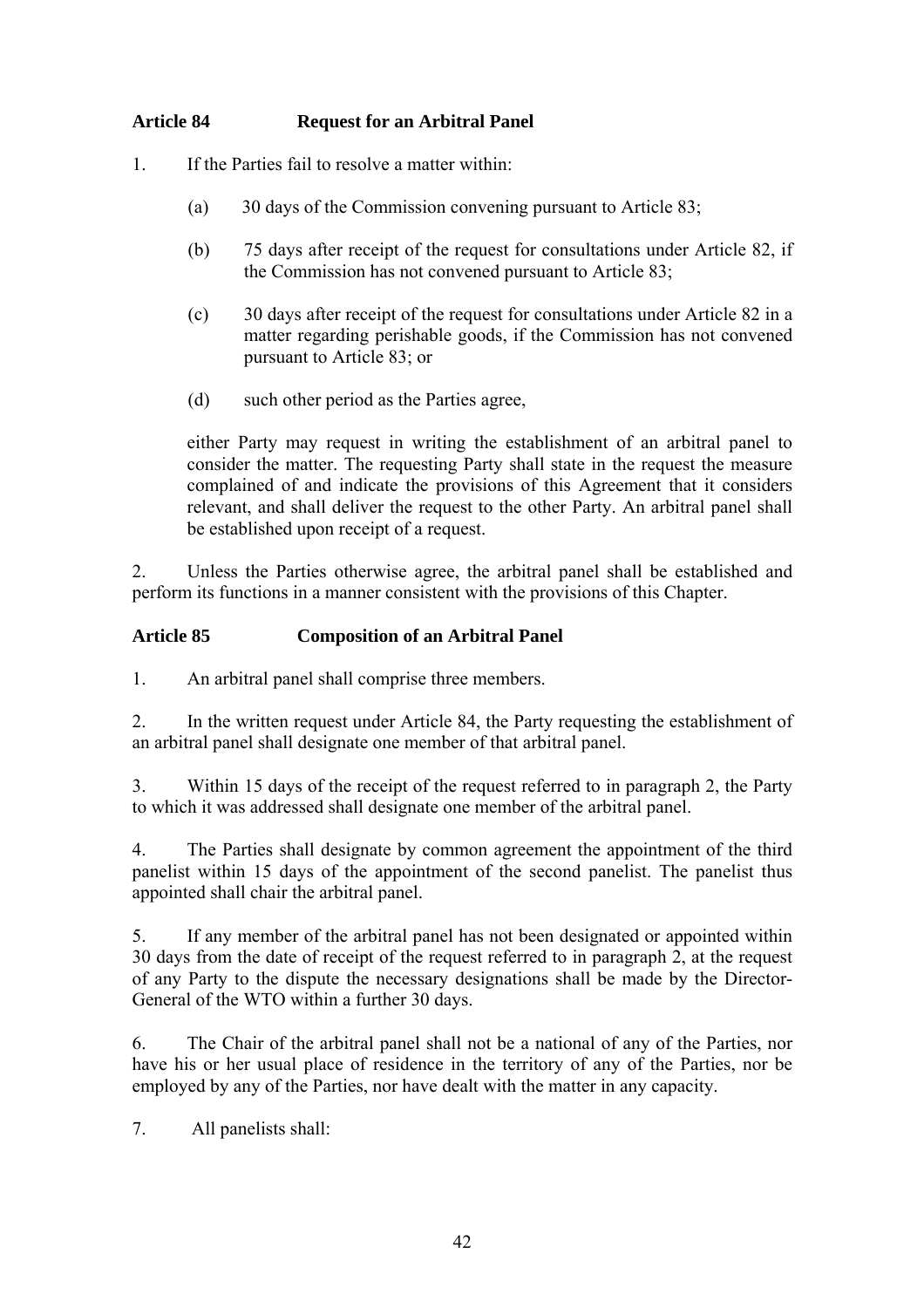### Article 84 Request for an Arbitral Panel

1. If the Parties fail to resolve a matter within:

   (a) 30 days of the Commission convening pursuant to Article 83;

   (b) 75 days after receipt of the request for consultations under Article 82, if the Commission has not convened pursuant to Article 83;

   (c) 30 days after receipt of the request for consultations under Article 82 in a matter regarding perishable goods, if the Commission has not convened pursuant to Article 83; or

   (d) such other period as the Parties agree,

   either Party may request in writing the establishment of an arbitral panel to consider the matter. The requesting Party shall state in the request the measure complained of and indicate the provisions of this Agreement that it considers relevant, and shall deliver the request to the other Party. An arbitral panel shall be established upon receipt of a request.

2. Unless the Parties otherwise agree, the arbitral panel shall be established and perform its functions in a manner consistent with the provisions of this Chapter.

### Article 85 Composition of an Arbitral Panel

1. An arbitral panel shall comprise three members.

2. In the written request under Article 84, the Party requesting the establishment of an arbitral panel shall designate one member of that arbitral panel.

3. Within 15 days of the receipt of the request referred to in paragraph 2, the Party to which it was addressed shall designate one member of the arbitral panel.

4. The Parties shall designate by common agreement the appointment of the third panelist within 15 days of the appointment of the second panelist. The panelist thus appointed shall chair the arbitral panel.

5. If any member of the arbitral panel has not been designated or appointed within 30 days from the date of receipt of the request referred to in paragraph 2, at the request of any Party to the dispute the necessary designations shall be made by the Director-General of the WTO within a further 30 days.

6. The Chair of the arbitral panel shall not be a national of any of the Parties, nor have his or her usual place of residence in the territory of any of the Parties, nor be employed by any of the Parties, nor have dealt with the matter in any capacity.

7. All panelists shall: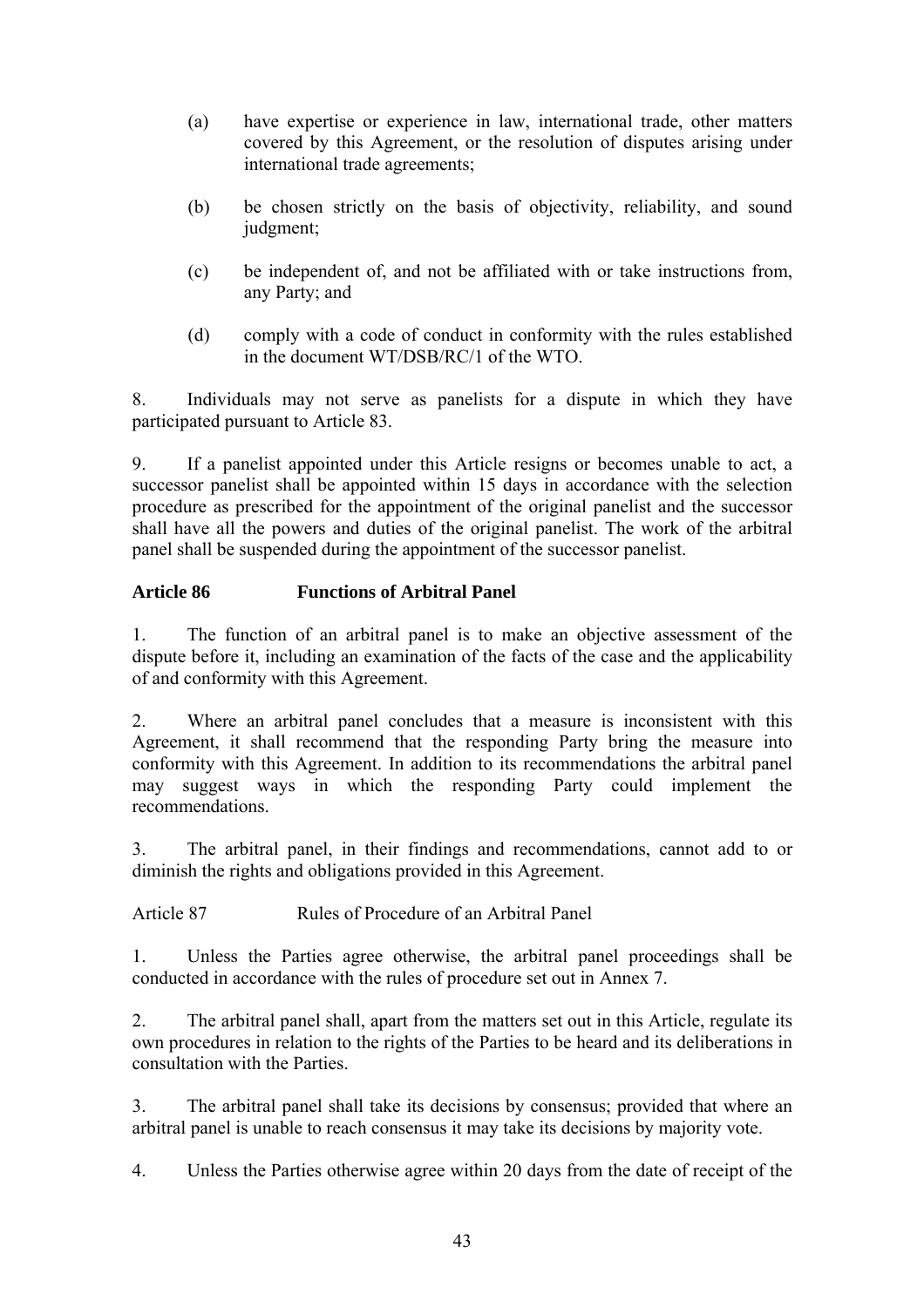(a) have expertise or experience in law, international trade, other matters covered by this Agreement, or the resolution of disputes arising under international trade agreements;

(b) be chosen strictly on the basis of objectivity, reliability, and sound judgment;

(c) be independent of, and not be affiliated with or take instructions from, any Party; and

(d) comply with a code of conduct in conformity with the rules established in the document WT/DSB/RC/1 of the WTO.

8. Individuals may not serve as panelists for a dispute in which they have participated pursuant to Article 83.

9. If a panelist appointed under this Article resigns or becomes unable to act, a successor panelist shall be appointed within 15 days in accordance with the selection procedure as prescribed for the appointment of the original panelist and the successor shall have all the powers and duties of the original panelist. The work of the arbitral panel shall be suspended during the appointment of the successor panelist.

**Article 86 Functions of Arbitral Panel**

1. The function of an arbitral panel is to make an objective assessment of the dispute before it, including an examination of the facts of the case and the applicability of and conformity with this Agreement.

2. Where an arbitral panel concludes that a measure is inconsistent with this Agreement, it shall recommend that the responding Party bring the measure into conformity with this Agreement. In addition to its recommendations the arbitral panel may suggest ways in which the responding Party could implement the recommendations.

3. The arbitral panel, in their findings and recommendations, cannot add to or diminish the rights and obligations provided in this Agreement.

Article 87 Rules of Procedure of an Arbitral Panel

1. Unless the Parties agree otherwise, the arbitral panel proceedings shall be conducted in accordance with the rules of procedure set out in Annex 7.

2. The arbitral panel shall, apart from the matters set out in this Article, regulate its own procedures in relation to the rights of the Parties to be heard and its deliberations in consultation with the Parties.

3. The arbitral panel shall take its decisions by consensus; provided that where an arbitral panel is unable to reach consensus it may take its decisions by majority vote.

4. Unless the Parties otherwise agree within 20 days from the date of receipt of the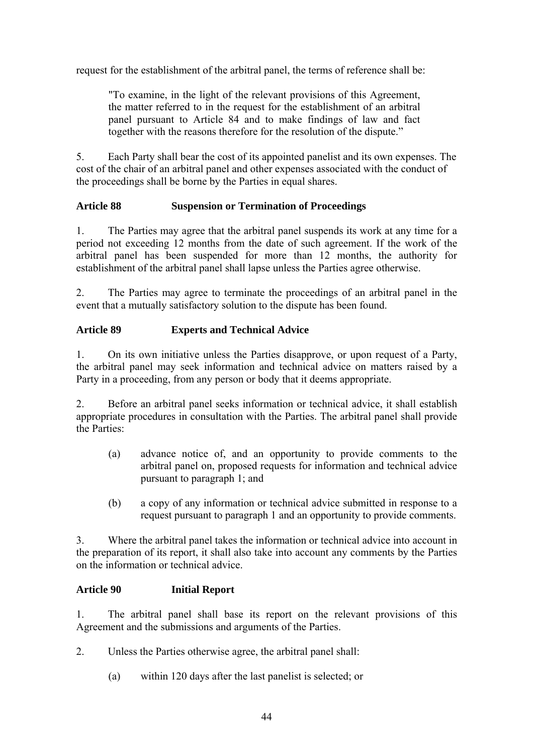request for the establishment of the arbitral panel, the terms of reference shall be:

> "To examine, in the light of the relevant provisions of this Agreement, the matter referred to in the request for the establishment of an arbitral panel pursuant to Article 84 and to make findings of law and fact together with the reasons therefore for the resolution of the dispute."

5. Each Party shall bear the cost of its appointed panelist and its own expenses. The cost of the chair of an arbitral panel and other expenses associated with the conduct of the proceedings shall be borne by the Parties in equal shares.

**Article 88 Suspension or Termination of Proceedings**

1. The Parties may agree that the arbitral panel suspends its work at any time for a period not exceeding 12 months from the date of such agreement. If the work of the arbitral panel has been suspended for more than 12 months, the authority for establishment of the arbitral panel shall lapse unless the Parties agree otherwise.

2. The Parties may agree to terminate the proceedings of an arbitral panel in the event that a mutually satisfactory solution to the dispute has been found.

**Article 89 Experts and Technical Advice**

1. On its own initiative unless the Parties disapprove, or upon request of a Party, the arbitral panel may seek information and technical advice on matters raised by a Party in a proceeding, from any person or body that it deems appropriate.

2. Before an arbitral panel seeks information or technical advice, it shall establish appropriate procedures in consultation with the Parties. The arbitral panel shall provide the Parties:

(a) advance notice of, and an opportunity to provide comments to the arbitral panel on, proposed requests for information and technical advice pursuant to paragraph 1; and

(b) a copy of any information or technical advice submitted in response to a request pursuant to paragraph 1 and an opportunity to provide comments.

3. Where the arbitral panel takes the information or technical advice into account in the preparation of its report, it shall also take into account any comments by the Parties on the information or technical advice.

**Article 90 Initial Report**

1. The arbitral panel shall base its report on the relevant provisions of this Agreement and the submissions and arguments of the Parties.

2. Unless the Parties otherwise agree, the arbitral panel shall:

(a) within 120 days after the last panelist is selected; or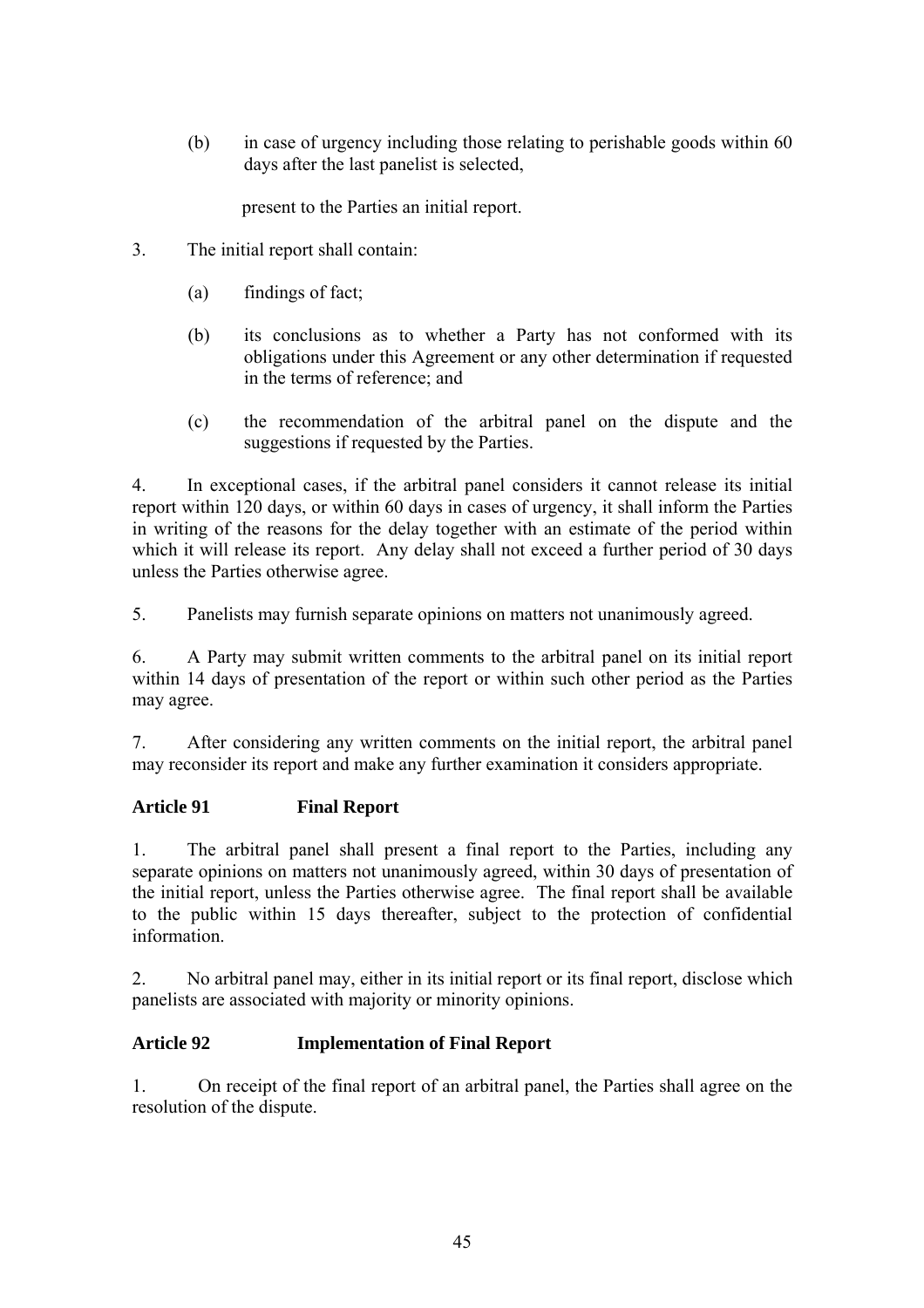(b) in case of urgency including those relating to perishable goods within 60 days after the last panelist is selected,

present to the Parties an initial report.

3. The initial report shall contain:

(a) findings of fact;

(b) its conclusions as to whether a Party has not conformed with its obligations under this Agreement or any other determination if requested in the terms of reference; and

(c) the recommendation of the arbitral panel on the dispute and the suggestions if requested by the Parties.

4. In exceptional cases, if the arbitral panel considers it cannot release its initial report within 120 days, or within 60 days in cases of urgency, it shall inform the Parties in writing of the reasons for the delay together with an estimate of the period within which it will release its report. Any delay shall not exceed a further period of 30 days unless the Parties otherwise agree.

5. Panelists may furnish separate opinions on matters not unanimously agreed.

6. A Party may submit written comments to the arbitral panel on its initial report within 14 days of presentation of the report or within such other period as the Parties may agree.

7. After considering any written comments on the initial report, the arbitral panel may reconsider its report and make any further examination it considers appropriate.

**Article 91 Final Report**

1. The arbitral panel shall present a final report to the Parties, including any separate opinions on matters not unanimously agreed, within 30 days of presentation of the initial report, unless the Parties otherwise agree. The final report shall be available to the public within 15 days thereafter, subject to the protection of confidential information.

2. No arbitral panel may, either in its initial report or its final report, disclose which panelists are associated with majority or minority opinions.

**Article 92 Implementation of Final Report**

1. On receipt of the final report of an arbitral panel, the Parties shall agree on the resolution of the dispute.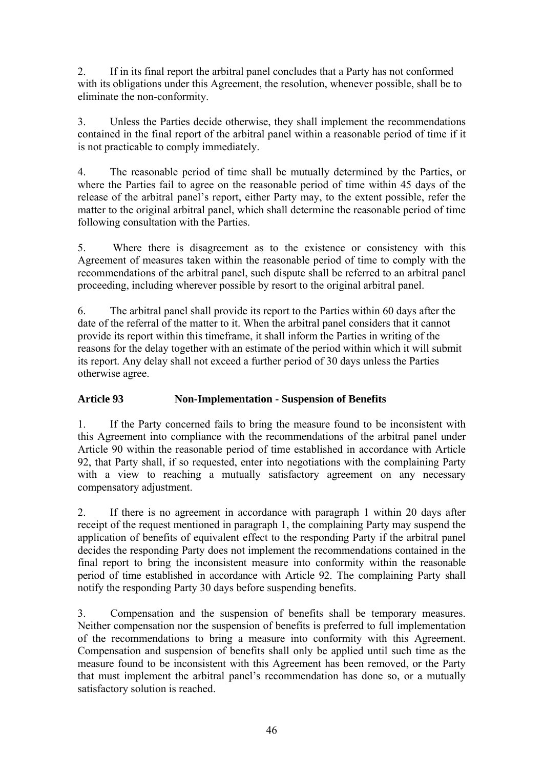2. If in its final report the arbitral panel concludes that a Party has not conformed with its obligations under this Agreement, the resolution, whenever possible, shall be to eliminate the non-conformity.

3. Unless the Parties decide otherwise, they shall implement the recommendations contained in the final report of the arbitral panel within a reasonable period of time if it is not practicable to comply immediately.

4. The reasonable period of time shall be mutually determined by the Parties, or where the Parties fail to agree on the reasonable period of time within 45 days of the release of the arbitral panel's report, either Party may, to the extent possible, refer the matter to the original arbitral panel, which shall determine the reasonable period of time following consultation with the Parties.

5. Where there is disagreement as to the existence or consistency with this Agreement of measures taken within the reasonable period of time to comply with the recommendations of the arbitral panel, such dispute shall be referred to an arbitral panel proceeding, including wherever possible by resort to the original arbitral panel.

6. The arbitral panel shall provide its report to the Parties within 60 days after the date of the referral of the matter to it. When the arbitral panel considers that it cannot provide its report within this timeframe, it shall inform the Parties in writing of the reasons for the delay together with an estimate of the period within which it will submit its report. Any delay shall not exceed a further period of 30 days unless the Parties otherwise agree.

### Article 93 Non-Implementation - Suspension of Benefits

1. If the Party concerned fails to bring the measure found to be inconsistent with this Agreement into compliance with the recommendations of the arbitral panel under Article 90 within the reasonable period of time established in accordance with Article 92, that Party shall, if so requested, enter into negotiations with the complaining Party with a view to reaching a mutually satisfactory agreement on any necessary compensatory adjustment.

2. If there is no agreement in accordance with paragraph 1 within 20 days after receipt of the request mentioned in paragraph 1, the complaining Party may suspend the application of benefits of equivalent effect to the responding Party if the arbitral panel decides the responding Party does not implement the recommendations contained in the final report to bring the inconsistent measure into conformity within the reasonable period of time established in accordance with Article 92. The complaining Party shall notify the responding Party 30 days before suspending benefits.

3. Compensation and the suspension of benefits shall be temporary measures. Neither compensation nor the suspension of benefits is preferred to full implementation of the recommendations to bring a measure into conformity with this Agreement. Compensation and suspension of benefits shall only be applied until such time as the measure found to be inconsistent with this Agreement has been removed, or the Party that must implement the arbitral panel's recommendation has done so, or a mutually satisfactory solution is reached.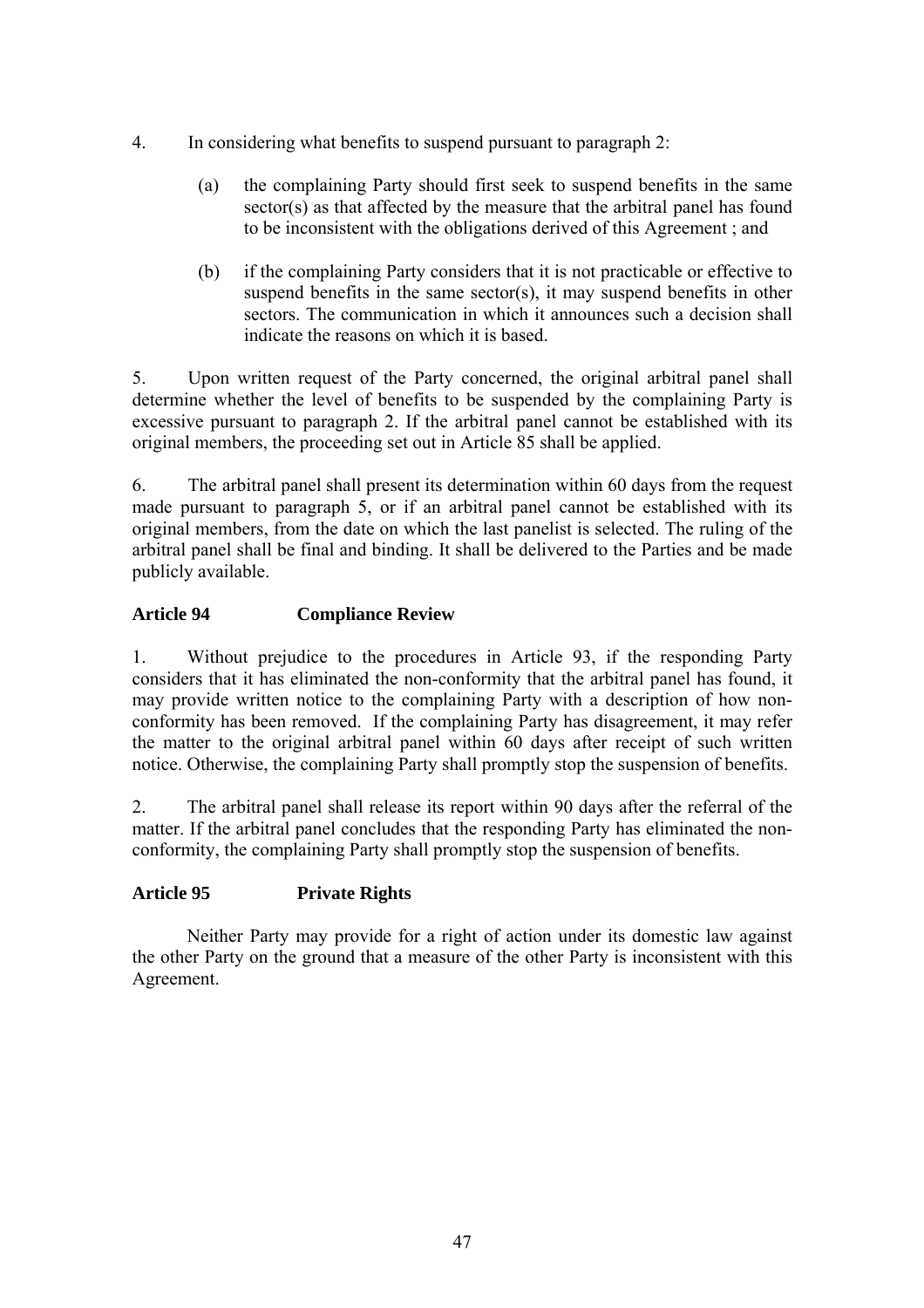4. In considering what benefits to suspend pursuant to paragraph 2:

   (a) the complaining Party should first seek to suspend benefits in the same sector(s) as that affected by the measure that the arbitral panel has found to be inconsistent with the obligations derived of this Agreement ; and

   (b) if the complaining Party considers that it is not practicable or effective to suspend benefits in the same sector(s), it may suspend benefits in other sectors. The communication in which it announces such a decision shall indicate the reasons on which it is based.

5. Upon written request of the Party concerned, the original arbitral panel shall determine whether the level of benefits to be suspended by the complaining Party is excessive pursuant to paragraph 2. If the arbitral panel cannot be established with its original members, the proceeding set out in Article 85 shall be applied.

6. The arbitral panel shall present its determination within 60 days from the request made pursuant to paragraph 5, or if an arbitral panel cannot be established with its original members, from the date on which the last panelist is selected. The ruling of the arbitral panel shall be final and binding. It shall be delivered to the Parties and be made publicly available.

### Article 94 Compliance Review

1. Without prejudice to the procedures in Article 93, if the responding Party considers that it has eliminated the non-conformity that the arbitral panel has found, it may provide written notice to the complaining Party with a description of how non-conformity has been removed. If the complaining Party has disagreement, it may refer the matter to the original arbitral panel within 60 days after receipt of such written notice. Otherwise, the complaining Party shall promptly stop the suspension of benefits.

2. The arbitral panel shall release its report within 90 days after the referral of the matter. If the arbitral panel concludes that the responding Party has eliminated the non-conformity, the complaining Party shall promptly stop the suspension of benefits.

### Article 95 Private Rights

Neither Party may provide for a right of action under its domestic law against the other Party on the ground that a measure of the other Party is inconsistent with this Agreement.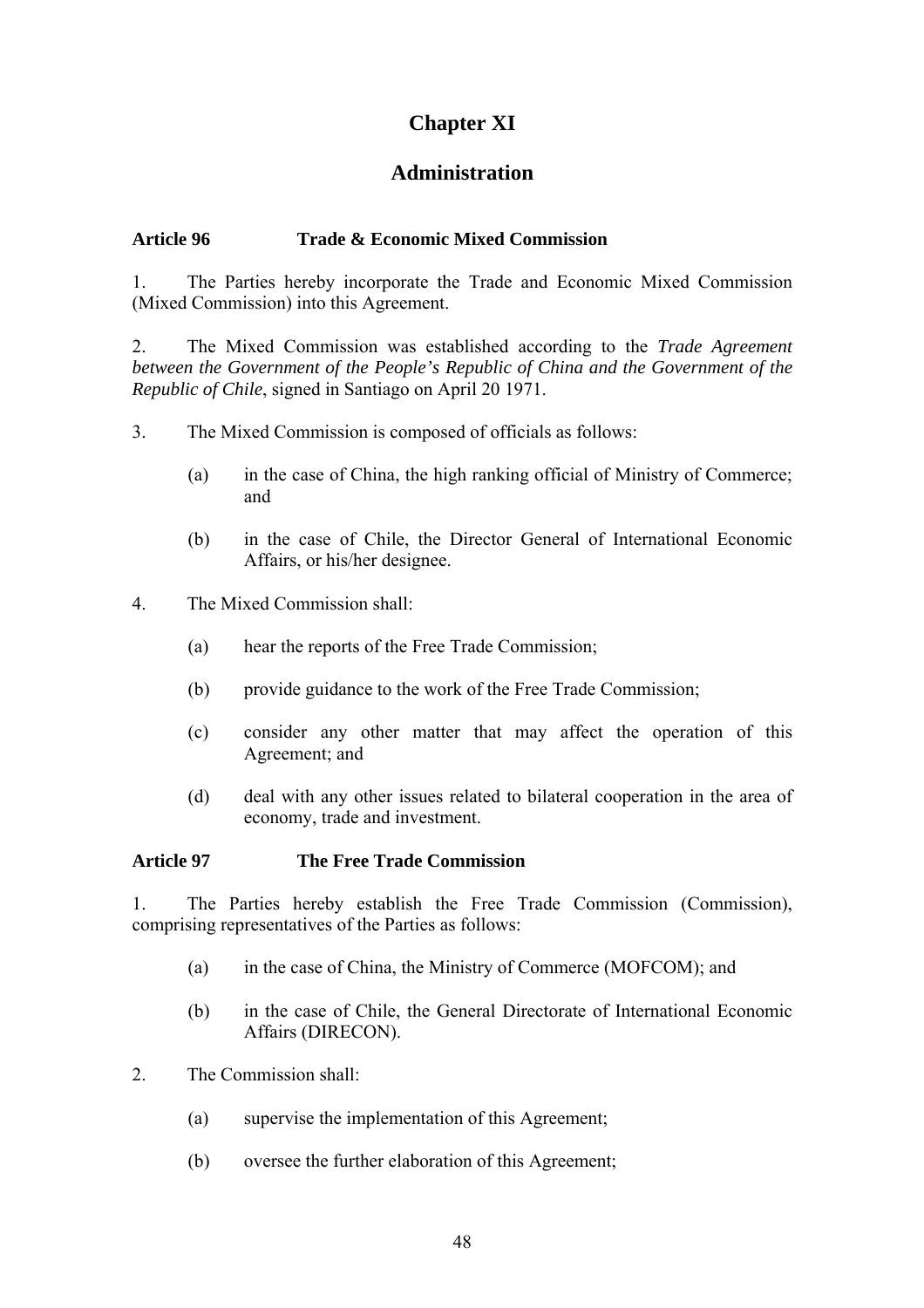# Chapter XI

## Administration

### Article 96 Trade & Economic Mixed Commission

1. The Parties hereby incorporate the Trade and Economic Mixed Commission (Mixed Commission) into this Agreement.

2. The Mixed Commission was established according to the *Trade Agreement between the Government of the People's Republic of China and the Government of the Republic of Chile*, signed in Santiago on April 20 1971.

3. The Mixed Commission is composed of officials as follows:

   (a) in the case of China, the high ranking official of Ministry of Commerce; and

   (b) in the case of Chile, the Director General of International Economic Affairs, or his/her designee.

4. The Mixed Commission shall:

   (a) hear the reports of the Free Trade Commission;

   (b) provide guidance to the work of the Free Trade Commission;

   (c) consider any other matter that may affect the operation of this Agreement; and

   (d) deal with any other issues related to bilateral cooperation in the area of economy, trade and investment.

### Article 97 The Free Trade Commission

1. The Parties hereby establish the Free Trade Commission (Commission), comprising representatives of the Parties as follows:

   (a) in the case of China, the Ministry of Commerce (MOFCOM); and

   (b) in the case of Chile, the General Directorate of International Economic Affairs (DIRECON).

2. The Commission shall:

   (a) supervise the implementation of this Agreement;

   (b) oversee the further elaboration of this Agreement;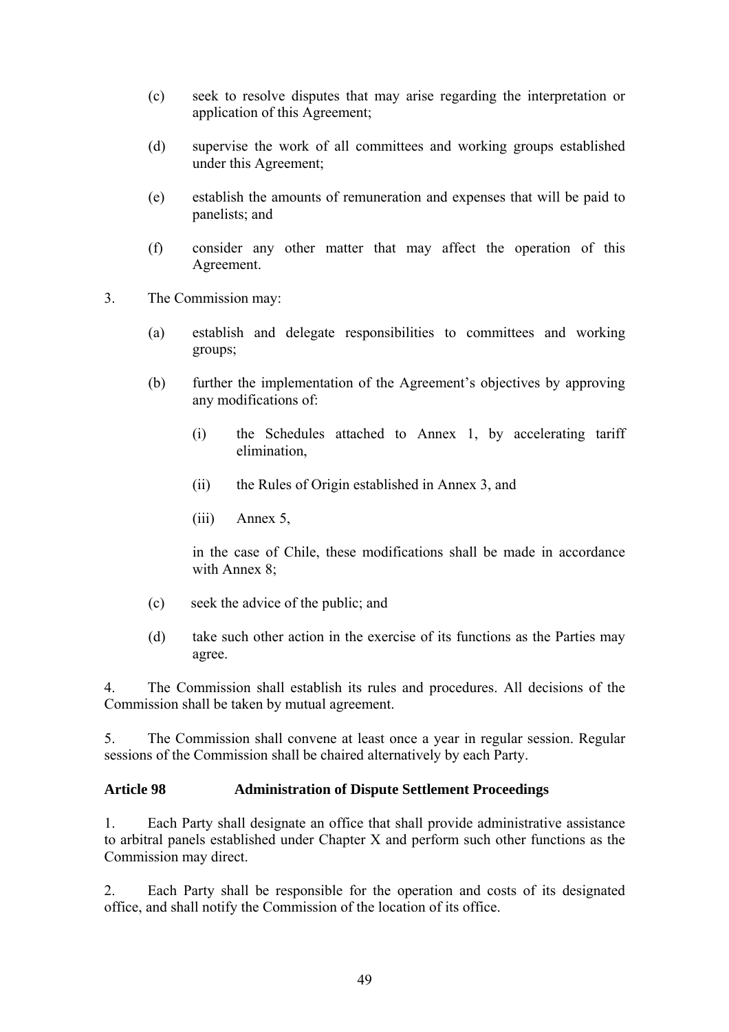(c) seek to resolve disputes that may arise regarding the interpretation or application of this Agreement;

(d) supervise the work of all committees and working groups established under this Agreement;

(e) establish the amounts of remuneration and expenses that will be paid to panelists; and

(f) consider any other matter that may affect the operation of this Agreement.

3. The Commission may:

(a) establish and delegate responsibilities to committees and working groups;

(b) further the implementation of the Agreement's objectives by approving any modifications of:

(i) the Schedules attached to Annex 1, by accelerating tariff elimination,

(ii) the Rules of Origin established in Annex 3, and

(iii) Annex 5,

in the case of Chile, these modifications shall be made in accordance with Annex 8;

(c) seek the advice of the public; and

(d) take such other action in the exercise of its functions as the Parties may agree.

4. The Commission shall establish its rules and procedures. All decisions of the Commission shall be taken by mutual agreement.

5. The Commission shall convene at least once a year in regular session. Regular sessions of the Commission shall be chaired alternatively by each Party.

**Article 98 Administration of Dispute Settlement Proceedings**

1. Each Party shall designate an office that shall provide administrative assistance to arbitral panels established under Chapter X and perform such other functions as the Commission may direct.

2. Each Party shall be responsible for the operation and costs of its designated office, and shall notify the Commission of the location of its office.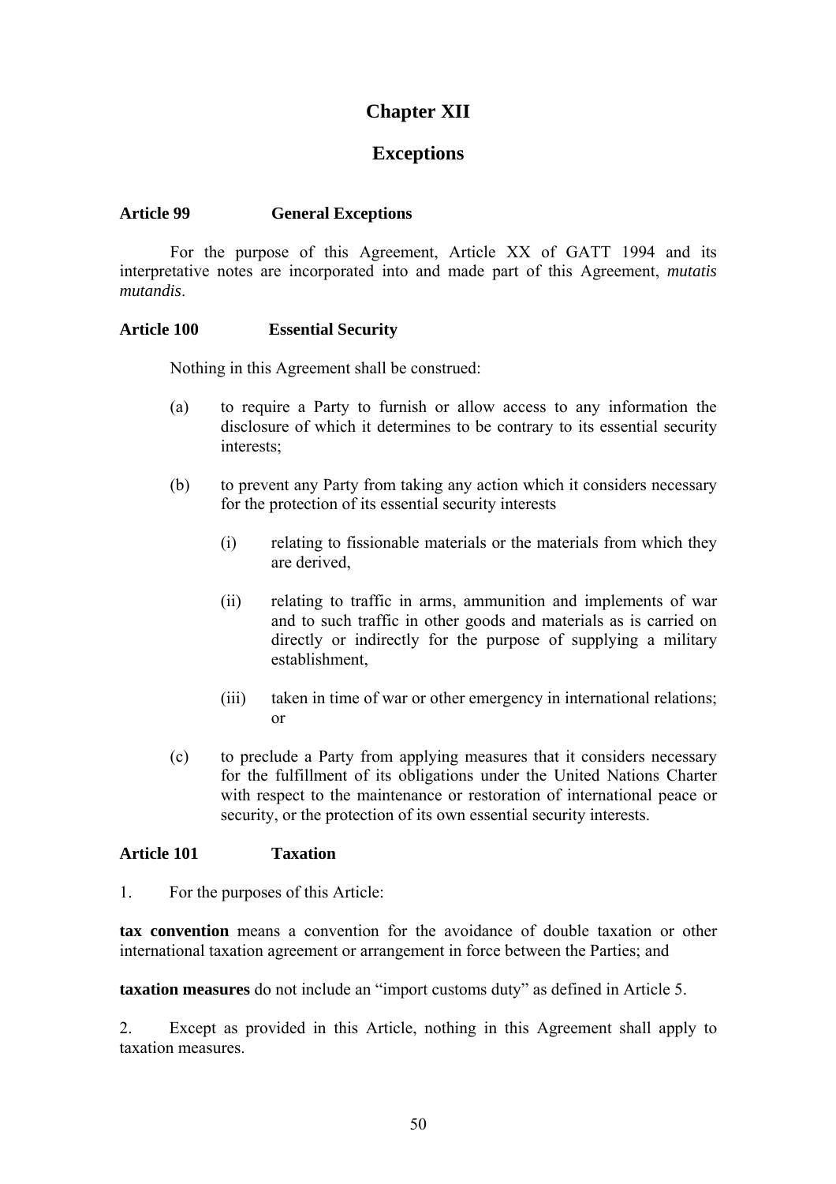# Chapter XII

## Exceptions

**Article 99 General Exceptions**

For the purpose of this Agreement, Article XX of GATT 1994 and its interpretative notes are incorporated into and made part of this Agreement, *mutatis mutandis*.

**Article 100 Essential Security**

Nothing in this Agreement shall be construed:

(a) to require a Party to furnish or allow access to any information the disclosure of which it determines to be contrary to its essential security interests;

(b) to prevent any Party from taking any action which it considers necessary for the protection of its essential security interests

(i) relating to fissionable materials or the materials from which they are derived,

(ii) relating to traffic in arms, ammunition and implements of war and to such traffic in other goods and materials as is carried on directly or indirectly for the purpose of supplying a military establishment,

(iii) taken in time of war or other emergency in international relations; or

(c) to preclude a Party from applying measures that it considers necessary for the fulfillment of its obligations under the United Nations Charter with respect to the maintenance or restoration of international peace or security, or the protection of its own essential security interests.

**Article 101 Taxation**

1. For the purposes of this Article:

**tax convention** means a convention for the avoidance of double taxation or other international taxation agreement or arrangement in force between the Parties; and

**taxation measures** do not include an "import customs duty" as defined in Article 5.

2. Except as provided in this Article, nothing in this Agreement shall apply to taxation measures.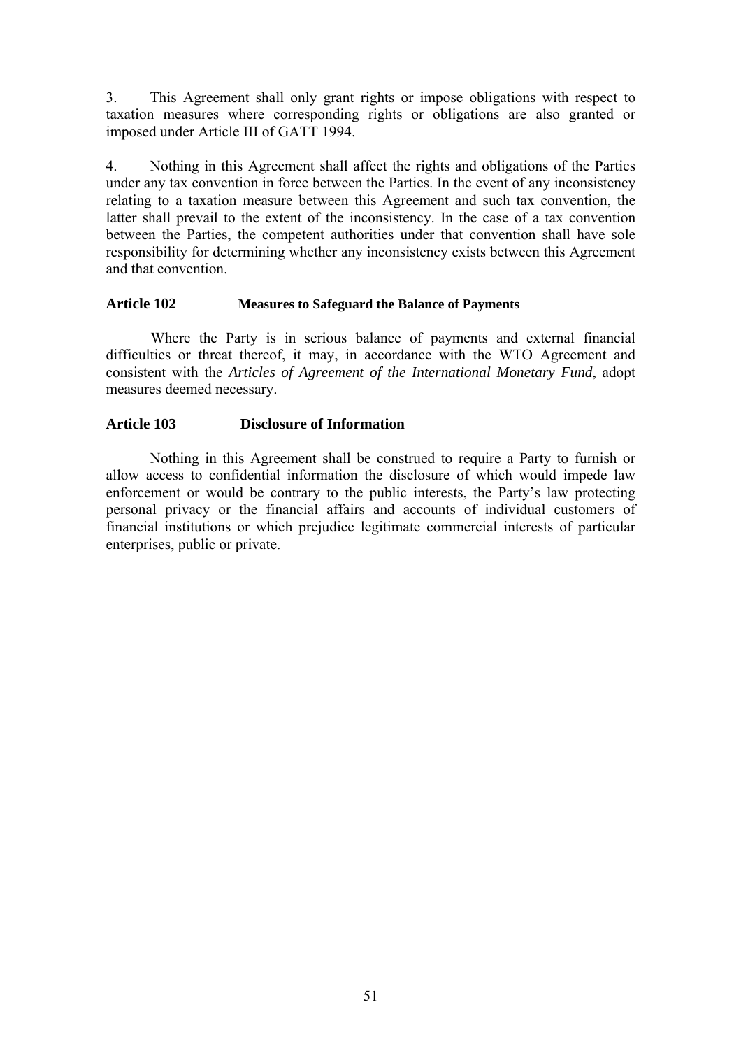3. This Agreement shall only grant rights or impose obligations with respect to taxation measures where corresponding rights or obligations are also granted or imposed under Article III of GATT 1994.

4. Nothing in this Agreement shall affect the rights and obligations of the Parties under any tax convention in force between the Parties. In the event of any inconsistency relating to a taxation measure between this Agreement and such tax convention, the latter shall prevail to the extent of the inconsistency. In the case of a tax convention between the Parties, the competent authorities under that convention shall have sole responsibility for determining whether any inconsistency exists between this Agreement and that convention.

### Article 102 Measures to Safeguard the Balance of Payments

Where the Party is in serious balance of payments and external financial difficulties or threat thereof, it may, in accordance with the WTO Agreement and consistent with the *Articles of Agreement of the International Monetary Fund*, adopt measures deemed necessary.

### Article 103 Disclosure of Information

Nothing in this Agreement shall be construed to require a Party to furnish or allow access to confidential information the disclosure of which would impede law enforcement or would be contrary to the public interests, the Party's law protecting personal privacy or the financial affairs and accounts of individual customers of financial institutions or which prejudice legitimate commercial interests of particular enterprises, public or private.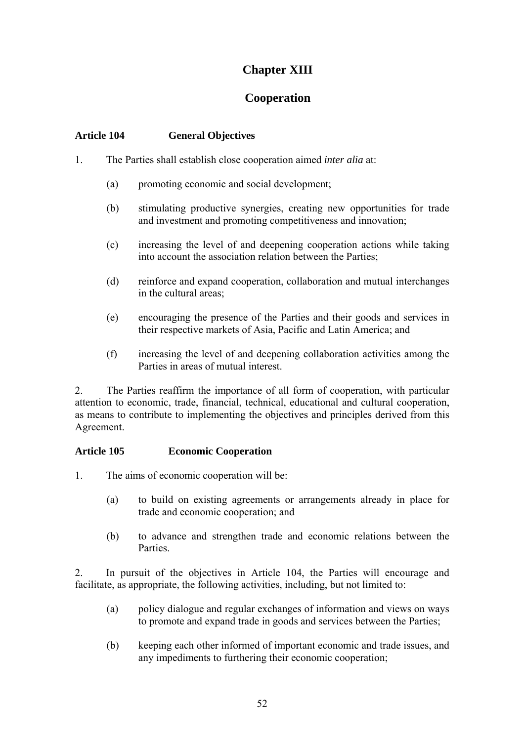# Chapter XIII

# Cooperation

### Article 104 General Objectives

1. The Parties shall establish close cooperation aimed *inter alia* at:

   (a) promoting economic and social development;

   (b) stimulating productive synergies, creating new opportunities for trade and investment and promoting competitiveness and innovation;

   (c) increasing the level of and deepening cooperation actions while taking into account the association relation between the Parties;

   (d) reinforce and expand cooperation, collaboration and mutual interchanges in the cultural areas;

   (e) encouraging the presence of the Parties and their goods and services in their respective markets of Asia, Pacific and Latin America; and

   (f) increasing the level of and deepening collaboration activities among the Parties in areas of mutual interest.

2. The Parties reaffirm the importance of all form of cooperation, with particular attention to economic, trade, financial, technical, educational and cultural cooperation, as means to contribute to implementing the objectives and principles derived from this Agreement.

### Article 105 Economic Cooperation

1. The aims of economic cooperation will be:

   (a) to build on existing agreements or arrangements already in place for trade and economic cooperation; and

   (b) to advance and strengthen trade and economic relations between the Parties.

2. In pursuit of the objectives in Article 104, the Parties will encourage and facilitate, as appropriate, the following activities, including, but not limited to:

   (a) policy dialogue and regular exchanges of information and views on ways to promote and expand trade in goods and services between the Parties;

   (b) keeping each other informed of important economic and trade issues, and any impediments to furthering their economic cooperation;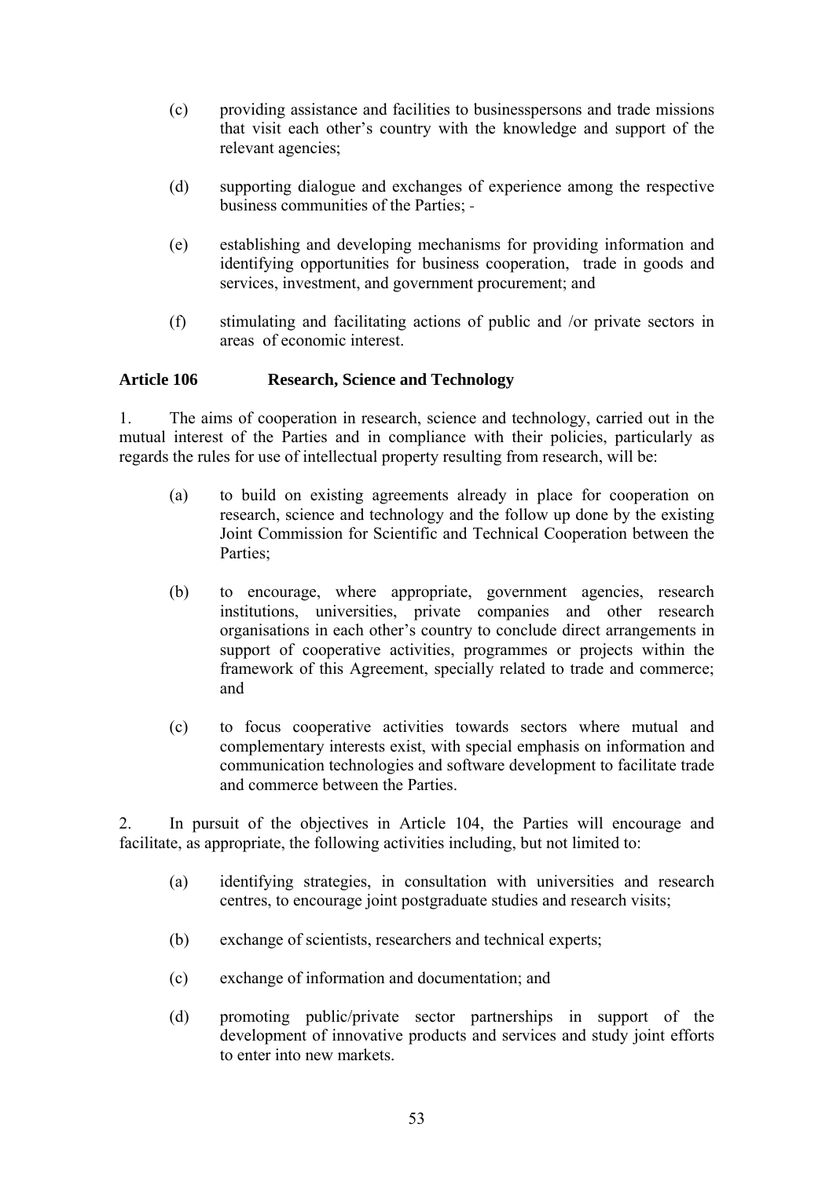(c) providing assistance and facilities to businesspersons and trade missions that visit each other's country with the knowledge and support of the relevant agencies;

(d) supporting dialogue and exchanges of experience among the respective business communities of the Parties; -

(e) establishing and developing mechanisms for providing information and identifying opportunities for business cooperation, trade in goods and services, investment, and government procurement; and

(f) stimulating and facilitating actions of public and /or private sectors in areas of economic interest.

**Article 106 Research, Science and Technology**

1. The aims of cooperation in research, science and technology, carried out in the mutual interest of the Parties and in compliance with their policies, particularly as regards the rules for use of intellectual property resulting from research, will be:

(a) to build on existing agreements already in place for cooperation on research, science and technology and the follow up done by the existing Joint Commission for Scientific and Technical Cooperation between the Parties;

(b) to encourage, where appropriate, government agencies, research institutions, universities, private companies and other research organisations in each other's country to conclude direct arrangements in support of cooperative activities, programmes or projects within the framework of this Agreement, specially related to trade and commerce; and

(c) to focus cooperative activities towards sectors where mutual and complementary interests exist, with special emphasis on information and communication technologies and software development to facilitate trade and commerce between the Parties.

2. In pursuit of the objectives in Article 104, the Parties will encourage and facilitate, as appropriate, the following activities including, but not limited to:

(a) identifying strategies, in consultation with universities and research centres, to encourage joint postgraduate studies and research visits;

(b) exchange of scientists, researchers and technical experts;

(c) exchange of information and documentation; and

(d) promoting public/private sector partnerships in support of the development of innovative products and services and study joint efforts to enter into new markets.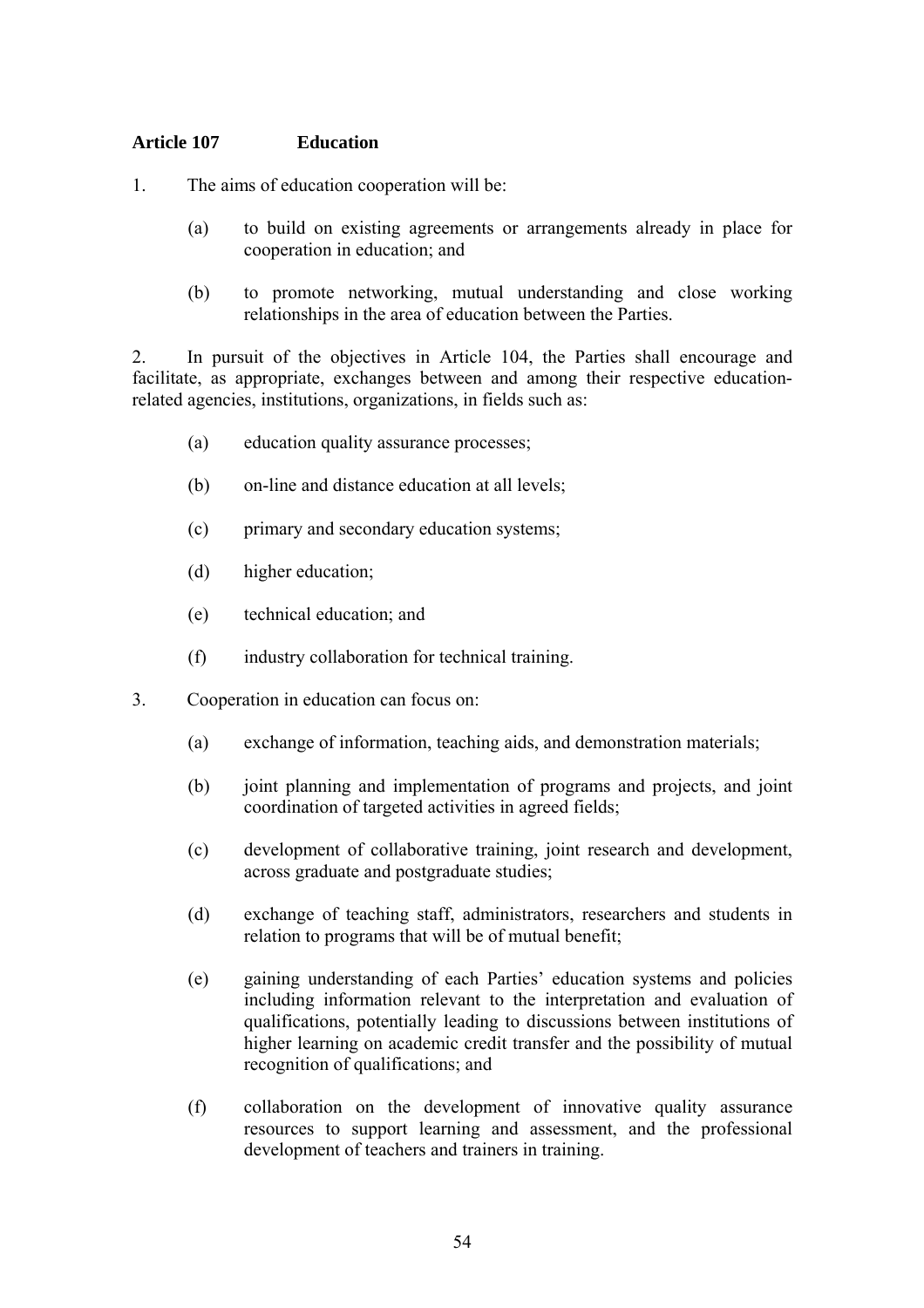### Article 107 Education

1. The aims of education cooperation will be:

   (a) to build on existing agreements or arrangements already in place for cooperation in education; and

   (b) to promote networking, mutual understanding and close working relationships in the area of education between the Parties.

2. In pursuit of the objectives in Article 104, the Parties shall encourage and facilitate, as appropriate, exchanges between and among their respective education-related agencies, institutions, organizations, in fields such as:

   (a) education quality assurance processes;

   (b) on-line and distance education at all levels;

   (c) primary and secondary education systems;

   (d) higher education;

   (e) technical education; and

   (f) industry collaboration for technical training.

3. Cooperation in education can focus on:

   (a) exchange of information, teaching aids, and demonstration materials;

   (b) joint planning and implementation of programs and projects, and joint coordination of targeted activities in agreed fields;

   (c) development of collaborative training, joint research and development, across graduate and postgraduate studies;

   (d) exchange of teaching staff, administrators, researchers and students in relation to programs that will be of mutual benefit;

   (e) gaining understanding of each Parties' education systems and policies including information relevant to the interpretation and evaluation of qualifications, potentially leading to discussions between institutions of higher learning on academic credit transfer and the possibility of mutual recognition of qualifications; and

   (f) collaboration on the development of innovative quality assurance resources to support learning and assessment, and the professional development of teachers and trainers in training.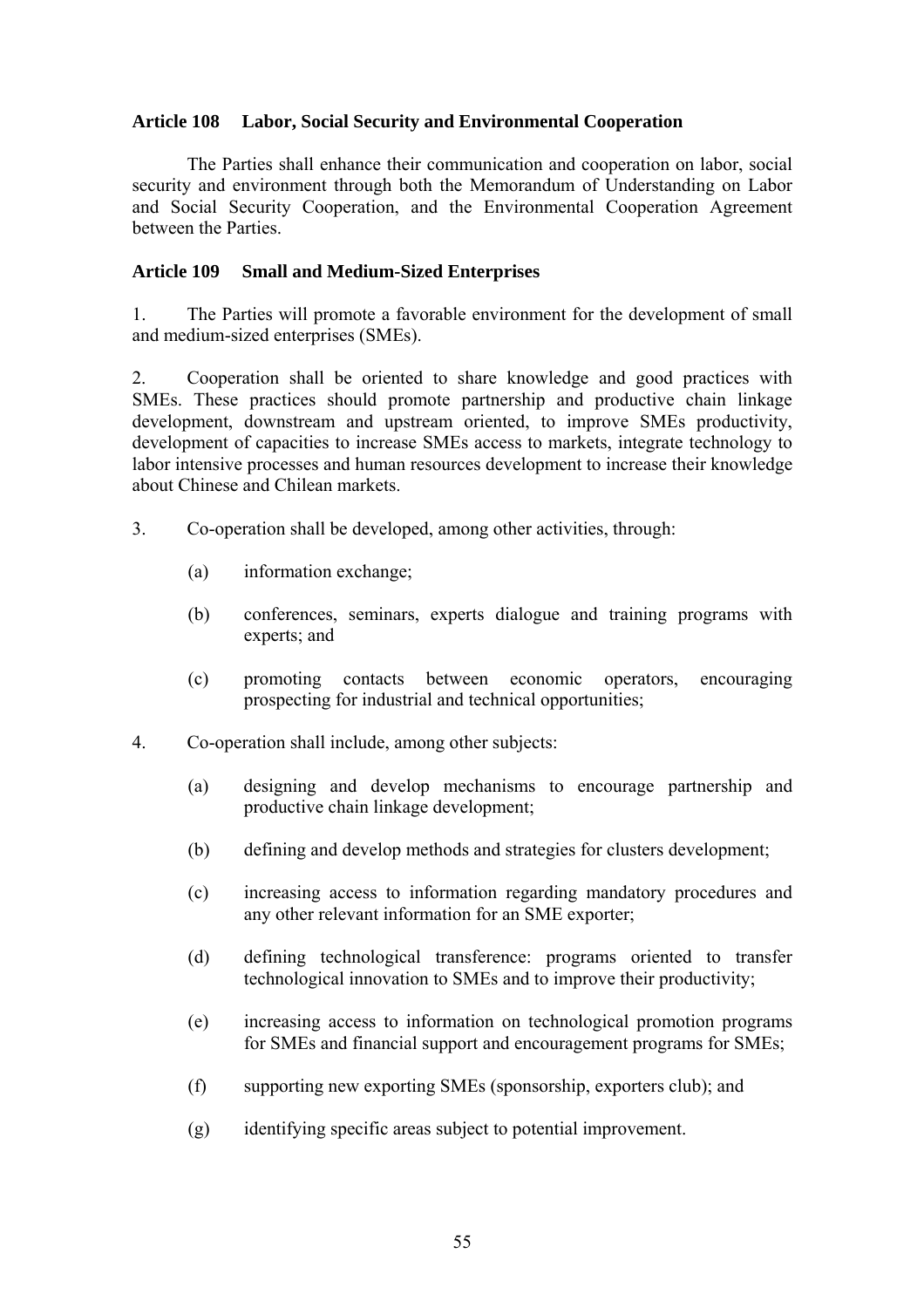**Article 108 Labor, Social Security and Environmental Cooperation**

The Parties shall enhance their communication and cooperation on labor, social security and environment through both the Memorandum of Understanding on Labor and Social Security Cooperation, and the Environmental Cooperation Agreement between the Parties.

**Article 109 Small and Medium-Sized Enterprises**

1. The Parties will promote a favorable environment for the development of small and medium-sized enterprises (SMEs).

2. Cooperation shall be oriented to share knowledge and good practices with SMEs. These practices should promote partnership and productive chain linkage development, downstream and upstream oriented, to improve SMEs productivity, development of capacities to increase SMEs access to markets, integrate technology to labor intensive processes and human resources development to increase their knowledge about Chinese and Chilean markets.

3. Co-operation shall be developed, among other activities, through:

   (a) information exchange;

   (b) conferences, seminars, experts dialogue and training programs with experts; and

   (c) promoting contacts between economic operators, encouraging prospecting for industrial and technical opportunities;

4. Co-operation shall include, among other subjects:

   (a) designing and develop mechanisms to encourage partnership and productive chain linkage development;

   (b) defining and develop methods and strategies for clusters development;

   (c) increasing access to information regarding mandatory procedures and any other relevant information for an SME exporter;

   (d) defining technological transference: programs oriented to transfer technological innovation to SMEs and to improve their productivity;

   (e) increasing access to information on technological promotion programs for SMEs and financial support and encouragement programs for SMEs;

   (f) supporting new exporting SMEs (sponsorship, exporters club); and

   (g) identifying specific areas subject to potential improvement.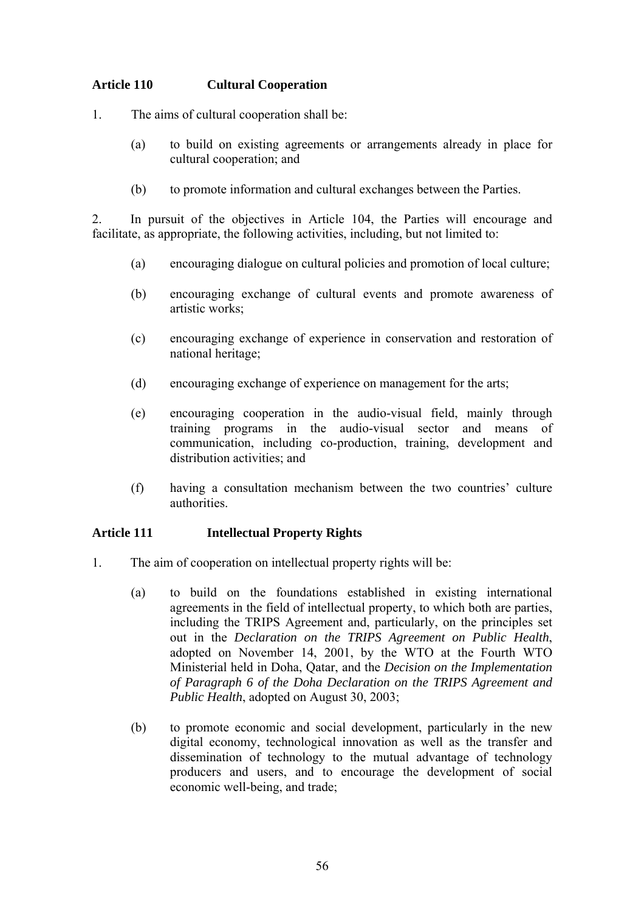### Article 110 Cultural Cooperation

1. The aims of cultural cooperation shall be:

   (a) to build on existing agreements or arrangements already in place for cultural cooperation; and

   (b) to promote information and cultural exchanges between the Parties.

2. In pursuit of the objectives in Article 104, the Parties will encourage and facilitate, as appropriate, the following activities, including, but not limited to:

   (a) encouraging dialogue on cultural policies and promotion of local culture;

   (b) encouraging exchange of cultural events and promote awareness of artistic works;

   (c) encouraging exchange of experience in conservation and restoration of national heritage;

   (d) encouraging exchange of experience on management for the arts;

   (e) encouraging cooperation in the audio-visual field, mainly through training programs in the audio-visual sector and means of communication, including co-production, training, development and distribution activities; and

   (f) having a consultation mechanism between the two countries' culture authorities.

### Article 111 Intellectual Property Rights

1. The aim of cooperation on intellectual property rights will be:

   (a) to build on the foundations established in existing international agreements in the field of intellectual property, to which both are parties, including the TRIPS Agreement and, particularly, on the principles set out in the *Declaration on the TRIPS Agreement on Public Health*, adopted on November 14, 2001, by the WTO at the Fourth WTO Ministerial held in Doha, Qatar, and the *Decision on the Implementation of Paragraph 6 of the Doha Declaration on the TRIPS Agreement and Public Health*, adopted on August 30, 2003;

   (b) to promote economic and social development, particularly in the new digital economy, technological innovation as well as the transfer and dissemination of technology to the mutual advantage of technology producers and users, and to encourage the development of social economic well-being, and trade;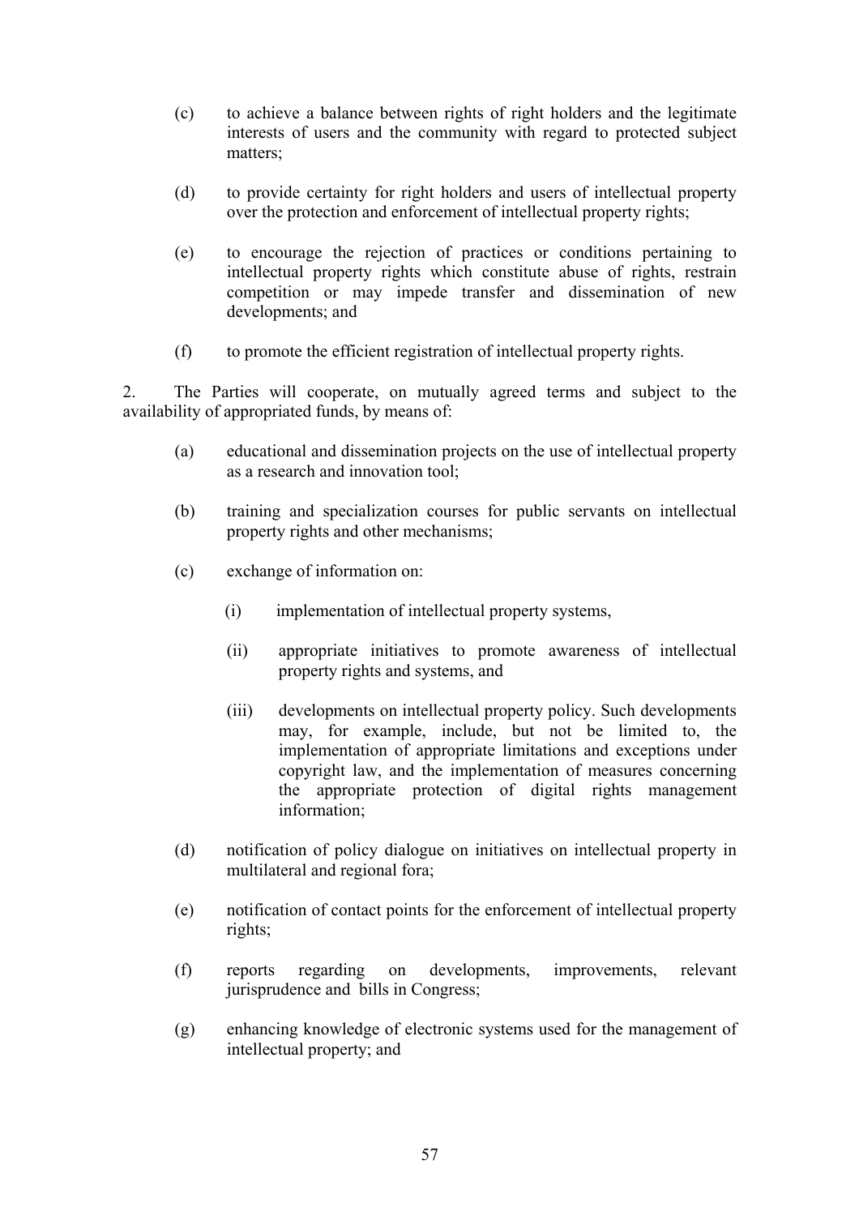(c) to achieve a balance between rights of right holders and the legitimate interests of users and the community with regard to protected subject matters;

(d) to provide certainty for right holders and users of intellectual property over the protection and enforcement of intellectual property rights;

(e) to encourage the rejection of practices or conditions pertaining to intellectual property rights which constitute abuse of rights, restrain competition or may impede transfer and dissemination of new developments; and

(f) to promote the efficient registration of intellectual property rights.

2. The Parties will cooperate, on mutually agreed terms and subject to the availability of appropriated funds, by means of:

(a) educational and dissemination projects on the use of intellectual property as a research and innovation tool;

(b) training and specialization courses for public servants on intellectual property rights and other mechanisms;

(c) exchange of information on:

(i) implementation of intellectual property systems,

(ii) appropriate initiatives to promote awareness of intellectual property rights and systems, and

(iii) developments on intellectual property policy. Such developments may, for example, include, but not be limited to, the implementation of appropriate limitations and exceptions under copyright law, and the implementation of measures concerning the appropriate protection of digital rights management information;

(d) notification of policy dialogue on initiatives on intellectual property in multilateral and regional fora;

(e) notification of contact points for the enforcement of intellectual property rights;

(f) reports regarding on developments, improvements, relevant jurisprudence and bills in Congress;

(g) enhancing knowledge of electronic systems used for the management of intellectual property; and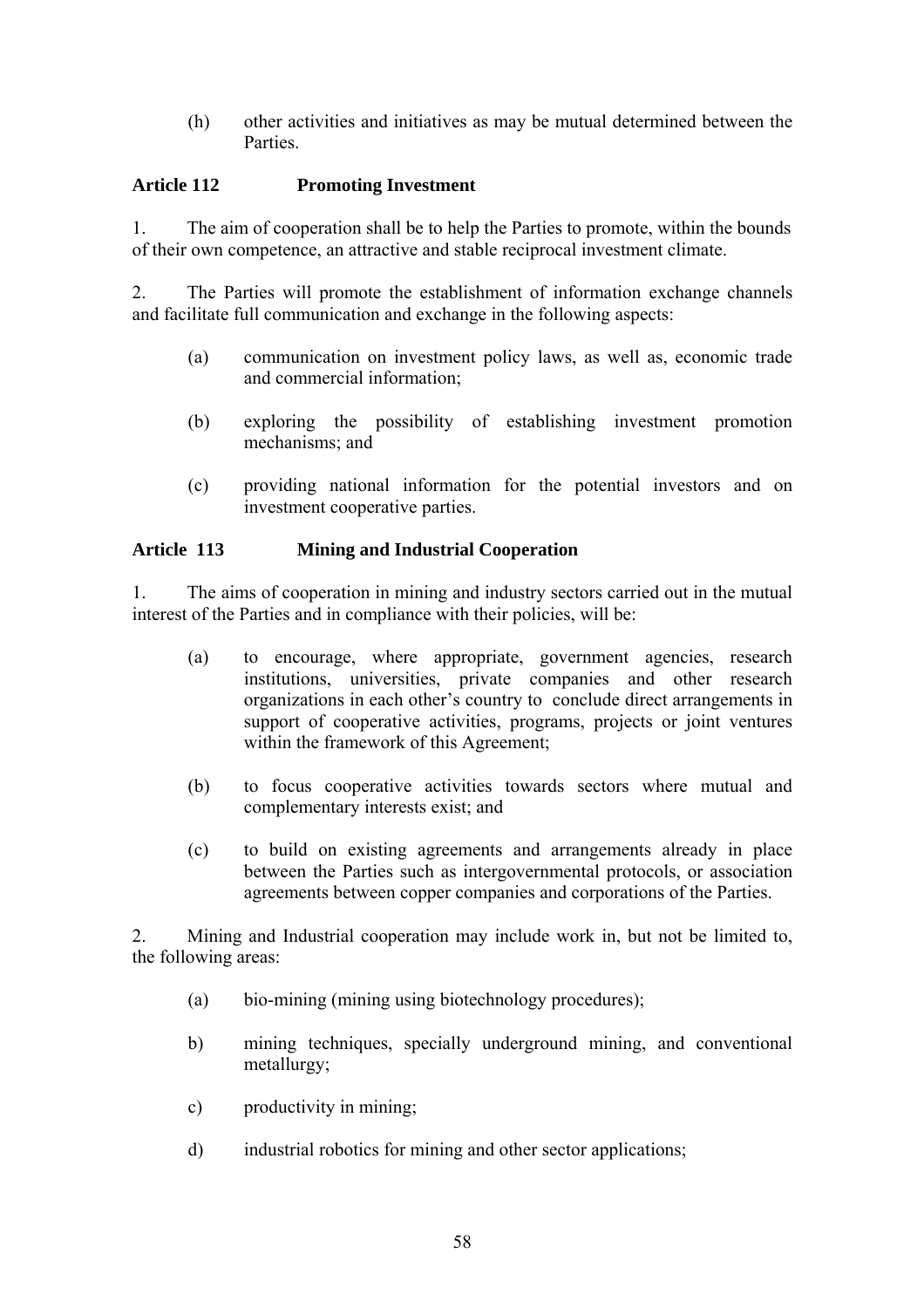(h) other activities and initiatives as may be mutual determined between the Parties.

**Article 112 Promoting Investment**

1. The aim of cooperation shall be to help the Parties to promote, within the bounds of their own competence, an attractive and stable reciprocal investment climate.

2. The Parties will promote the establishment of information exchange channels and facilitate full communication and exchange in the following aspects:

(a) communication on investment policy laws, as well as, economic trade and commercial information;

(b) exploring the possibility of establishing investment promotion mechanisms; and

(c) providing national information for the potential investors and on investment cooperative parties.

**Article 113 Mining and Industrial Cooperation**

1. The aims of cooperation in mining and industry sectors carried out in the mutual interest of the Parties and in compliance with their policies, will be:

(a) to encourage, where appropriate, government agencies, research institutions, universities, private companies and other research organizations in each other's country to conclude direct arrangements in support of cooperative activities, programs, projects or joint ventures within the framework of this Agreement;

(b) to focus cooperative activities towards sectors where mutual and complementary interests exist; and

(c) to build on existing agreements and arrangements already in place between the Parties such as intergovernmental protocols, or association agreements between copper companies and corporations of the Parties.

2. Mining and Industrial cooperation may include work in, but not be limited to, the following areas:

(a) bio-mining (mining using biotechnology procedures);

b) mining techniques, specially underground mining, and conventional metallurgy;

c) productivity in mining;

d) industrial robotics for mining and other sector applications;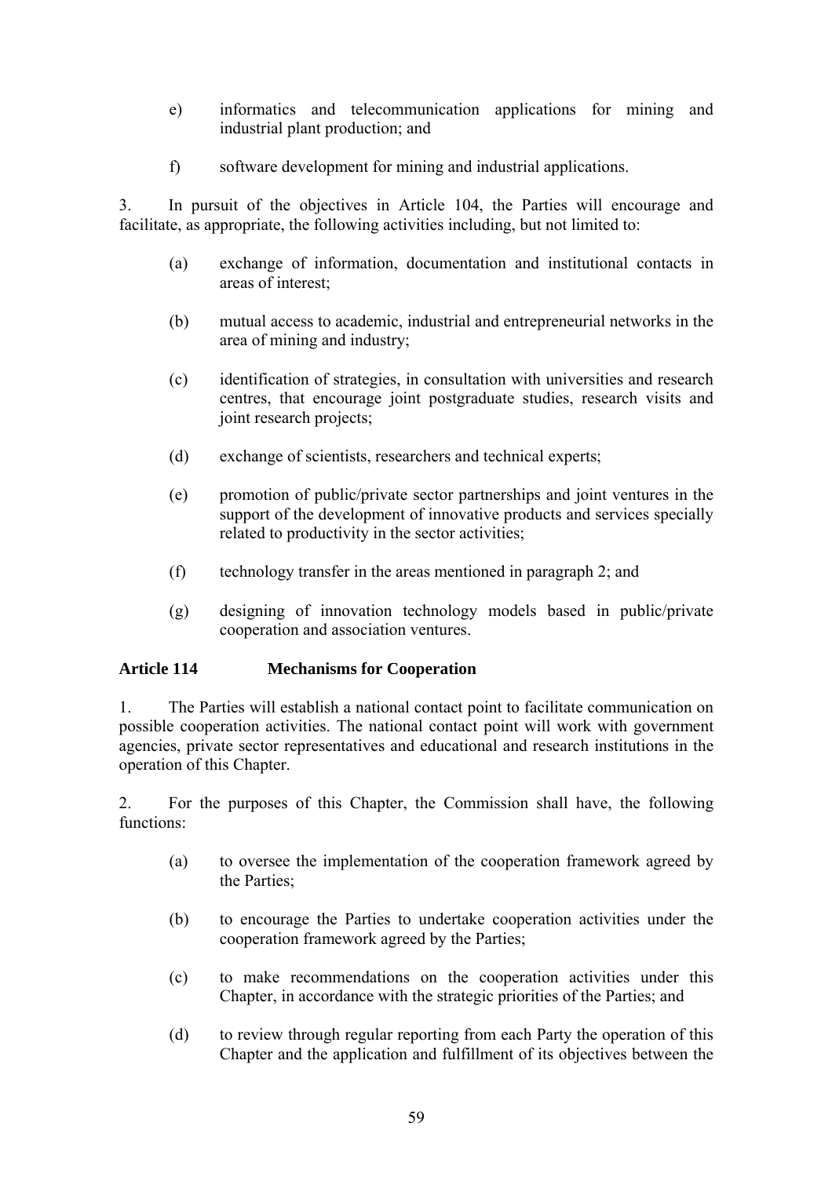e) informatics and telecommunication applications for mining and industrial plant production; and

f) software development for mining and industrial applications.

3. In pursuit of the objectives in Article 104, the Parties will encourage and facilitate, as appropriate, the following activities including, but not limited to:

(a) exchange of information, documentation and institutional contacts in areas of interest;

(b) mutual access to academic, industrial and entrepreneurial networks in the area of mining and industry;

(c) identification of strategies, in consultation with universities and research centres, that encourage joint postgraduate studies, research visits and joint research projects;

(d) exchange of scientists, researchers and technical experts;

(e) promotion of public/private sector partnerships and joint ventures in the support of the development of innovative products and services specially related to productivity in the sector activities;

(f) technology transfer in the areas mentioned in paragraph 2; and

(g) designing of innovation technology models based in public/private cooperation and association ventures.

**Article 114 Mechanisms for Cooperation**

1. The Parties will establish a national contact point to facilitate communication on possible cooperation activities. The national contact point will work with government agencies, private sector representatives and educational and research institutions in the operation of this Chapter.

2. For the purposes of this Chapter, the Commission shall have, the following functions:

(a) to oversee the implementation of the cooperation framework agreed by the Parties;

(b) to encourage the Parties to undertake cooperation activities under the cooperation framework agreed by the Parties;

(c) to make recommendations on the cooperation activities under this Chapter, in accordance with the strategic priorities of the Parties; and

(d) to review through regular reporting from each Party the operation of this Chapter and the application and fulfillment of its objectives between the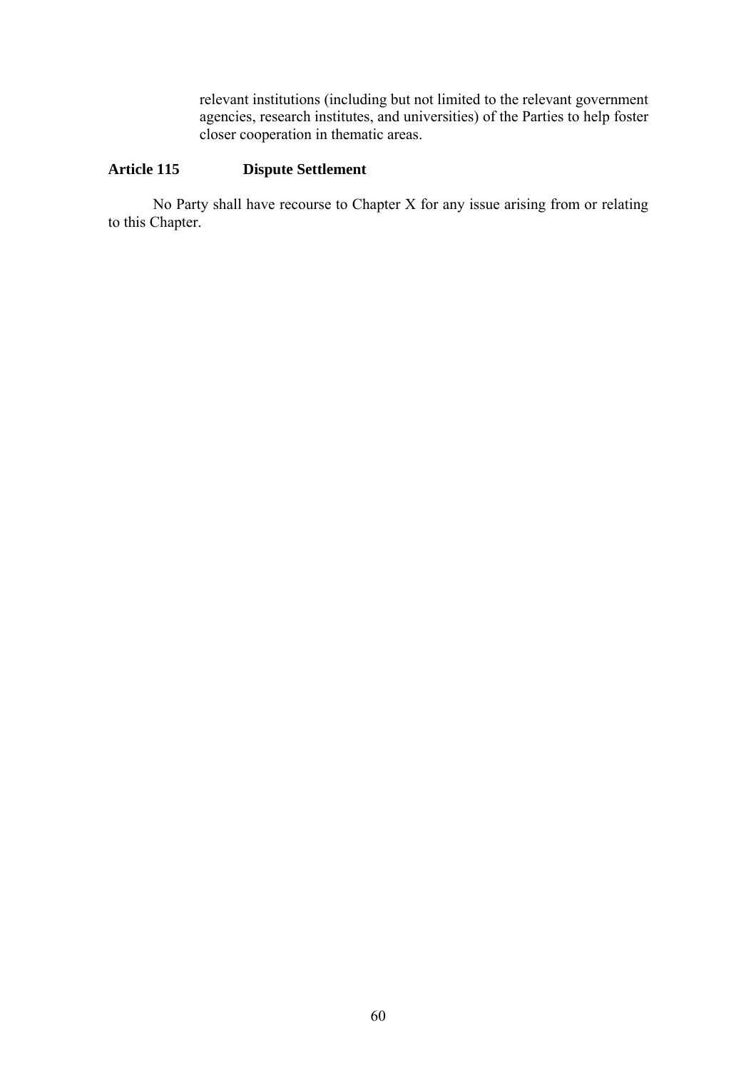relevant institutions (including but not limited to the relevant government agencies, research institutes, and universities) of the Parties to help foster closer cooperation in thematic areas.

**Article 115 Dispute Settlement**

No Party shall have recourse to Chapter X for any issue arising from or relating to this Chapter.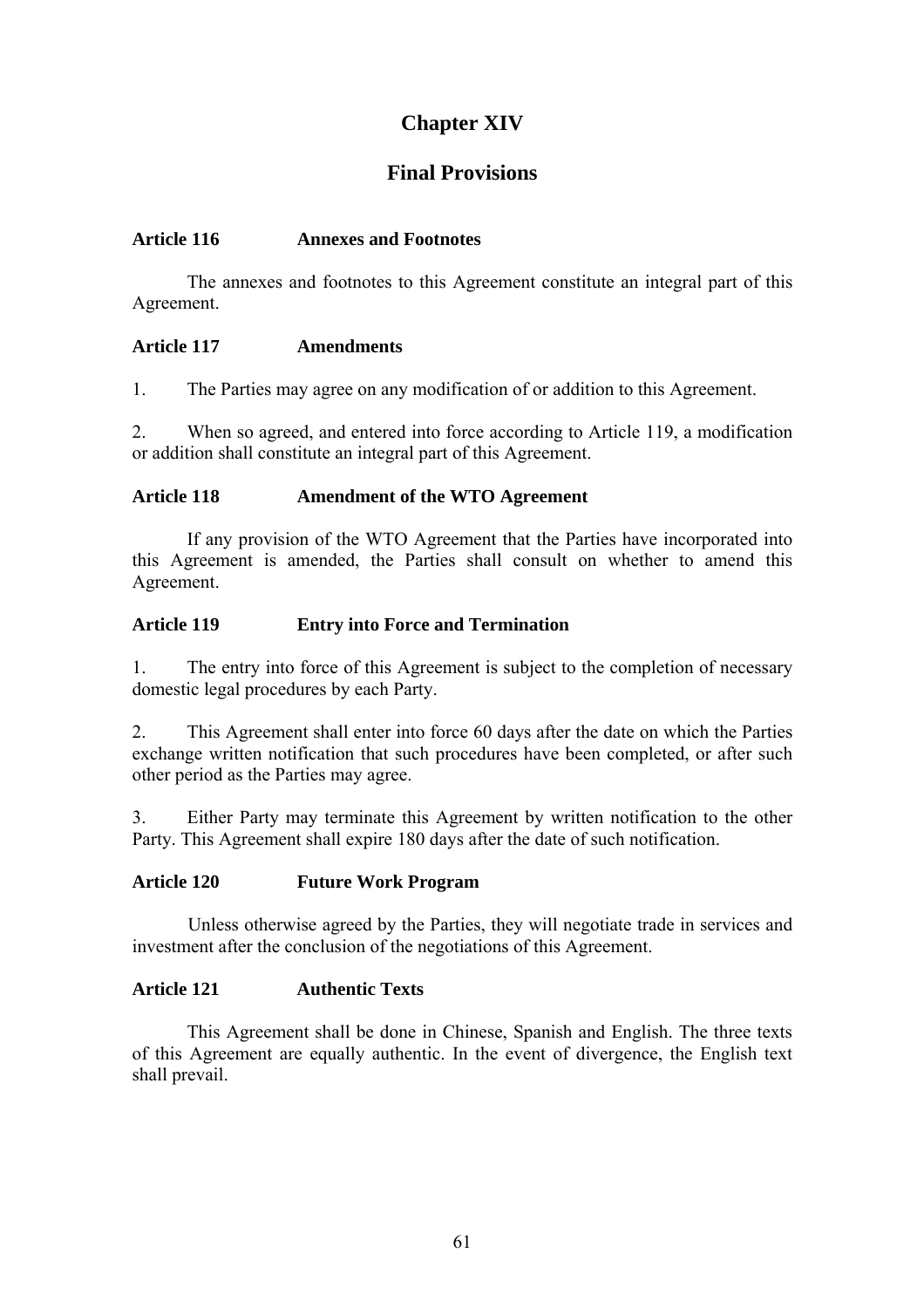# Chapter XIV

## Final Provisions

### Article 116 Annexes and Footnotes

The annexes and footnotes to this Agreement constitute an integral part of this Agreement.

### Article 117 Amendments

1. The Parties may agree on any modification of or addition to this Agreement.

2. When so agreed, and entered into force according to Article 119, a modification or addition shall constitute an integral part of this Agreement.

### Article 118 Amendment of the WTO Agreement

If any provision of the WTO Agreement that the Parties have incorporated into this Agreement is amended, the Parties shall consult on whether to amend this Agreement.

### Article 119 Entry into Force and Termination

1. The entry into force of this Agreement is subject to the completion of necessary domestic legal procedures by each Party.

2. This Agreement shall enter into force 60 days after the date on which the Parties exchange written notification that such procedures have been completed, or after such other period as the Parties may agree.

3. Either Party may terminate this Agreement by written notification to the other Party. This Agreement shall expire 180 days after the date of such notification.

### Article 120 Future Work Program

Unless otherwise agreed by the Parties, they will negotiate trade in services and investment after the conclusion of the negotiations of this Agreement.

### Article 121 Authentic Texts

This Agreement shall be done in Chinese, Spanish and English. The three texts of this Agreement are equally authentic. In the event of divergence, the English text shall prevail.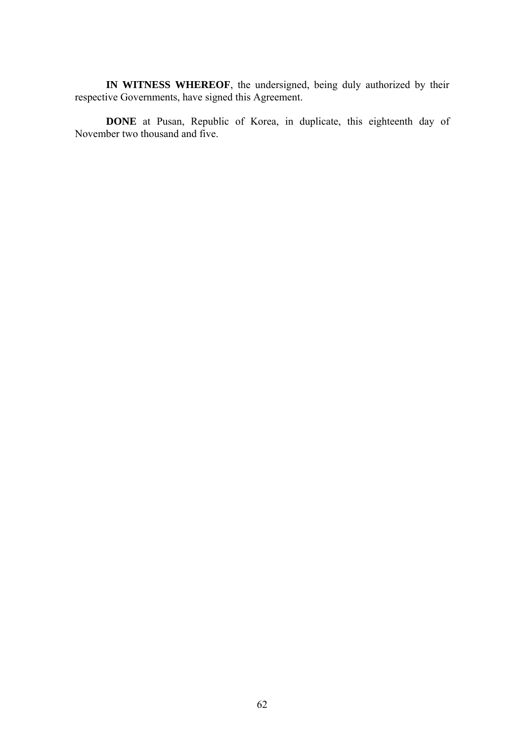**IN WITNESS WHEREOF**, the undersigned, being duly authorized by their respective Governments, have signed this Agreement.

**DONE** at Pusan, Republic of Korea, in duplicate, this eighteenth day of November two thousand and five.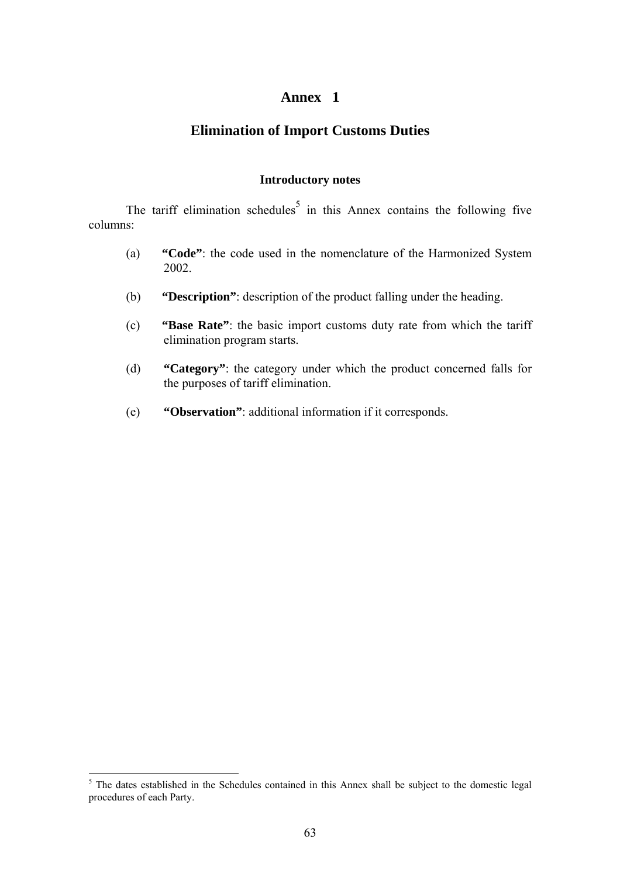# Annex 1

## Elimination of Import Customs Duties

### Introductory notes

The tariff elimination schedules[5] in this Annex contains the following five columns:

(a) **"Code"**: the code used in the nomenclature of the Harmonized System 2002.

(b) **"Description"**: description of the product falling under the heading.

(c) **"Base Rate"**: the basic import customs duty rate from which the tariff elimination program starts.

(d) **"Category"**: the category under which the product concerned falls for the purposes of tariff elimination.

(e) **"Observation"**: additional information if it corresponds.

---

[5] The dates established in the Schedules contained in this Annex shall be subject to the domestic legal procedures of each Party.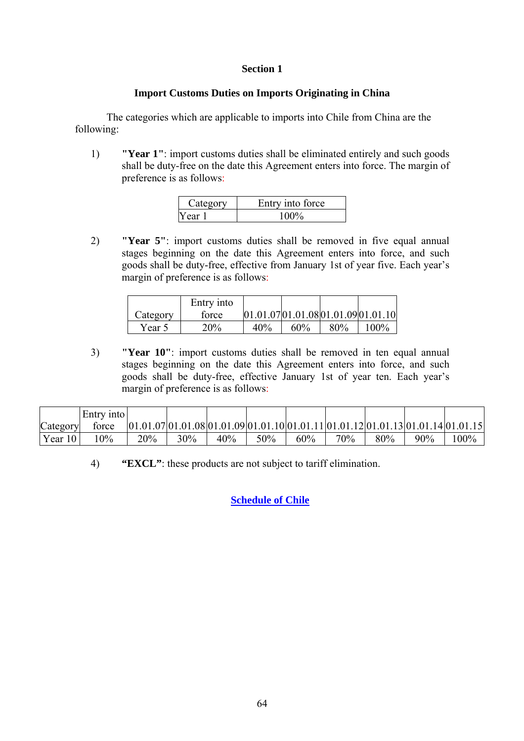## Section 1

### Import Customs Duties on Imports Originating in China

The categories which are applicable to imports into Chile from China are the following:

1) **"Year 1"**: import customs duties shall be eliminated entirely and such goods shall be duty-free on the date this Agreement enters into force. The margin of preference is as follows:

| Category | Entry into force |
|---|---|
| Year 1 | 100% |

2) **"Year 5"**: import customs duties shall be removed in five equal annual stages beginning on the date this Agreement enters into force, and such goods shall be duty-free, effective from January 1st of year five. Each year's margin of preference is as follows:

| Category | Entry into force | 01.01.07 | 01.01.08 | 01.01.09 | 01.01.10 |
|---|---|---|---|---|---|
| Year 5 | 20% | 40% | 60% | 80% | 100% |

3) **"Year 10"**: import customs duties shall be removed in ten equal annual stages beginning on the date this Agreement enters into force, and such goods shall be duty-free, effective January 1st of year ten. Each year's margin of preference is as follows:

| Category | Entry into force | 01.01.07 | 01.01.08 | 01.01.09 | 01.01.10 | 01.01.11 | 01.01.12 | 01.01.13 | 01.01.14 | 01.01.15 |
|---|---|---|---|---|---|---|---|---|---|---|
| Year 10 | 10% | 20% | 30% | 40% | 50% | 60% | 70% | 80% | 90% | 100% |

4) **"EXCL"**: these products are not subject to tariff elimination.

**Schedule of Chile**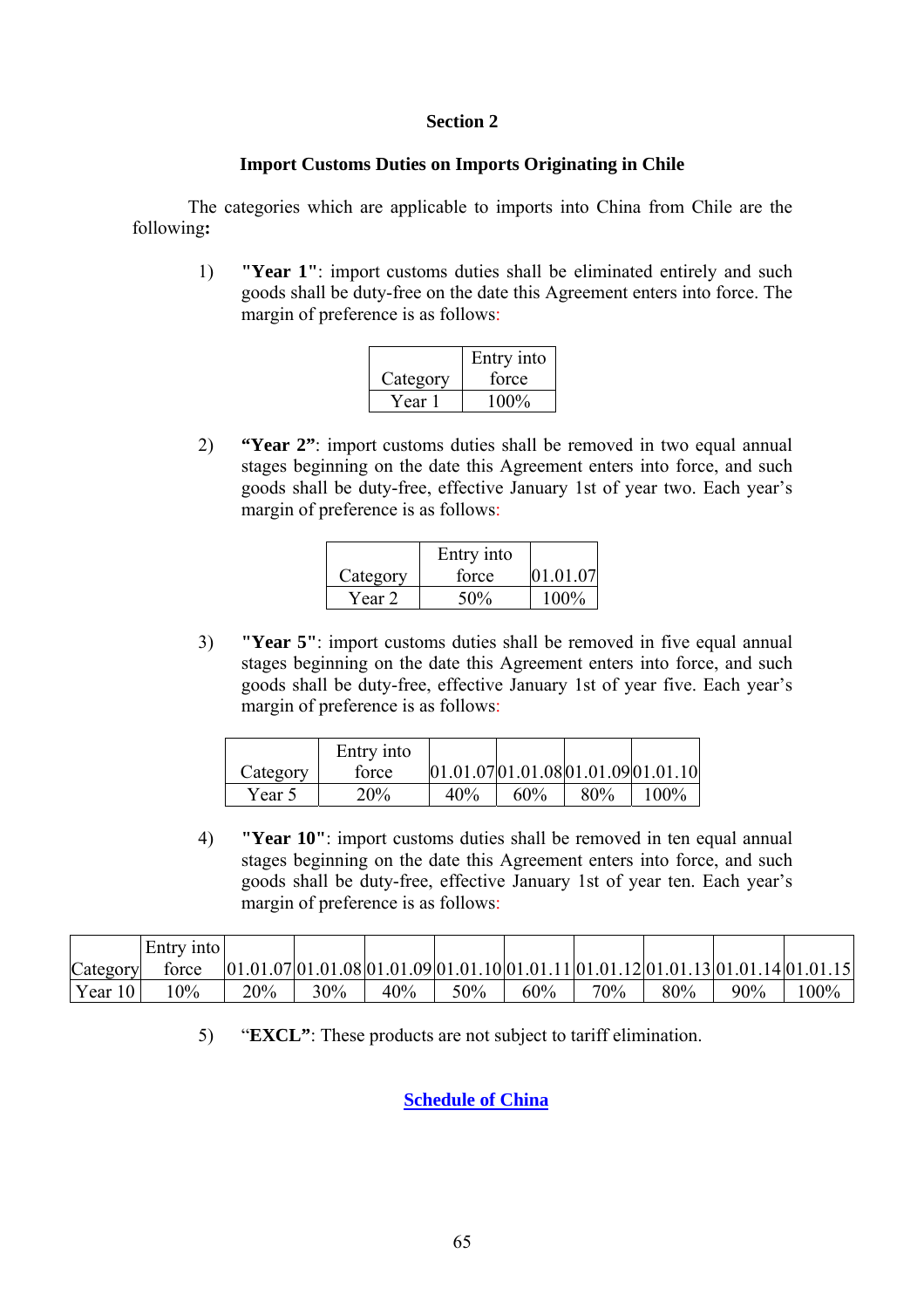## Section 2

### Import Customs Duties on Imports Originating in Chile

The categories which are applicable to imports into China from Chile are the following**:**

1) **"Year 1"**: import customs duties shall be eliminated entirely and such goods shall be duty-free on the date this Agreement enters into force. The margin of preference is as follows:

| Category | Entry into force |
|---|---|
| Year 1 | 100% |

2) **"Year 2"**: import customs duties shall be removed in two equal annual stages beginning on the date this Agreement enters into force, and such goods shall be duty-free, effective January 1st of year two. Each year's margin of preference is as follows:

| Category | Entry into force | 01.01.07 |
|---|---|---|
| Year 2 | 50% | 100% |

3) **"Year 5"**: import customs duties shall be removed in five equal annual stages beginning on the date this Agreement enters into force, and such goods shall be duty-free, effective January 1st of year five. Each year's margin of preference is as follows:

| Category | Entry into force | 01.01.07 | 01.01.08 | 01.01.09 | 01.01.10 |
|---|---|---|---|---|---|
| Year 5 | 20% | 40% | 60% | 80% | 100% |

4) **"Year 10"**: import customs duties shall be removed in ten equal annual stages beginning on the date this Agreement enters into force, and such goods shall be duty-free, effective January 1st of year ten. Each year's margin of preference is as follows:

| Category | Entry into force | 01.01.07 | 01.01.08 | 01.01.09 | 01.01.10 | 01.01.11 | 01.01.12 | 01.01.13 | 01.01.14 | 01.01.15 |
|---|---|---|---|---|---|---|---|---|---|---|
| Year 10 | 10% | 20% | 30% | 40% | 50% | 60% | 70% | 80% | 90% | 100% |

5) "**EXCL"**: These products are not subject to tariff elimination.

**Schedule of China**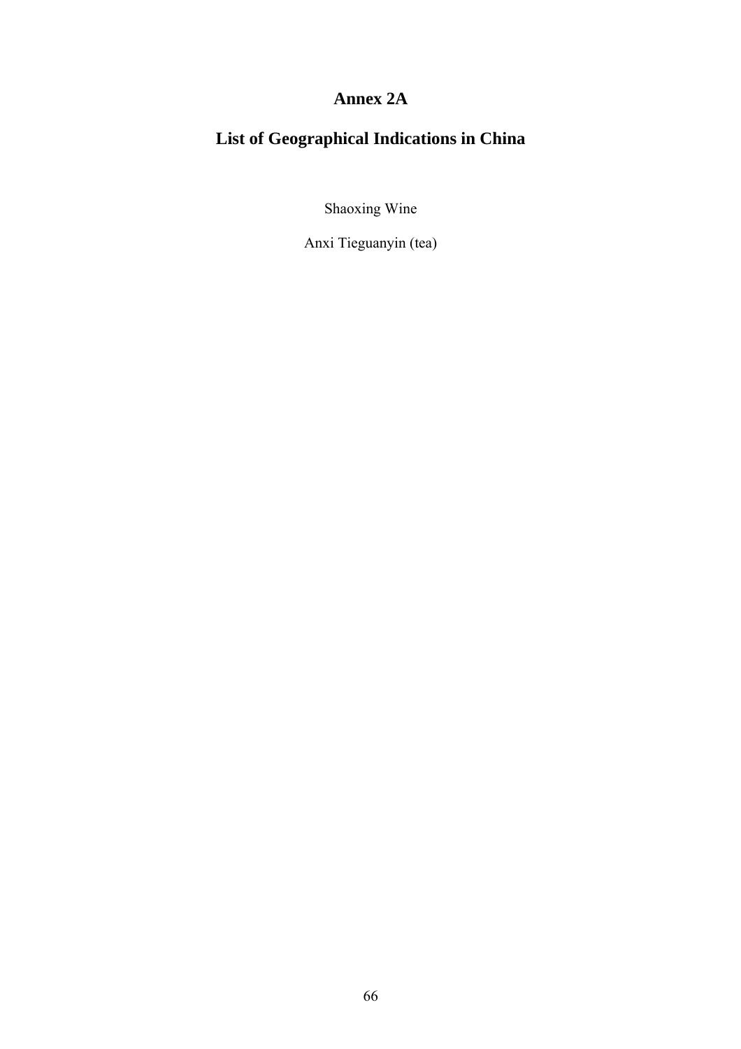# Annex 2A

## List of Geographical Indications in China

Shaoxing Wine

Anxi Tieguanyin (tea)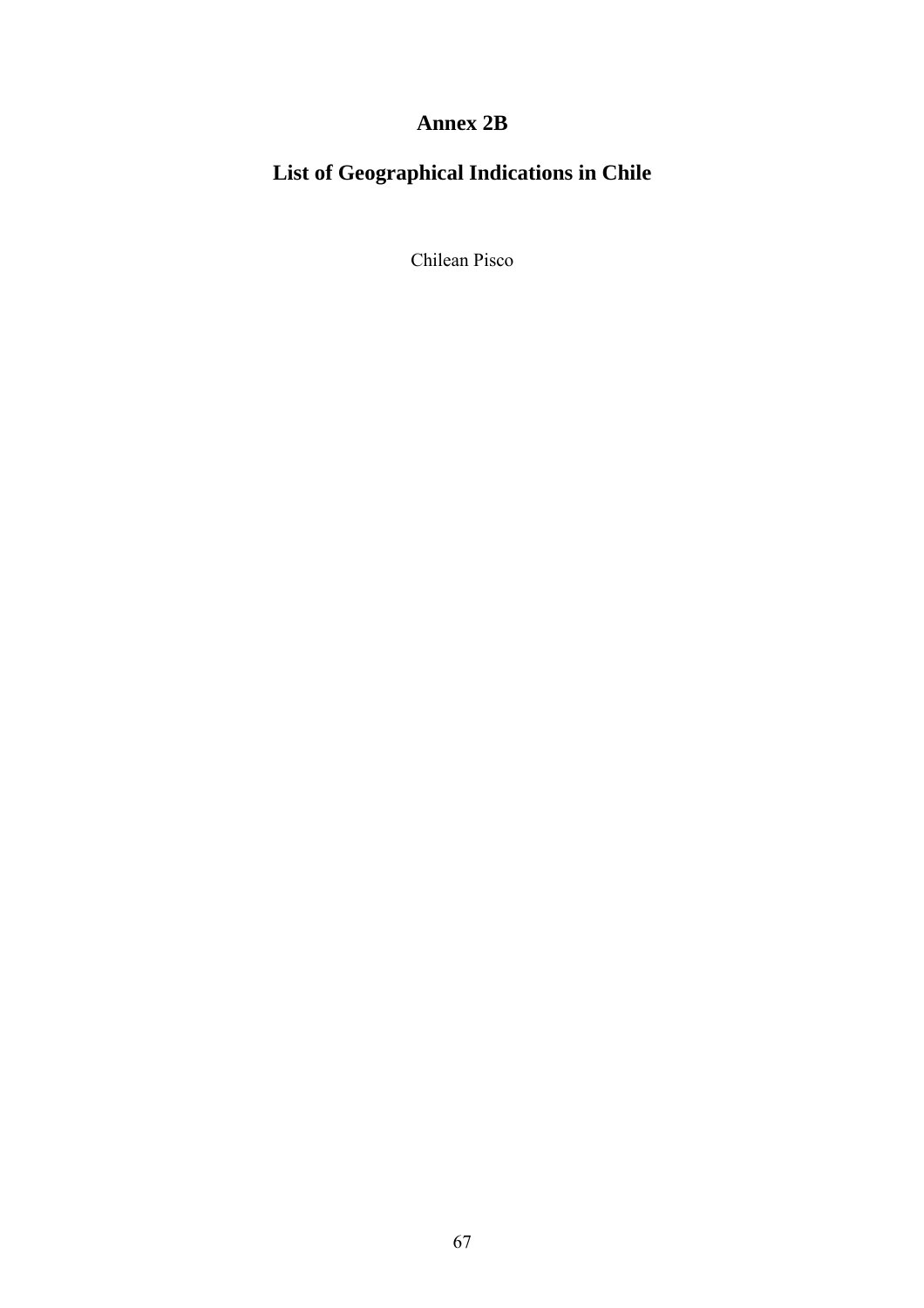# Annex 2B

## List of Geographical Indications in Chile

Chilean Pisco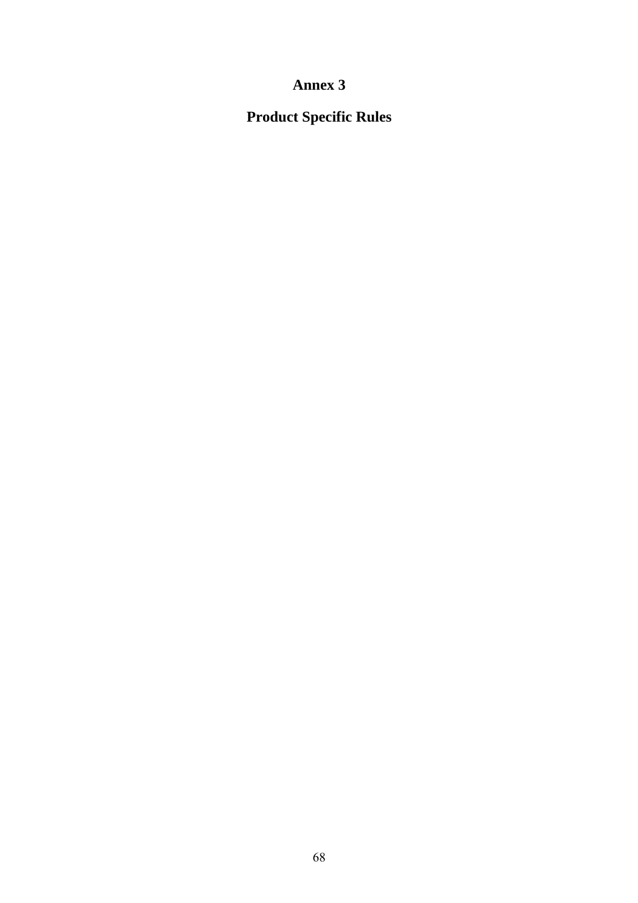# Annex 3

## Product Specific Rules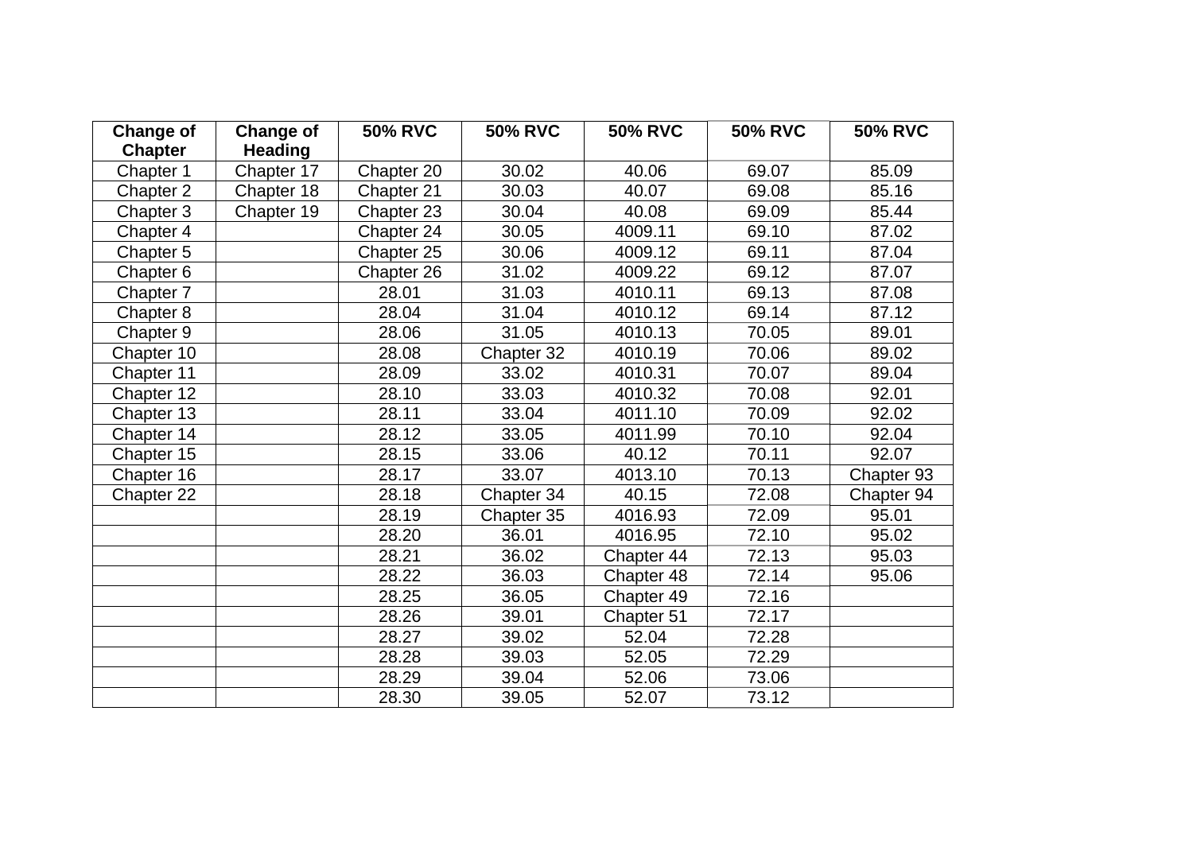| Change of Chapter | Change of Heading | 50% RVC | 50% RVC | 50% RVC | 50% RVC | 50% RVC |
|---|---|---|---|---|---|---|
| Chapter 1 | Chapter 17 | Chapter 20 | 30.02 | 40.06 | 69.07 | 85.09 |
| Chapter 2 | Chapter 18 | Chapter 21 | 30.03 | 40.07 | 69.08 | 85.16 |
| Chapter 3 | Chapter 19 | Chapter 23 | 30.04 | 40.08 | 69.09 | 85.44 |
| Chapter 4 | | Chapter 24 | 30.05 | 4009.11 | 69.10 | 87.02 |
| Chapter 5 | | Chapter 25 | 30.06 | 4009.12 | 69.11 | 87.04 |
| Chapter 6 | | Chapter 26 | 31.02 | 4009.22 | 69.12 | 87.07 |
| Chapter 7 | | 28.01 | 31.03 | 4010.11 | 69.13 | 87.08 |
| Chapter 8 | | 28.04 | 31.04 | 4010.12 | 69.14 | 87.12 |
| Chapter 9 | | 28.06 | 31.05 | 4010.13 | 70.05 | 89.01 |
| Chapter 10 | | 28.08 | Chapter 32 | 4010.19 | 70.06 | 89.02 |
| Chapter 11 | | 28.09 | 33.02 | 4010.31 | 70.07 | 89.04 |
| Chapter 12 | | 28.10 | 33.03 | 4010.32 | 70.08 | 92.01 |
| Chapter 13 | | 28.11 | 33.04 | 4011.10 | 70.09 | 92.02 |
| Chapter 14 | | 28.12 | 33.05 | 4011.99 | 70.10 | 92.04 |
| Chapter 15 | | 28.15 | 33.06 | 40.12 | 70.11 | 92.07 |
| Chapter 16 | | 28.17 | 33.07 | 4013.10 | 70.13 | Chapter 93 |
| Chapter 22 | | 28.18 | Chapter 34 | 40.15 | 72.08 | Chapter 94 |
| | | 28.19 | Chapter 35 | 4016.93 | 72.09 | 95.01 |
| | | 28.20 | 36.01 | 4016.95 | 72.10 | 95.02 |
| | | 28.21 | 36.02 | Chapter 44 | 72.13 | 95.03 |
| | | 28.22 | 36.03 | Chapter 48 | 72.14 | 95.06 |
| | | 28.25 | 36.05 | Chapter 49 | 72.16 | |
| | | 28.26 | 39.01 | Chapter 51 | 72.17 | |
| | | 28.27 | 39.02 | 52.04 | 72.28 | |
| | | 28.28 | 39.03 | 52.05 | 72.29 | |
| | | 28.29 | 39.04 | 52.06 | 73.06 | |
| | | 28.30 | 39.05 | 52.07 | 73.12 | |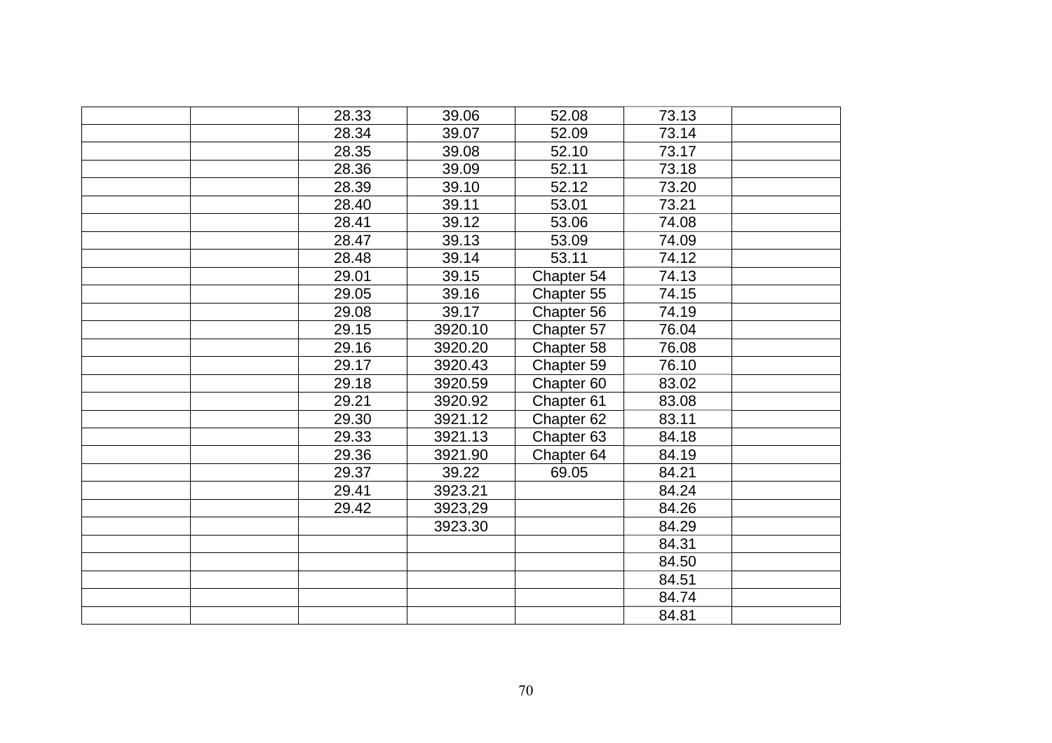| | | | | | | |
|---|---|---|---|---|---|---|
| | | 28.33 | 39.06 | 52.08 | 73.13 | |
| | | 28.34 | 39.07 | 52.09 | 73.14 | |
| | | 28.35 | 39.08 | 52.10 | 73.17 | |
| | | 28.36 | 39.09 | 52.11 | 73.18 | |
| | | 28.39 | 39.10 | 52.12 | 73.20 | |
| | | 28.40 | 39.11 | 53.01 | 73.21 | |
| | | 28.41 | 39.12 | 53.06 | 74.08 | |
| | | 28.47 | 39.13 | 53.09 | 74.09 | |
| | | 28.48 | 39.14 | 53.11 | 74.12 | |
| | | 29.01 | 39.15 | Chapter 54 | 74.13 | |
| | | 29.05 | 39.16 | Chapter 55 | 74.15 | |
| | | 29.08 | 39.17 | Chapter 56 | 74.19 | |
| | | 29.15 | 3920.10 | Chapter 57 | 76.04 | |
| | | 29.16 | 3920.20 | Chapter 58 | 76.08 | |
| | | 29.17 | 3920.43 | Chapter 59 | 76.10 | |
| | | 29.18 | 3920.59 | Chapter 60 | 83.02 | |
| | | 29.21 | 3920.92 | Chapter 61 | 83.08 | |
| | | 29.30 | 3921.12 | Chapter 62 | 83.11 | |
| | | 29.33 | 3921.13 | Chapter 63 | 84.18 | |
| | | 29.36 | 3921.90 | Chapter 64 | 84.19 | |
| | | 29.37 | 39.22 | 69.05 | 84.21 | |
| | | 29.41 | 3923.21 | | 84.24 | |
| | | 29.42 | 3923,29 | | 84.26 | |
| | | | 3923.30 | | 84.29 | |
| | | | | | 84.31 | |
| | | | | | 84.50 | |
| | | | | | 84.51 | |
| | | | | | 84.74 | |
| | | | | | 84.81 | |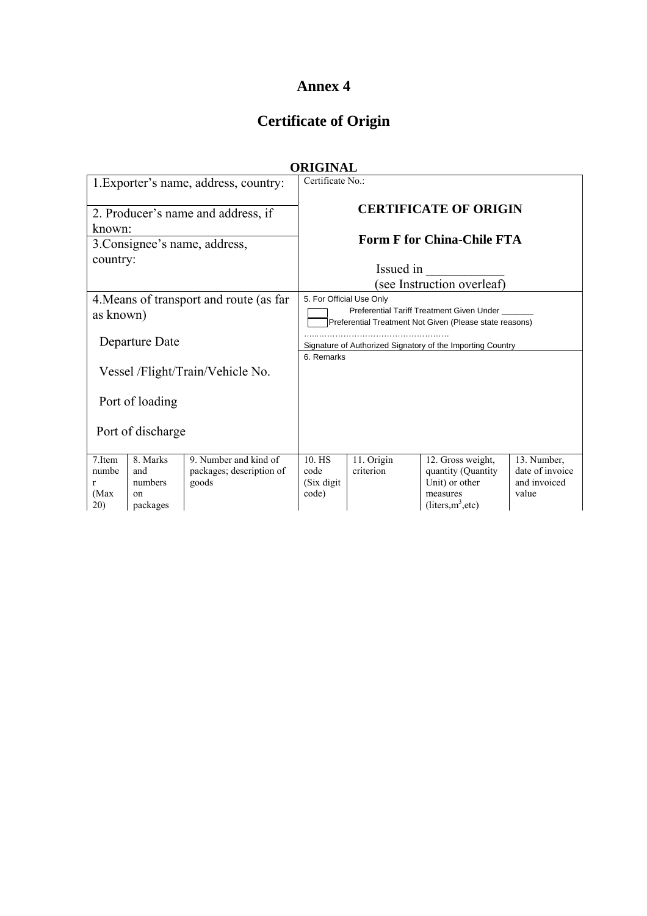# Annex 4

## Certificate of Origin

**ORIGINAL**

| 1.Exporter's name, address, country: | Certificate No.: |
|---|---|
| 2. Producer's name and address, if known: | **CERTIFICATE OF ORIGIN** |
| 3.Consignee's name, address, country: | **Form F for China-Chile FTA**<br><br>Issued in \_\_\_\_\_\_\_\_\_\_\_\_<br>(see Instruction overleaf) |
| 4.Means of transport and route (as far as known)<br><br>Departure Date<br><br>Vessel /Flight/Train/Vehicle No.<br><br>Port of loading<br><br>Port of discharge | 5. For Official Use Only<br>☐ Preferential Tariff Treatment Given Under \_\_\_\_\_\_\_<br>☐ Preferential Treatment Not Given (Please state reasons)<br>……………………………………………<br>Signature of Authorized Signatory of the Importing Country<br><br>6. Remarks |

| 7.Item number (Max 20) | 8. Marks and numbers on packages | 9. Number and kind of packages; description of goods | 10. HS code (Six digit code) | 11. Origin criterion | 12. Gross weight, quantity (Quantity Unit) or other measures (liters, $m^3$, etc) | 13. Number, date of invoice and invoiced value |
|---|---|---|---|---|---|---|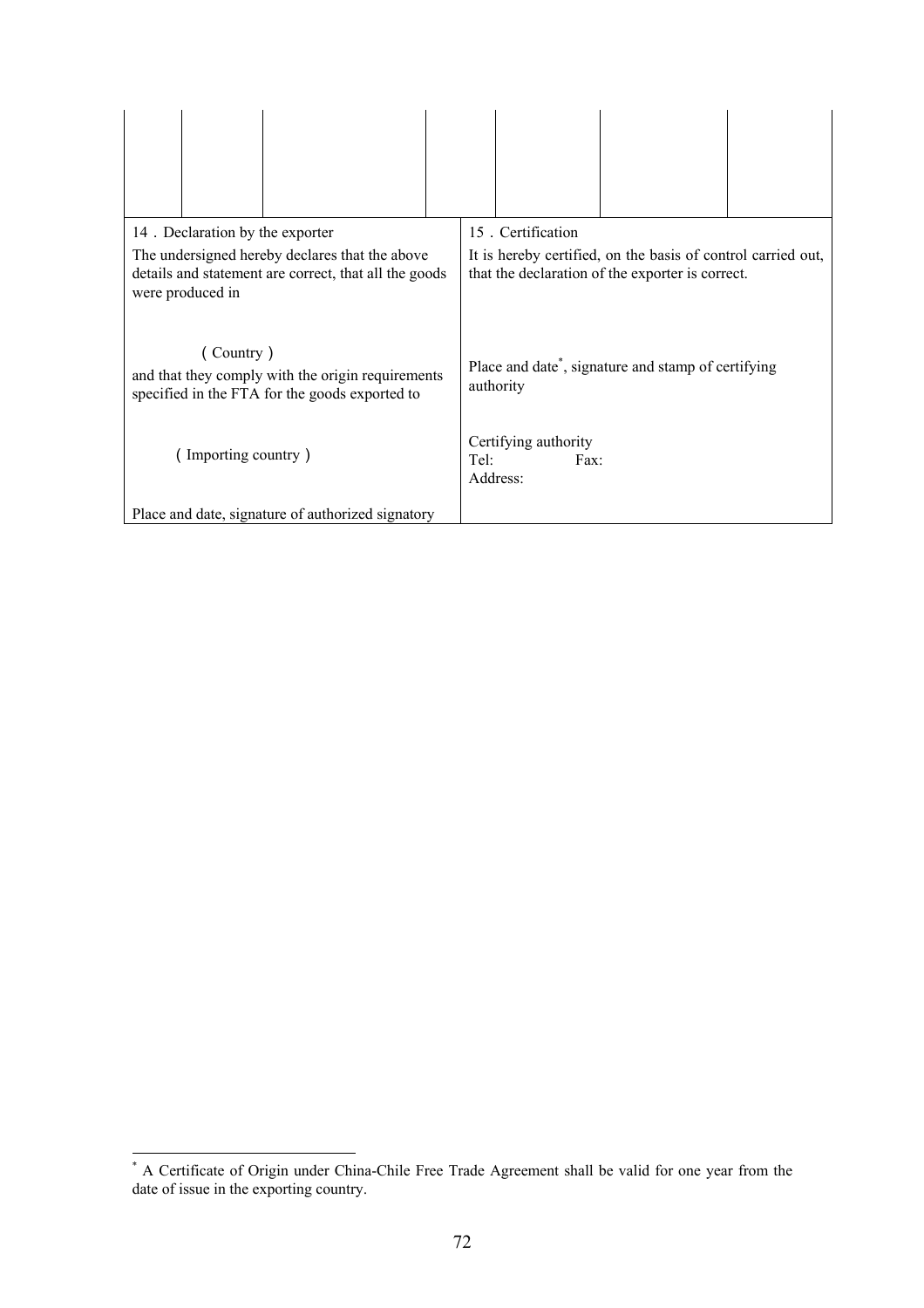| | | | | | | |
|---|---|---|---|---|---|---|
| | | | | | | |

| 14．Declaration by the exporter | 15．Certification |
|---|---|
| The undersigned hereby declares that the above details and statement are correct, that all the goods were produced in<br><br>（Country）<br>and that they comply with the origin requirements specified in the FTA for the goods exported to<br><br>（Importing country）<br><br>Place and date, signature of authorized signatory | It is hereby certified, on the basis of control carried out, that the declaration of the exporter is correct.<br><br>Place and date*, signature and stamp of certifying authority<br><br>Certifying authority<br>Tel: Fax:<br>Address: |

* A Certificate of Origin under China-Chile Free Trade Agreement shall be valid for one year from the date of issue in the exporting country.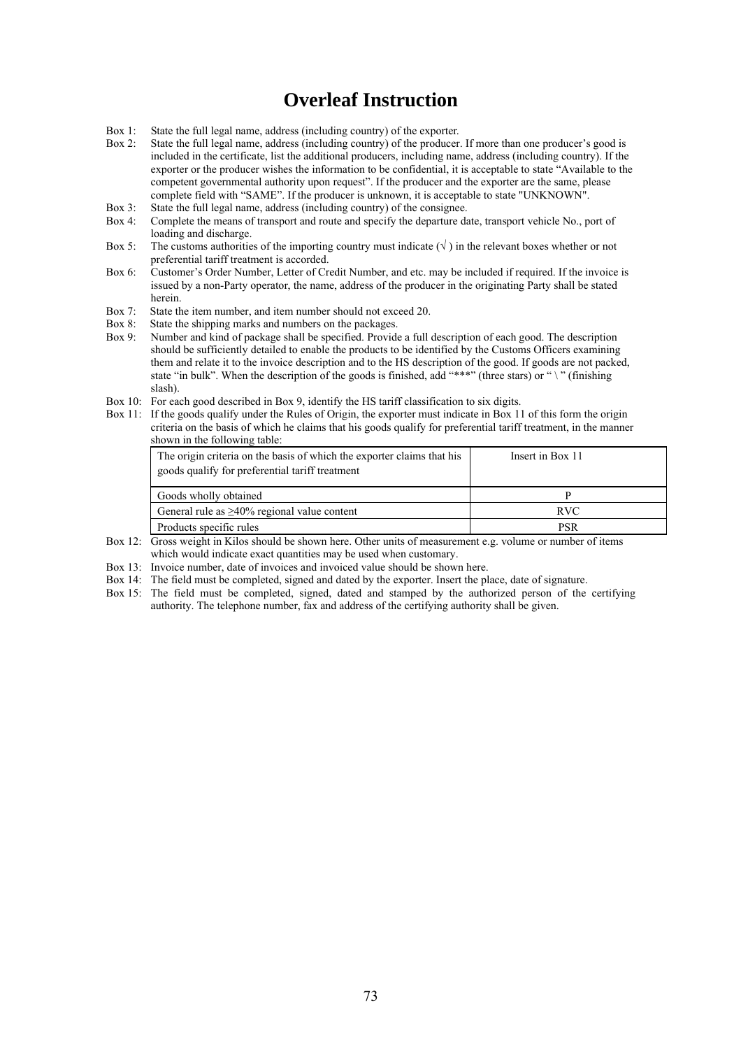# Overleaf Instruction

Box 1: State the full legal name, address (including country) of the exporter.

Box 2: State the full legal name, address (including country) of the producer. If more than one producer's good is included in the certificate, list the additional producers, including name, address (including country). If the exporter or the producer wishes the information to be confidential, it is acceptable to state "Available to the competent governmental authority upon request". If the producer and the exporter are the same, please complete field with "SAME". If the producer is unknown, it is acceptable to state "UNKNOWN".

Box 3: State the full legal name, address (including country) of the consignee.

Box 4: Complete the means of transport and route and specify the departure date, transport vehicle No., port of loading and discharge.

Box 5: The customs authorities of the importing country must indicate (√ ) in the relevant boxes whether or not preferential tariff treatment is accorded.

Box 6: Customer's Order Number, Letter of Credit Number, and etc. may be included if required. If the invoice is issued by a non-Party operator, the name, address of the producer in the originating Party shall be stated herein.

Box 7: State the item number, and item number should not exceed 20.

Box 8: State the shipping marks and numbers on the packages.

Box 9: Number and kind of package shall be specified. Provide a full description of each good. The description should be sufficiently detailed to enable the products to be identified by the Customs Officers examining them and relate it to the invoice description and to the HS description of the good. If goods are not packed, state "in bulk". When the description of the goods is finished, add "***" (three stars) or " \ " (finishing slash).

Box 10: For each good described in Box 9, identify the HS tariff classification to six digits.

Box 11: If the goods qualify under the Rules of Origin, the exporter must indicate in Box 11 of this form the origin criteria on the basis of which he claims that his goods qualify for preferential tariff treatment, in the manner shown in the following table:

| The origin criteria on the basis of which the exporter claims that his goods qualify for preferential tariff treatment | Insert in Box 11 |
|---|---|
| Goods wholly obtained | P |
| General rule as ≥40% regional value content | RVC |
| Products specific rules | PSR |

Box 12: Gross weight in Kilos should be shown here. Other units of measurement e.g. volume or number of items which would indicate exact quantities may be used when customary.

Box 13: Invoice number, date of invoices and invoiced value should be shown here.

Box 14: The field must be completed, signed and dated by the exporter. Insert the place, date of signature.

Box 15: The field must be completed, signed, dated and stamped by the authorized person of the certifying authority. The telephone number, fax and address of the certifying authority shall be given.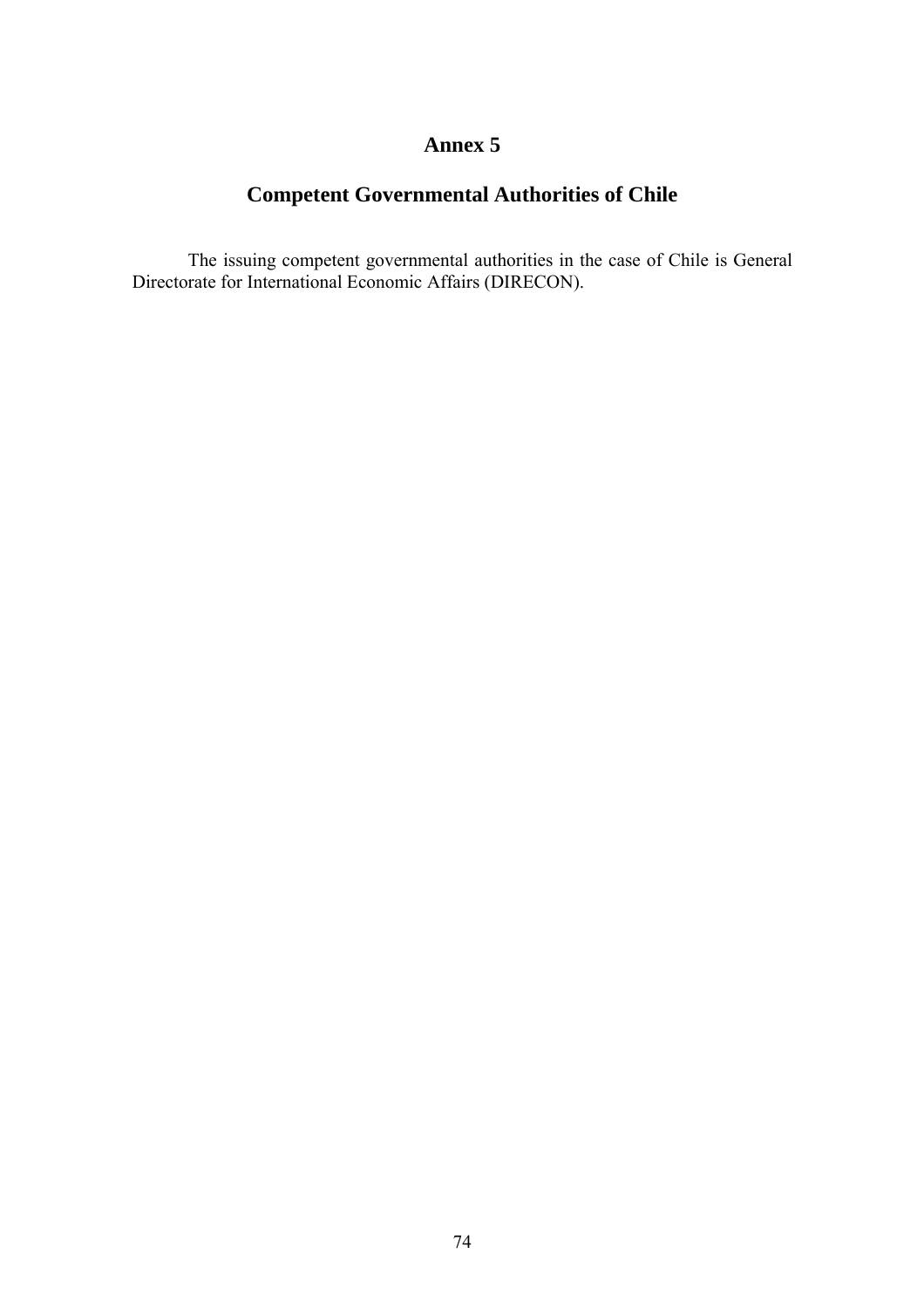# Annex 5

## Competent Governmental Authorities of Chile

The issuing competent governmental authorities in the case of Chile is General Directorate for International Economic Affairs (DIRECON).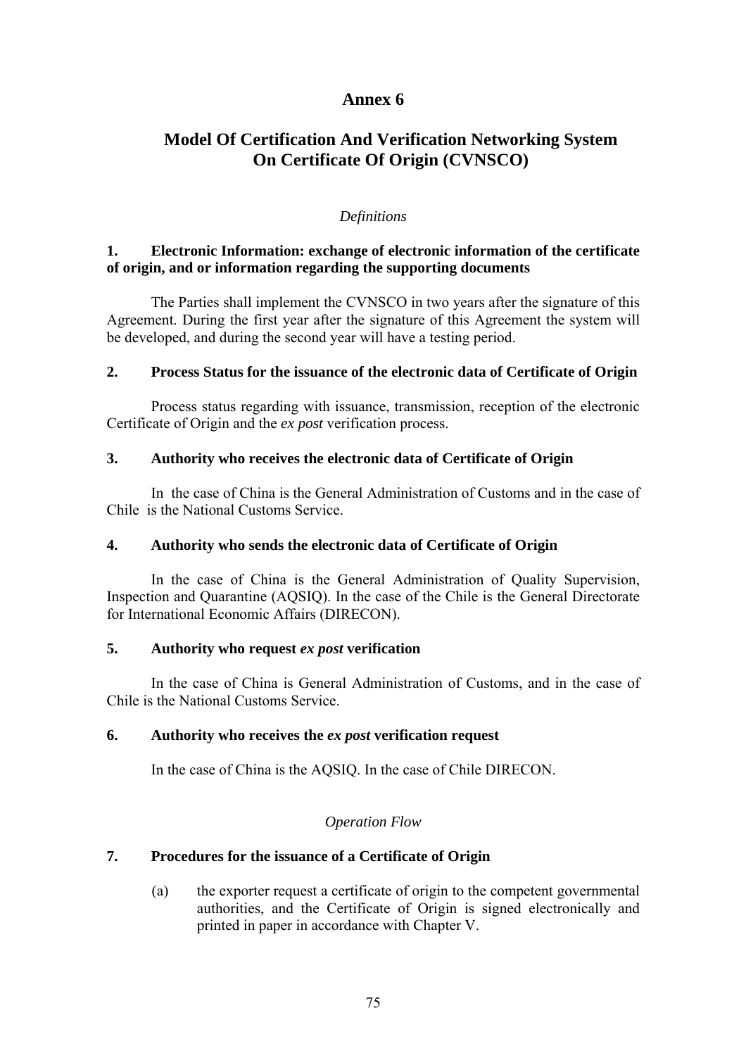# Annex 6

## Model Of Certification And Verification Networking System On Certificate Of Origin (CVNSCO)

*Definitions*

**1. Electronic Information: exchange of electronic information of the certificate of origin, and or information regarding the supporting documents**

The Parties shall implement the CVNSCO in two years after the signature of this Agreement. During the first year after the signature of this Agreement the system will be developed, and during the second year will have a testing period.

**2. Process Status for the issuance of the electronic data of Certificate of Origin**

Process status regarding with issuance, transmission, reception of the electronic Certificate of Origin and the *ex post* verification process.

**3. Authority who receives the electronic data of Certificate of Origin**

In the case of China is the General Administration of Customs and in the case of Chile is the National Customs Service.

**4. Authority who sends the electronic data of Certificate of Origin**

In the case of China is the General Administration of Quality Supervision, Inspection and Quarantine (AQSIQ). In the case of the Chile is the General Directorate for International Economic Affairs (DIRECON).

**5. Authority who request *ex post* verification**

In the case of China is General Administration of Customs, and in the case of Chile is the National Customs Service.

**6. Authority who receives the *ex post* verification request**

In the case of China is the AQSIQ. In the case of Chile DIRECON.

*Operation Flow*

**7. Procedures for the issuance of a Certificate of Origin**

(a) the exporter request a certificate of origin to the competent governmental authorities, and the Certificate of Origin is signed electronically and printed in paper in accordance with Chapter V.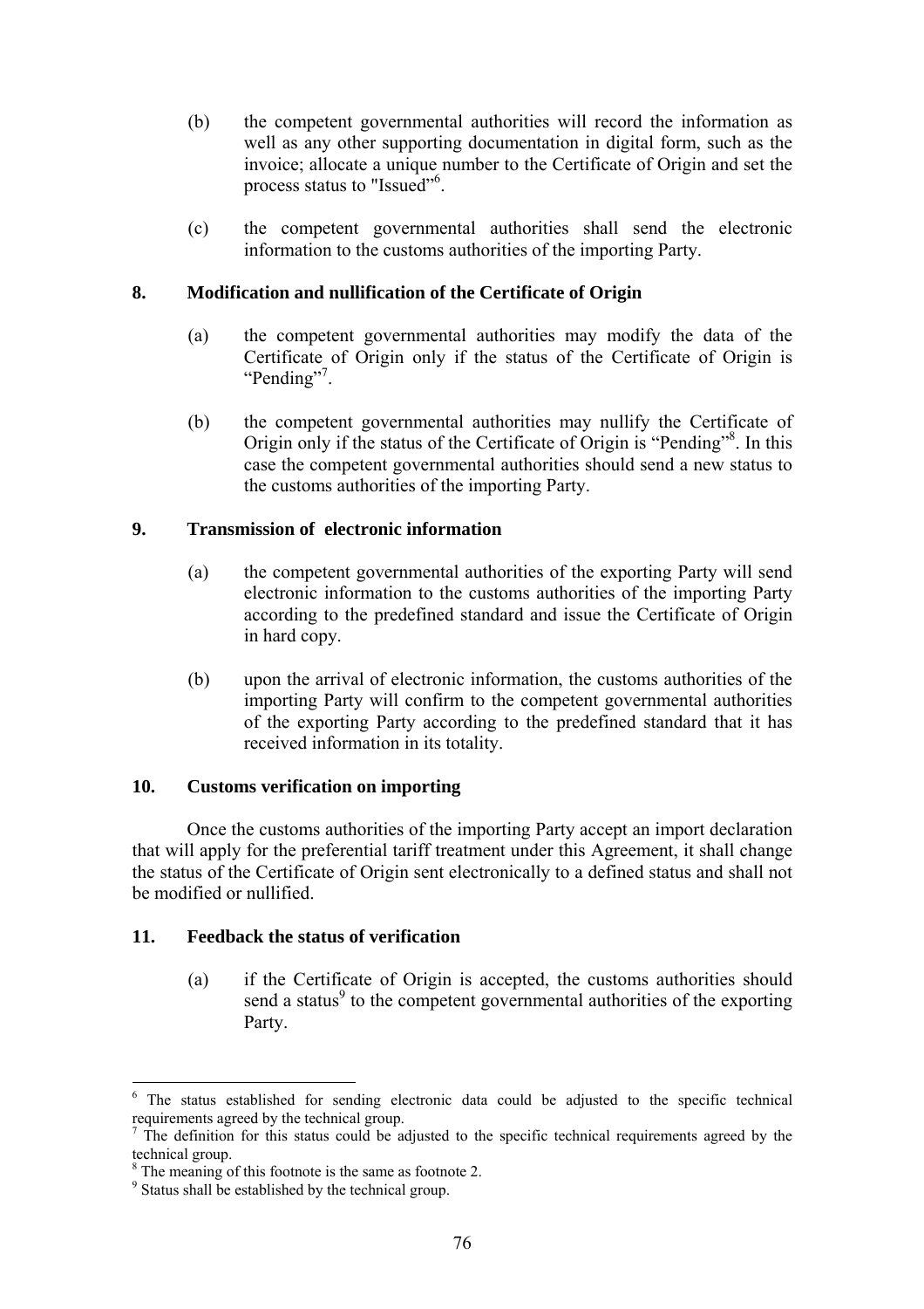(b) the competent governmental authorities will record the information as well as any other supporting documentation in digital form, such as the invoice; allocate a unique number to the Certificate of Origin and set the process status to "Issued"[6].

(c) the competent governmental authorities shall send the electronic information to the customs authorities of the importing Party.

**8. Modification and nullification of the Certificate of Origin**

(a) the competent governmental authorities may modify the data of the Certificate of Origin only if the status of the Certificate of Origin is "Pending"[7].

(b) the competent governmental authorities may nullify the Certificate of Origin only if the status of the Certificate of Origin is "Pending"[8]. In this case the competent governmental authorities should send a new status to the customs authorities of the importing Party.

**9. Transmission of electronic information**

(a) the competent governmental authorities of the exporting Party will send electronic information to the customs authorities of the importing Party according to the predefined standard and issue the Certificate of Origin in hard copy.

(b) upon the arrival of electronic information, the customs authorities of the importing Party will confirm to the competent governmental authorities of the exporting Party according to the predefined standard that it has received information in its totality.

**10. Customs verification on importing**

Once the customs authorities of the importing Party accept an import declaration that will apply for the preferential tariff treatment under this Agreement, it shall change the status of the Certificate of Origin sent electronically to a defined status and shall not be modified or nullified.

**11. Feedback the status of verification**

(a) if the Certificate of Origin is accepted, the customs authorities should send a status[9] to the competent governmental authorities of the exporting Party.

---

[6] The status established for sending electronic data could be adjusted to the specific technical requirements agreed by the technical group.

[7] The definition for this status could be adjusted to the specific technical requirements agreed by the technical group.

[8] The meaning of this footnote is the same as footnote 2.

[9] Status shall be established by the technical group.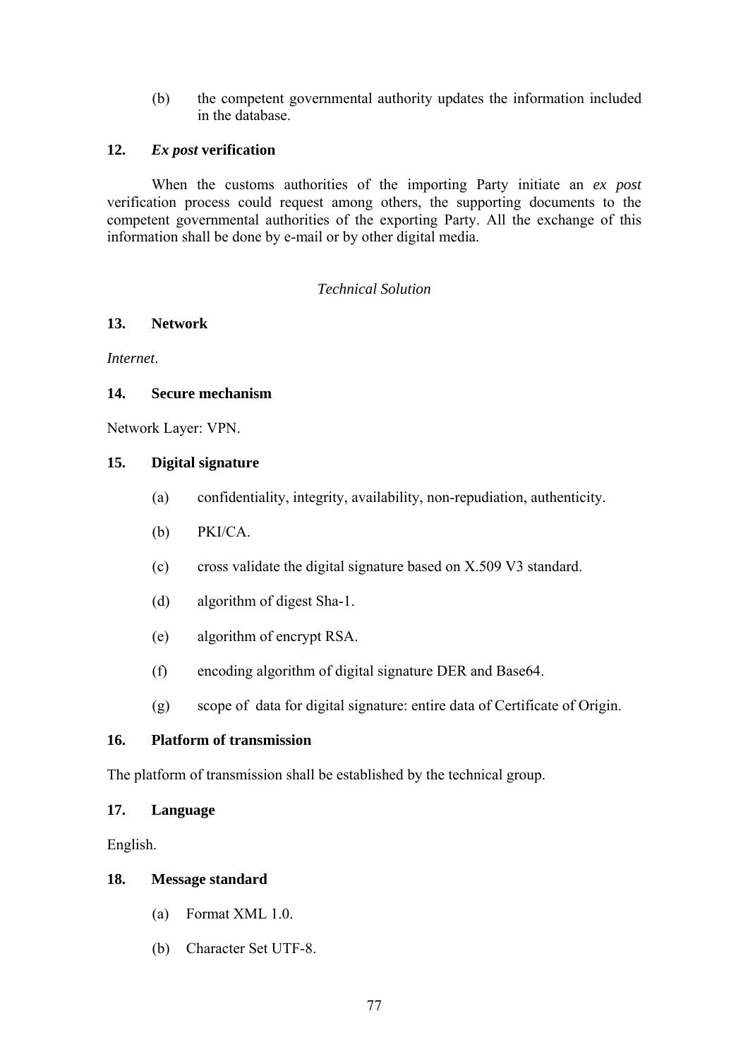(b) the competent governmental authority updates the information included in the database.

**12. *Ex post* verification**

When the customs authorities of the importing Party initiate an *ex post* verification process could request among others, the supporting documents to the competent governmental authorities of the exporting Party. All the exchange of this information shall be done by e-mail or by other digital media.

*Technical Solution*

**13. Network**

*Internet*.

**14. Secure mechanism**

Network Layer: VPN.

**15. Digital signature**

(a) confidentiality, integrity, availability, non-repudiation, authenticity.

(b) PKI/CA.

(c) cross validate the digital signature based on X.509 V3 standard.

(d) algorithm of digest Sha-1.

(e) algorithm of encrypt RSA.

(f) encoding algorithm of digital signature DER and Base64.

(g) scope of data for digital signature: entire data of Certificate of Origin.

**16. Platform of transmission**

The platform of transmission shall be established by the technical group.

**17. Language**

English.

**18. Message standard**

(a) Format XML 1.0.

(b) Character Set UTF-8.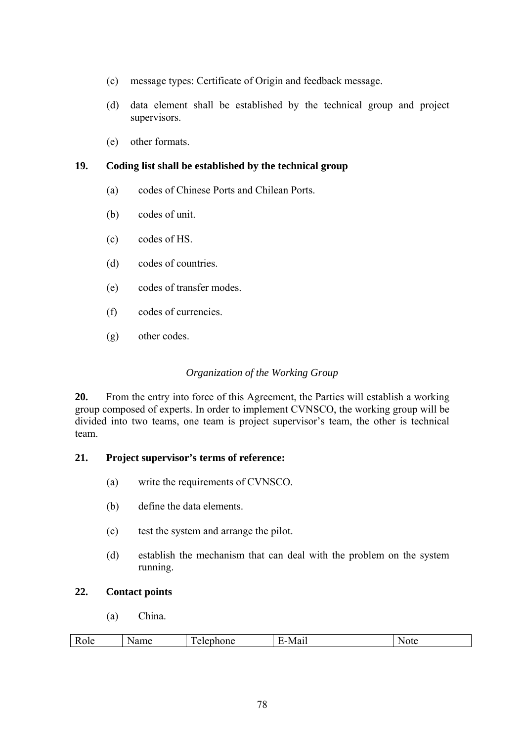(c) message types: Certificate of Origin and feedback message.

(d) data element shall be established by the technical group and project supervisors.

(e) other formats.

**19. Coding list shall be established by the technical group**

(a) codes of Chinese Ports and Chilean Ports.

(b) codes of unit.

(c) codes of HS.

(d) codes of countries.

(e) codes of transfer modes.

(f) codes of currencies.

(g) other codes.

*Organization of the Working Group*

**20.** From the entry into force of this Agreement, the Parties will establish a working group composed of experts. In order to implement CVNSCO, the working group will be divided into two teams, one team is project supervisor's team, the other is technical team.

**21. Project supervisor's terms of reference:**

(a) write the requirements of CVNSCO.

(b) define the data elements.

(c) test the system and arrange the pilot.

(d) establish the mechanism that can deal with the problem on the system running.

**22. Contact points**

(a) China.

| Role | Name | Telephone | E-Mail | Note |
|---|---|---|---|---|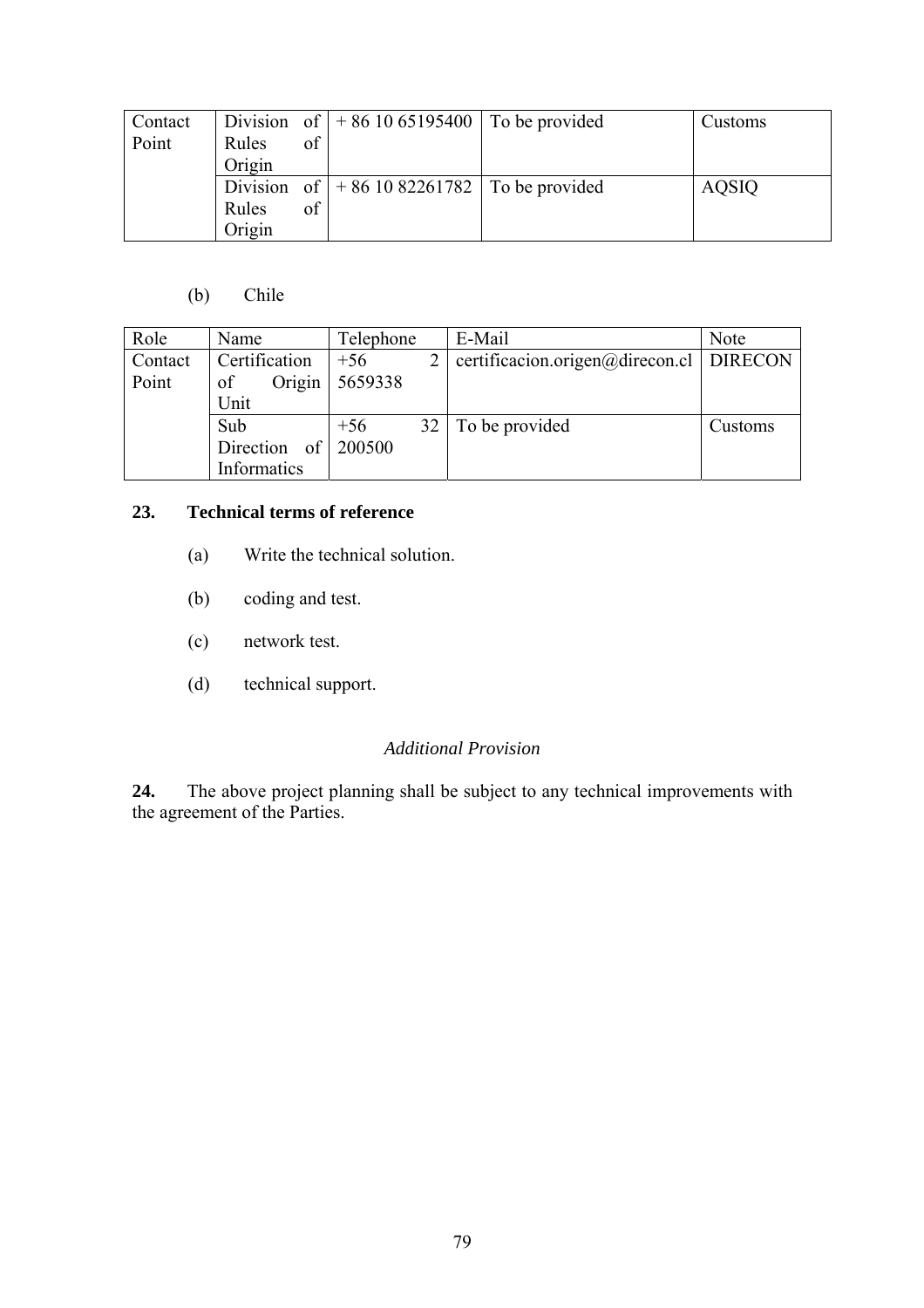| Contact Point | Division of Rules of Origin | + 86 10 65195400 | To be provided | Customs |
|---|---|---|---|---|
| | Division of Rules of Origin | + 86 10 82261782 | To be provided | AQSIQ |

(b) Chile

| Role | Name | Telephone | E-Mail | Note |
|---|---|---|---|---|
| Contact Point | Certification of Origin Unit | +56 2 5659338 | certificacion.origen@direcon.cl | DIRECON |
| | Sub Direction of Informatics | +56 32 200500 | To be provided | Customs |

**23. Technical terms of reference**

(a) Write the technical solution.

(b) coding and test.

(c) network test.

(d) technical support.

*Additional Provision*

**24.** The above project planning shall be subject to any technical improvements with the agreement of the Parties.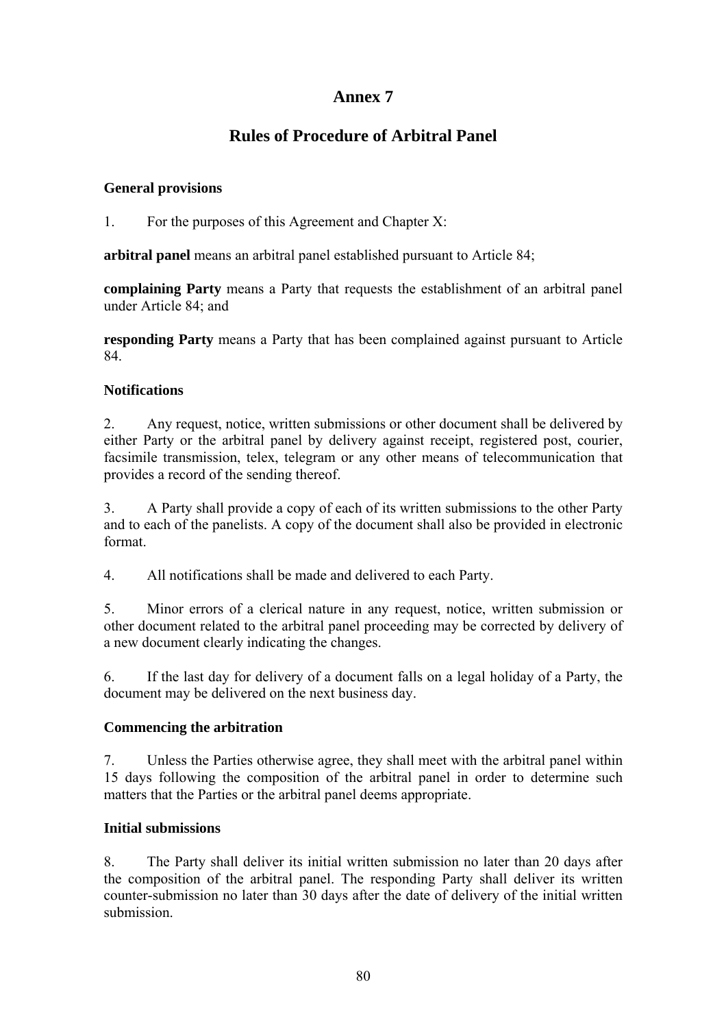# Annex 7

## Rules of Procedure of Arbitral Panel

### General provisions

1. For the purposes of this Agreement and Chapter X:

**arbitral panel** means an arbitral panel established pursuant to Article 84;

**complaining Party** means a Party that requests the establishment of an arbitral panel under Article 84; and

**responding Party** means a Party that has been complained against pursuant to Article 84.

### Notifications

2. Any request, notice, written submissions or other document shall be delivered by either Party or the arbitral panel by delivery against receipt, registered post, courier, facsimile transmission, telex, telegram or any other means of telecommunication that provides a record of the sending thereof.

3. A Party shall provide a copy of each of its written submissions to the other Party and to each of the panelists. A copy of the document shall also be provided in electronic format.

4. All notifications shall be made and delivered to each Party.

5. Minor errors of a clerical nature in any request, notice, written submission or other document related to the arbitral panel proceeding may be corrected by delivery of a new document clearly indicating the changes.

6. If the last day for delivery of a document falls on a legal holiday of a Party, the document may be delivered on the next business day.

### Commencing the arbitration

7. Unless the Parties otherwise agree, they shall meet with the arbitral panel within 15 days following the composition of the arbitral panel in order to determine such matters that the Parties or the arbitral panel deems appropriate.

### Initial submissions

8. The Party shall deliver its initial written submission no later than 20 days after the composition of the arbitral panel. The responding Party shall deliver its written counter-submission no later than 30 days after the date of delivery of the initial written submission.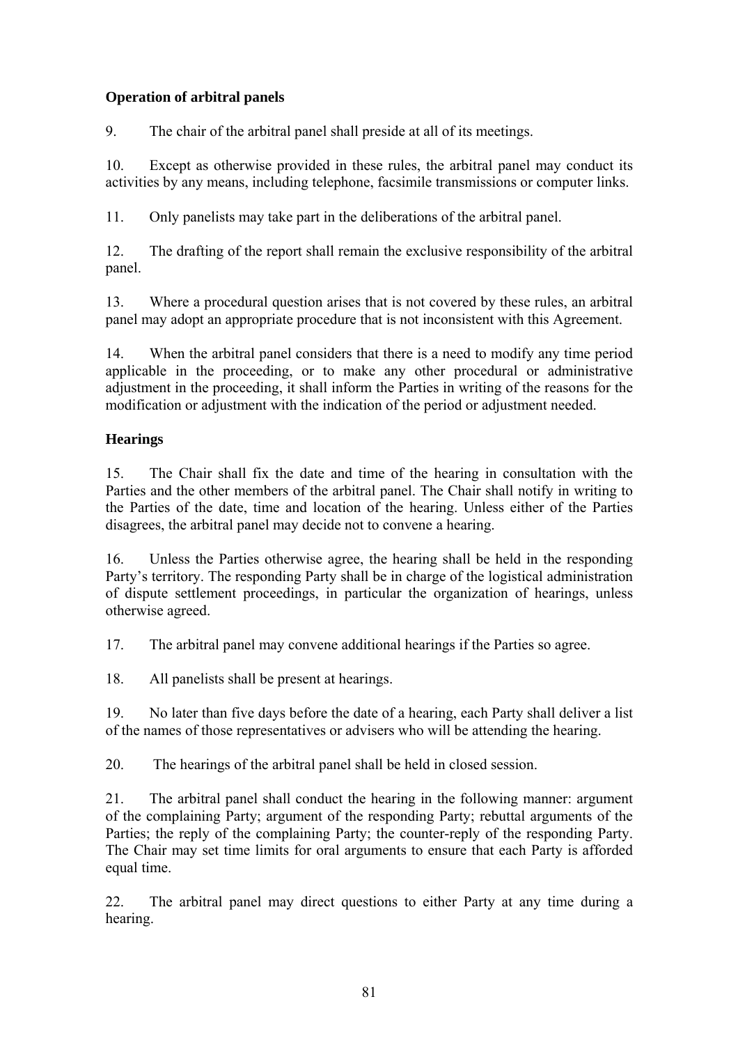**Operation of arbitral panels**

9. The chair of the arbitral panel shall preside at all of its meetings.

10. Except as otherwise provided in these rules, the arbitral panel may conduct its activities by any means, including telephone, facsimile transmissions or computer links.

11. Only panelists may take part in the deliberations of the arbitral panel.

12. The drafting of the report shall remain the exclusive responsibility of the arbitral panel.

13. Where a procedural question arises that is not covered by these rules, an arbitral panel may adopt an appropriate procedure that is not inconsistent with this Agreement.

14. When the arbitral panel considers that there is a need to modify any time period applicable in the proceeding, or to make any other procedural or administrative adjustment in the proceeding, it shall inform the Parties in writing of the reasons for the modification or adjustment with the indication of the period or adjustment needed.

**Hearings**

15. The Chair shall fix the date and time of the hearing in consultation with the Parties and the other members of the arbitral panel. The Chair shall notify in writing to the Parties of the date, time and location of the hearing. Unless either of the Parties disagrees, the arbitral panel may decide not to convene a hearing.

16. Unless the Parties otherwise agree, the hearing shall be held in the responding Party's territory. The responding Party shall be in charge of the logistical administration of dispute settlement proceedings, in particular the organization of hearings, unless otherwise agreed.

17. The arbitral panel may convene additional hearings if the Parties so agree.

18. All panelists shall be present at hearings.

19. No later than five days before the date of a hearing, each Party shall deliver a list of the names of those representatives or advisers who will be attending the hearing.

20. The hearings of the arbitral panel shall be held in closed session.

21. The arbitral panel shall conduct the hearing in the following manner: argument of the complaining Party; argument of the responding Party; rebuttal arguments of the Parties; the reply of the complaining Party; the counter-reply of the responding Party. The Chair may set time limits for oral arguments to ensure that each Party is afforded equal time.

22. The arbitral panel may direct questions to either Party at any time during a hearing.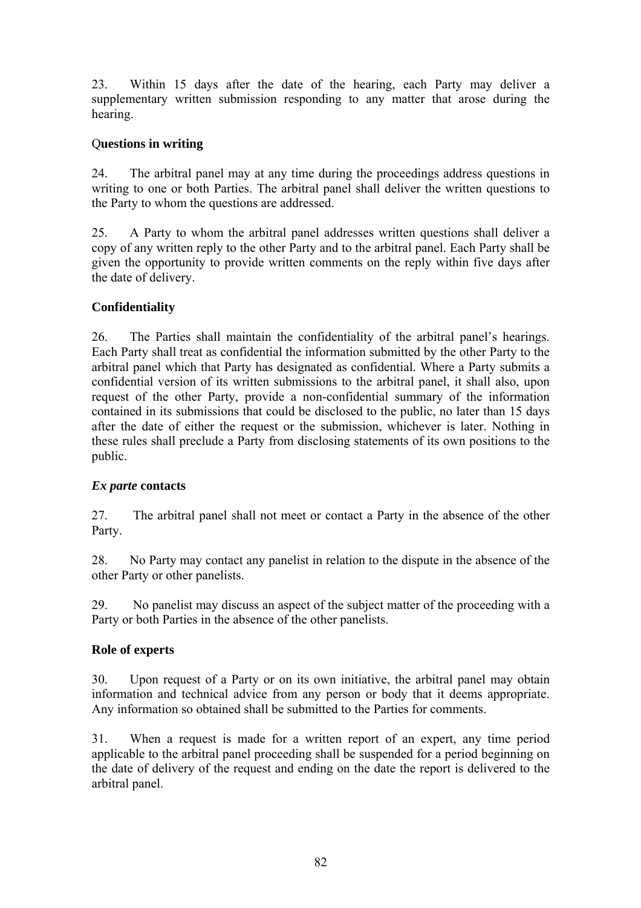23. Within 15 days after the date of the hearing, each Party may deliver a supplementary written submission responding to any matter that arose during the hearing.

**Questions in writing**

24. The arbitral panel may at any time during the proceedings address questions in writing to one or both Parties. The arbitral panel shall deliver the written questions to the Party to whom the questions are addressed.

25. A Party to whom the arbitral panel addresses written questions shall deliver a copy of any written reply to the other Party and to the arbitral panel. Each Party shall be given the opportunity to provide written comments on the reply within five days after the date of delivery.

**Confidentiality**

26. The Parties shall maintain the confidentiality of the arbitral panel's hearings. Each Party shall treat as confidential the information submitted by the other Party to the arbitral panel which that Party has designated as confidential. Where a Party submits a confidential version of its written submissions to the arbitral panel, it shall also, upon request of the other Party, provide a non-confidential summary of the information contained in its submissions that could be disclosed to the public, no later than 15 days after the date of either the request or the submission, whichever is later. Nothing in these rules shall preclude a Party from disclosing statements of its own positions to the public.

***Ex parte* contacts**

27. The arbitral panel shall not meet or contact a Party in the absence of the other Party.

28. No Party may contact any panelist in relation to the dispute in the absence of the other Party or other panelists.

29. No panelist may discuss an aspect of the subject matter of the proceeding with a Party or both Parties in the absence of the other panelists.

**Role of experts**

30. Upon request of a Party or on its own initiative, the arbitral panel may obtain information and technical advice from any person or body that it deems appropriate. Any information so obtained shall be submitted to the Parties for comments.

31. When a request is made for a written report of an expert, any time period applicable to the arbitral panel proceeding shall be suspended for a period beginning on the date of delivery of the request and ending on the date the report is delivered to the arbitral panel.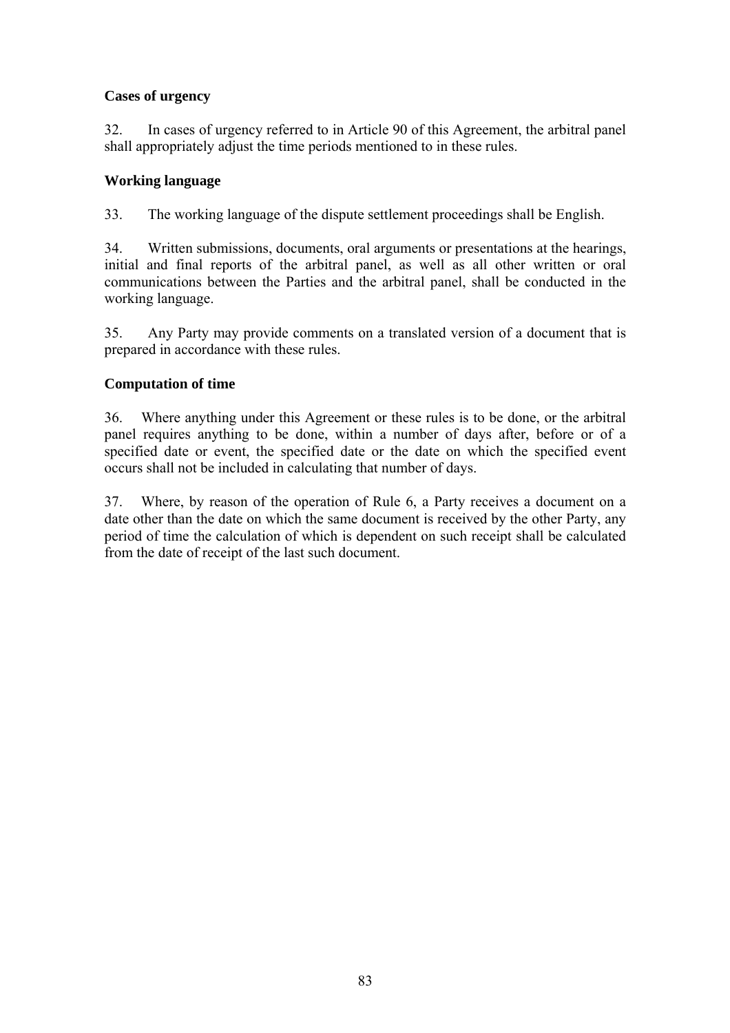**Cases of urgency**

32. In cases of urgency referred to in Article 90 of this Agreement, the arbitral panel shall appropriately adjust the time periods mentioned to in these rules.

**Working language**

33. The working language of the dispute settlement proceedings shall be English.

34. Written submissions, documents, oral arguments or presentations at the hearings, initial and final reports of the arbitral panel, as well as all other written or oral communications between the Parties and the arbitral panel, shall be conducted in the working language.

35. Any Party may provide comments on a translated version of a document that is prepared in accordance with these rules.

**Computation of time**

36. Where anything under this Agreement or these rules is to be done, or the arbitral panel requires anything to be done, within a number of days after, before or of a specified date or event, the specified date or the date on which the specified event occurs shall not be included in calculating that number of days.

37. Where, by reason of the operation of Rule 6, a Party receives a document on a date other than the date on which the same document is received by the other Party, any period of time the calculation of which is dependent on such receipt shall be calculated from the date of receipt of the last such document.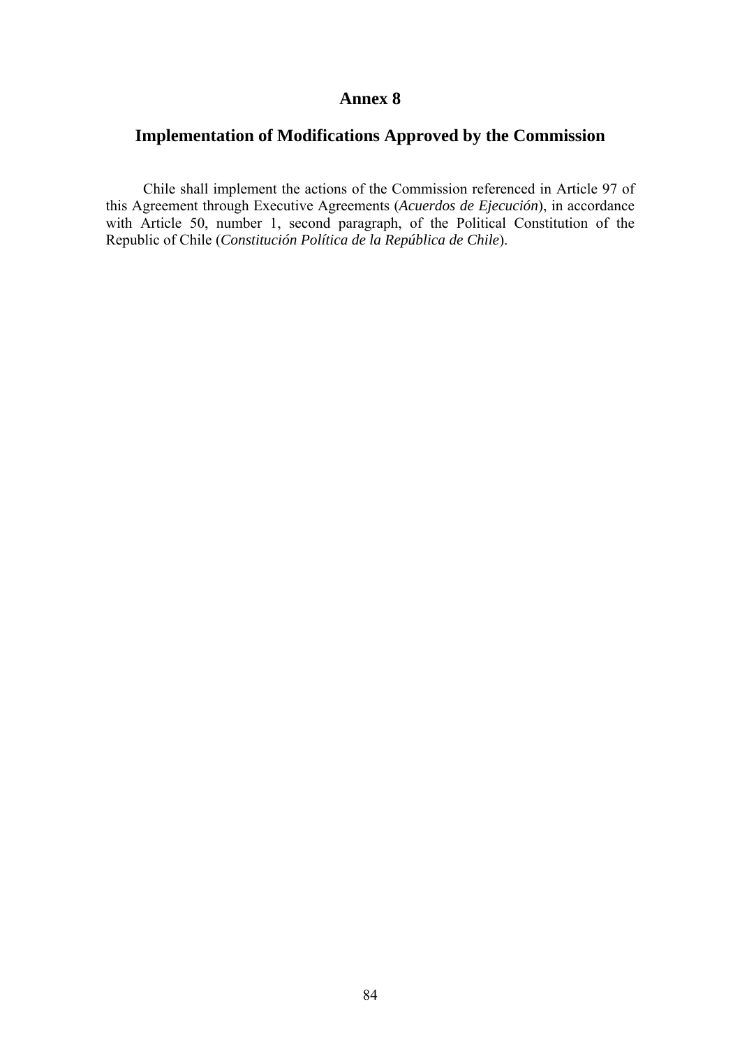# Annex 8

## Implementation of Modifications Approved by the Commission

Chile shall implement the actions of the Commission referenced in Article 97 of this Agreement through Executive Agreements (*Acuerdos de Ejecución*), in accordance with Article 50, number 1, second paragraph, of the Political Constitution of the Republic of Chile (*Constitución Política de la República de Chile*).